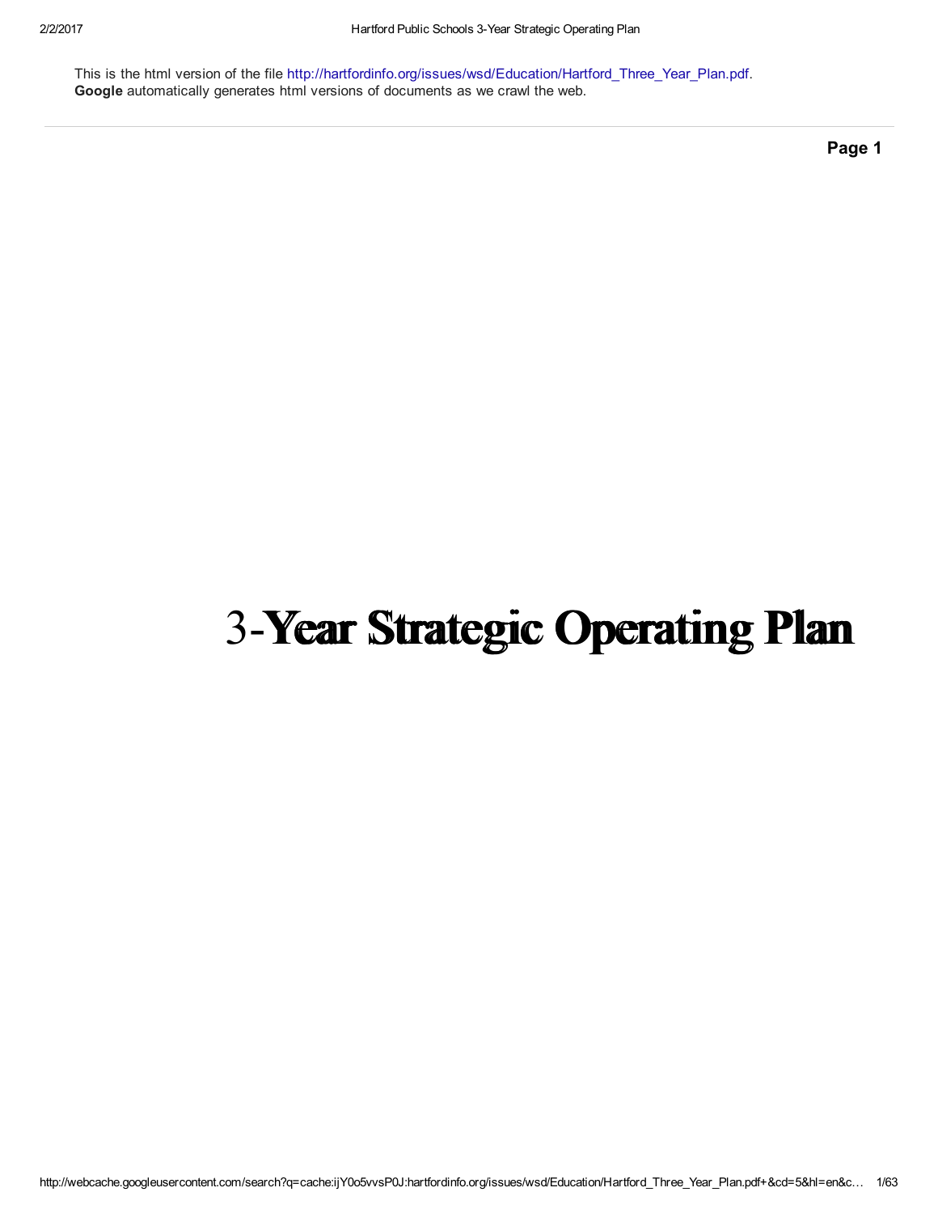This is the html version of the file http://hartfordinfo.org/issues/wsd/Education/Hartford_Three_Year_Plan.pdf.
**Google** automatically generates html versions of documents as we crawl the web.

# 3-Year Strategic Operating Plan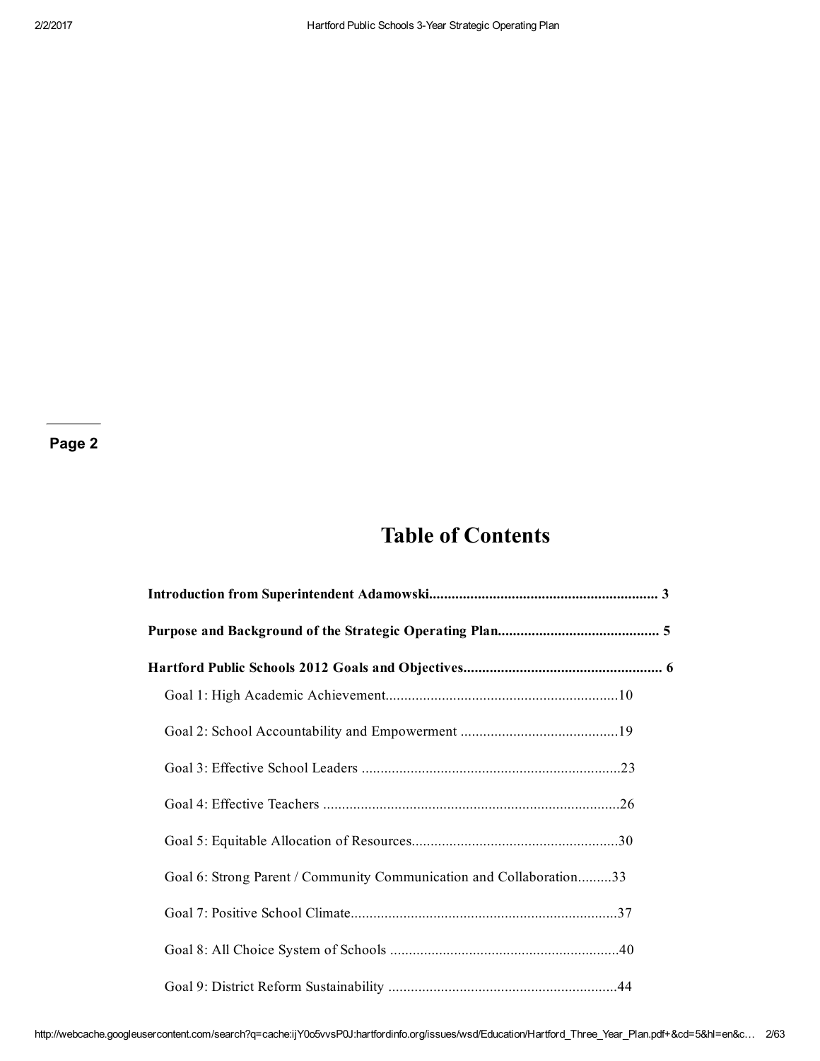# Table of Contents

**Introduction from Superintendent Adamowski............................................................ 3**

**Purpose and Background of the Strategic Operating Plan........................................... 5**

**Hartford Public Schools 2012 Goals and Objectives..................................................... 6**

Goal 1: High Academic Achievement.............................................................10

Goal 2: School Accountability and Empowerment ..........................................19

Goal 3: Effective School Leaders .....................................................................23

Goal 4: Effective Teachers ...............................................................................26

Goal 5: Equitable Allocation of Resources.......................................................30

Goal 6: Strong Parent / Community Communication and Collaboration.........33

Goal 7: Positive School Climate.......................................................................37

Goal 8: All Choice System of Schools .............................................................40

Goal 9: District Reform Sustainability .............................................................44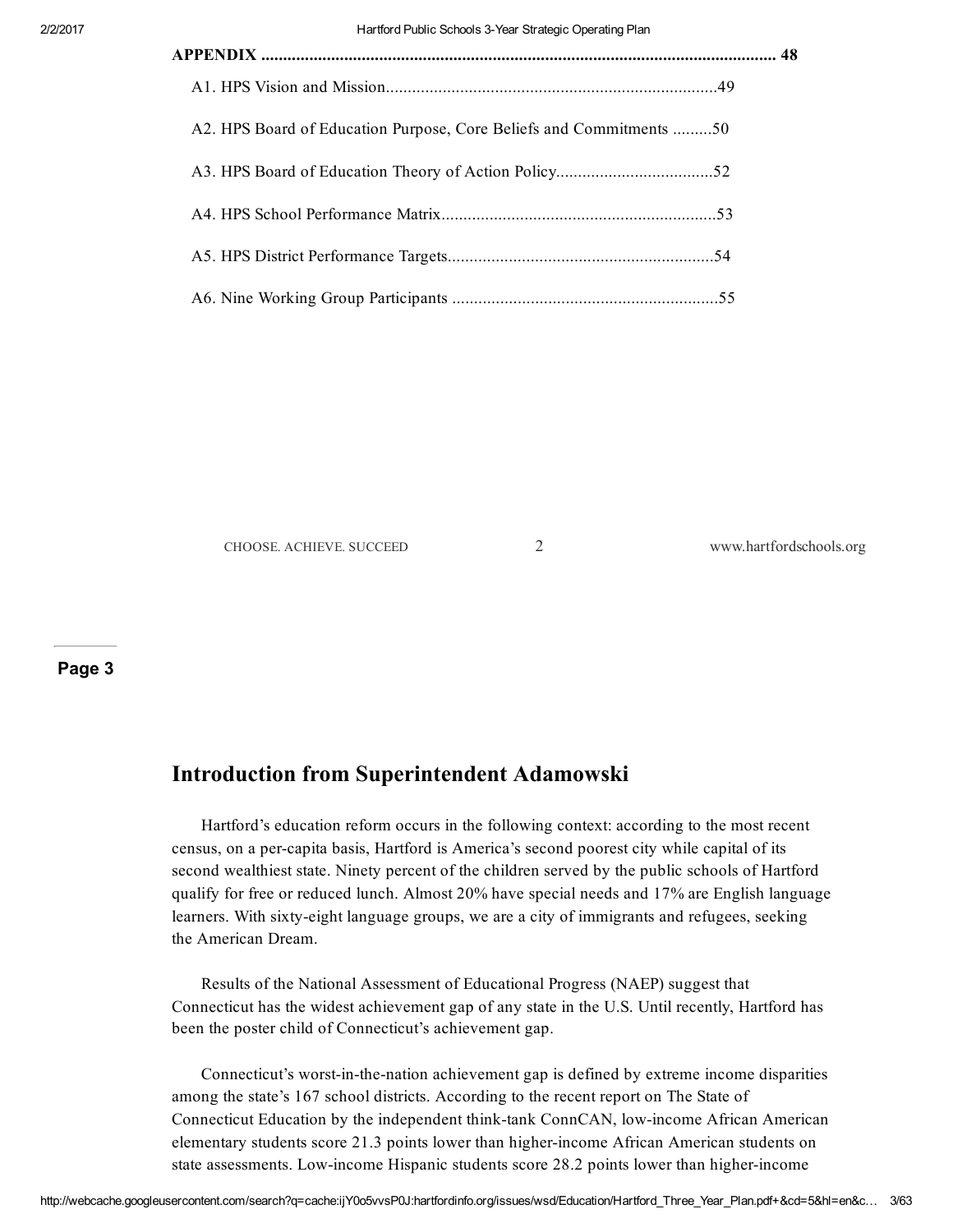**APPENDIX** ...................................................................................................................... **48**

A1. HPS Vision and Mission.............................................................................49

A2. HPS Board of Education Purpose, Core Beliefs and Commitments .........50

A3. HPS Board of Education Theory of Action Policy....................................52

A4. HPS School Performance Matrix...............................................................53

A5. HPS District Performance Targets.............................................................54

A6. Nine Working Group Participants .............................................................55

## Introduction from Superintendent Adamowski

Hartford's education reform occurs in the following context: according to the most recent census, on a per-capita basis, Hartford is America's second poorest city while capital of its second wealthiest state. Ninety percent of the children served by the public schools of Hartford qualify for free or reduced lunch. Almost 20% have special needs and 17% are English language learners. With sixty-eight language groups, we are a city of immigrants and refugees, seeking the American Dream.

Results of the National Assessment of Educational Progress (NAEP) suggest that Connecticut has the widest achievement gap of any state in the U.S. Until recently, Hartford has been the poster child of Connecticut's achievement gap.

Connecticut's worst-in-the-nation achievement gap is defined by extreme income disparities among the state's 167 school districts. According to the recent report on The State of Connecticut Education by the independent think-tank ConnCAN, low-income African American elementary students score 21.3 points lower than higher-income African American students on state assessments. Low-income Hispanic students score 28.2 points lower than higher-income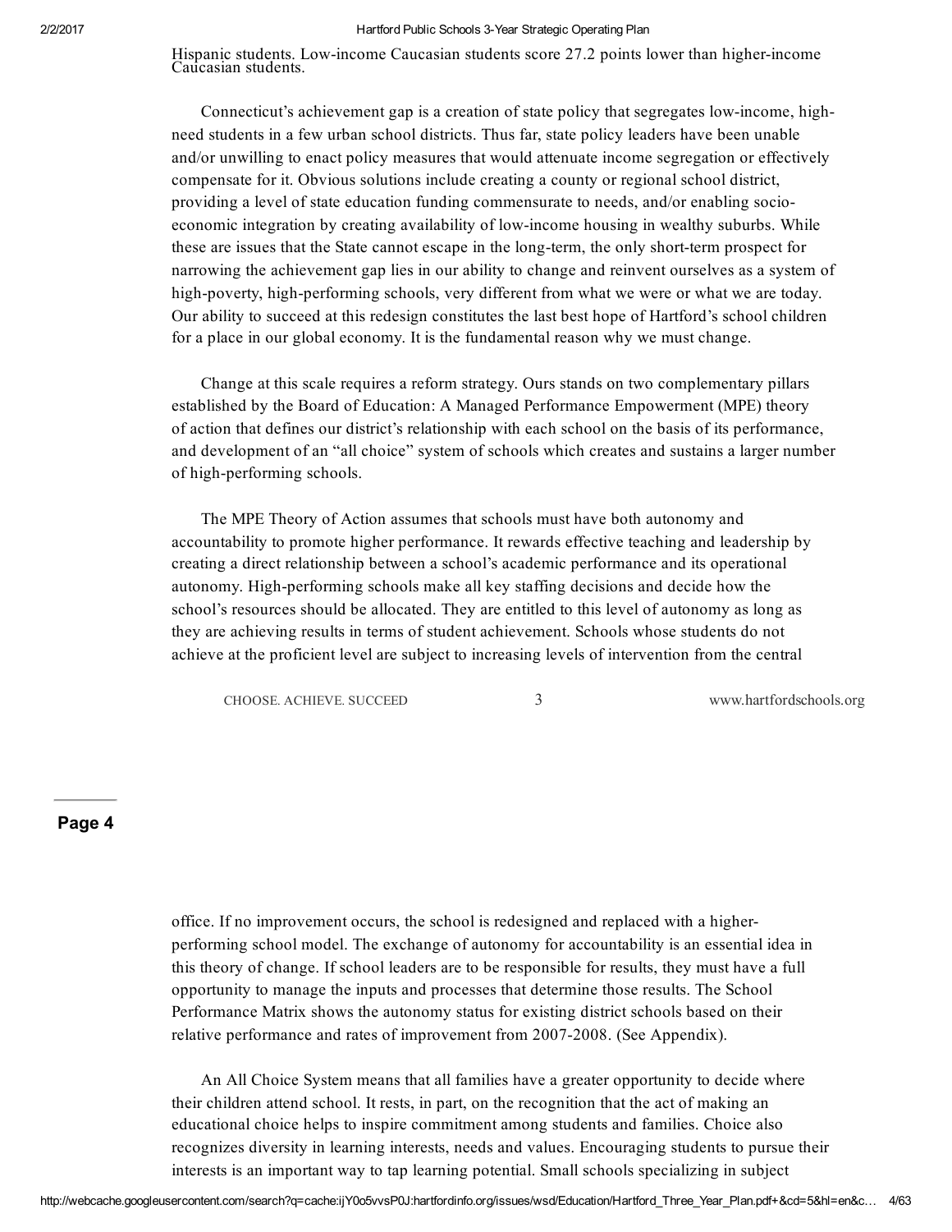Hispanic students. Low-income Caucasian students score 27.2 points lower than higher-income Caucasian students.

Connecticut's achievement gap is a creation of state policy that segregates low-income, high-need students in a few urban school districts. Thus far, state policy leaders have been unable and/or unwilling to enact policy measures that would attenuate income segregation or effectively compensate for it. Obvious solutions include creating a county or regional school district, providing a level of state education funding commensurate to needs, and/or enabling socio-economic integration by creating availability of low-income housing in wealthy suburbs. While these are issues that the State cannot escape in the long-term, the only short-term prospect for narrowing the achievement gap lies in our ability to change and reinvent ourselves as a system of high-poverty, high-performing schools, very different from what we were or what we are today. Our ability to succeed at this redesign constitutes the last best hope of Hartford's school children for a place in our global economy. It is the fundamental reason why we must change.

Change at this scale requires a reform strategy. Ours stands on two complementary pillars established by the Board of Education: A Managed Performance Empowerment (MPE) theory of action that defines our district's relationship with each school on the basis of its performance, and development of an "all choice" system of schools which creates and sustains a larger number of high-performing schools.

The MPE Theory of Action assumes that schools must have both autonomy and accountability to promote higher performance. It rewards effective teaching and leadership by creating a direct relationship between a school's academic performance and its operational autonomy. High-performing schools make all key staffing decisions and decide how the school's resources should be allocated. They are entitled to this level of autonomy as long as they are achieving results in terms of student achievement. Schools whose students do not achieve at the proficient level are subject to increasing levels of intervention from the central office. If no improvement occurs, the school is redesigned and replaced with a higher-performing school model. The exchange of autonomy for accountability is an essential idea in this theory of change. If school leaders are to be responsible for results, they must have a full opportunity to manage the inputs and processes that determine those results. The School Performance Matrix shows the autonomy status for existing district schools based on their relative performance and rates of improvement from 2007-2008. (See Appendix).

An All Choice System means that all families have a greater opportunity to decide where their children attend school. It rests, in part, on the recognition that the act of making an educational choice helps to inspire commitment among students and families. Choice also recognizes diversity in learning interests, needs and values. Encouraging students to pursue their interests is an important way to tap learning potential. Small schools specializing in subject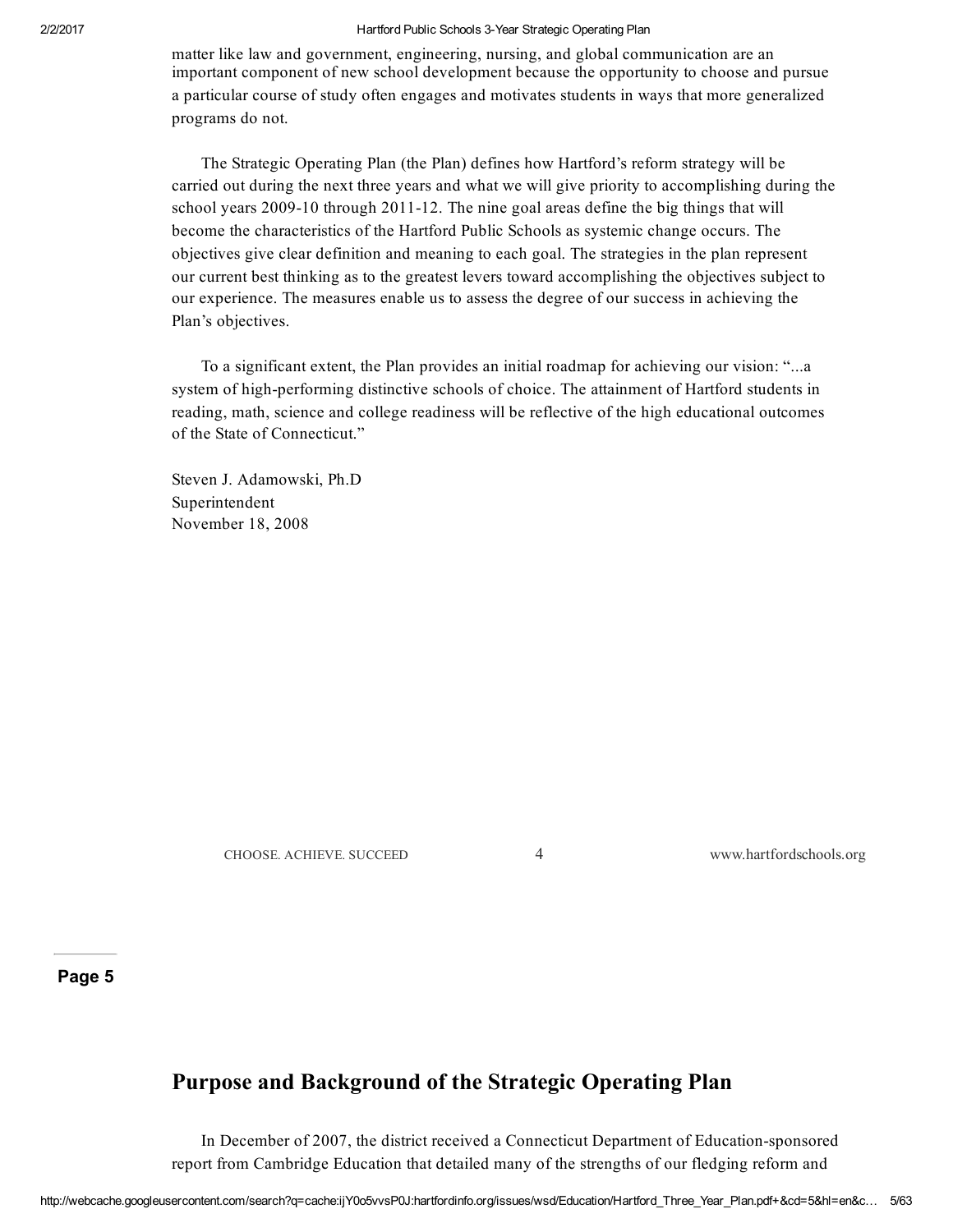matter like law and government, engineering, nursing, and global communication are an important component of new school development because the opportunity to choose and pursue a particular course of study often engages and motivates students in ways that more generalized programs do not.

The Strategic Operating Plan (the Plan) defines how Hartford's reform strategy will be carried out during the next three years and what we will give priority to accomplishing during the school years 2009-10 through 2011-12. The nine goal areas define the big things that will become the characteristics of the Hartford Public Schools as systemic change occurs. The objectives give clear definition and meaning to each goal. The strategies in the plan represent our current best thinking as to the greatest levers toward accomplishing the objectives subject to our experience. The measures enable us to assess the degree of our success in achieving the Plan's objectives.

To a significant extent, the Plan provides an initial roadmap for achieving our vision: "...a system of high-performing distinctive schools of choice. The attainment of Hartford students in reading, math, science and college readiness will be reflective of the high educational outcomes of the State of Connecticut."

Steven J. Adamowski, Ph.D
Superintendent
November 18, 2008

## Purpose and Background of the Strategic Operating Plan

In December of 2007, the district received a Connecticut Department of Education-sponsored report from Cambridge Education that detailed many of the strengths of our fledging reform and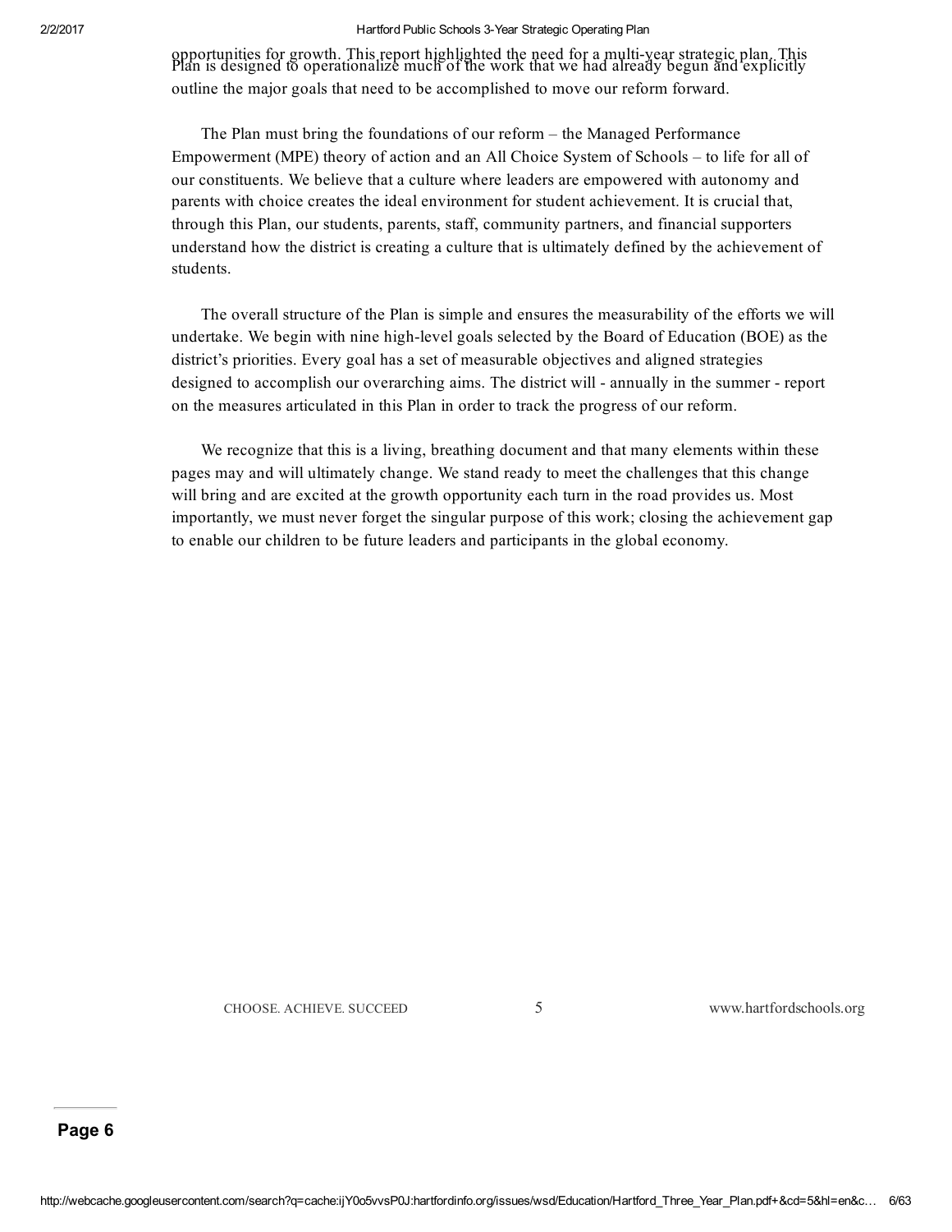opportunities for growth. This report highlighted the need for a multi-year strategic plan. This Plan is designed to operationalize much of the work that we had already begun and explicitly outline the major goals that need to be accomplished to move our reform forward.

The Plan must bring the foundations of our reform – the Managed Performance Empowerment (MPE) theory of action and an All Choice System of Schools – to life for all of our constituents. We believe that a culture where leaders are empowered with autonomy and parents with choice creates the ideal environment for student achievement. It is crucial that, through this Plan, our students, parents, staff, community partners, and financial supporters understand how the district is creating a culture that is ultimately defined by the achievement of students.

The overall structure of the Plan is simple and ensures the measurability of the efforts we will undertake. We begin with nine high-level goals selected by the Board of Education (BOE) as the district's priorities. Every goal has a set of measurable objectives and aligned strategies designed to accomplish our overarching aims. The district will - annually in the summer - report on the measures articulated in this Plan in order to track the progress of our reform.

We recognize that this is a living, breathing document and that many elements within these pages may and will ultimately change. We stand ready to meet the challenges that this change will bring and are excited at the growth opportunity each turn in the road provides us. Most importantly, we must never forget the singular purpose of this work; closing the achievement gap to enable our children to be future leaders and participants in the global economy.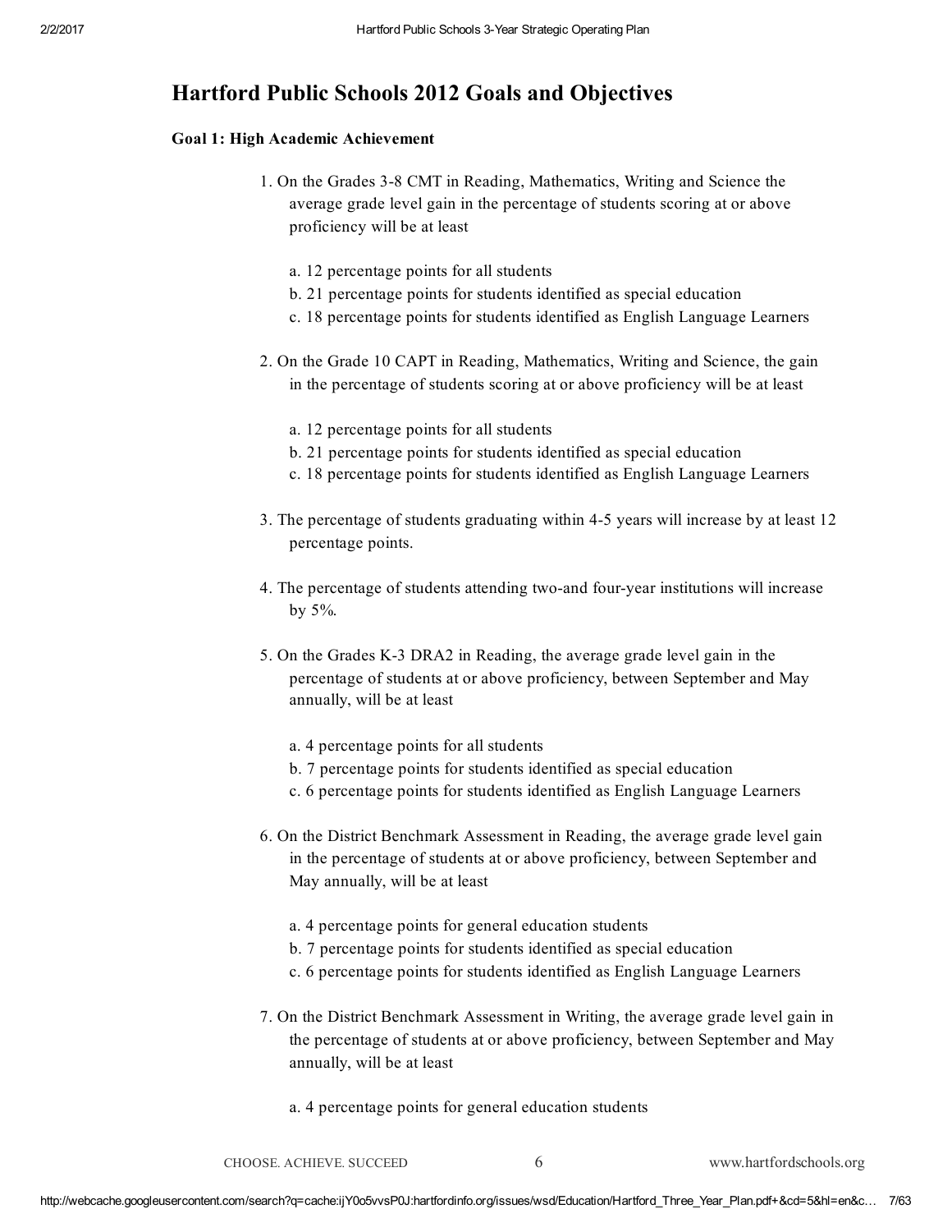# Hartford Public Schools 2012 Goals and Objectives

**Goal 1: High Academic Achievement**

1. On the Grades 3-8 CMT in Reading, Mathematics, Writing and Science the average grade level gain in the percentage of students scoring at or above proficiency will be at least

    a. 12 percentage points for all students
    b. 21 percentage points for students identified as special education
    c. 18 percentage points for students identified as English Language Learners

2. On the Grade 10 CAPT in Reading, Mathematics, Writing and Science, the gain in the percentage of students scoring at or above proficiency will be at least

    a. 12 percentage points for all students
    b. 21 percentage points for students identified as special education
    c. 18 percentage points for students identified as English Language Learners

3. The percentage of students graduating within 4-5 years will increase by at least 12 percentage points.

4. The percentage of students attending two-and four-year institutions will increase by 5%.

5. On the Grades K-3 DRA2 in Reading, the average grade level gain in the percentage of students at or above proficiency, between September and May annually, will be at least

    a. 4 percentage points for all students
    b. 7 percentage points for students identified as special education
    c. 6 percentage points for students identified as English Language Learners

6. On the District Benchmark Assessment in Reading, the average grade level gain in the percentage of students at or above proficiency, between September and May annually, will be at least

    a. 4 percentage points for general education students
    b. 7 percentage points for students identified as special education
    c. 6 percentage points for students identified as English Language Learners

7. On the District Benchmark Assessment in Writing, the average grade level gain in the percentage of students at or above proficiency, between September and May annually, will be at least

    a. 4 percentage points for general education students

CHOOSE. ACHIEVE. SUCCEED www.hartfordschools.org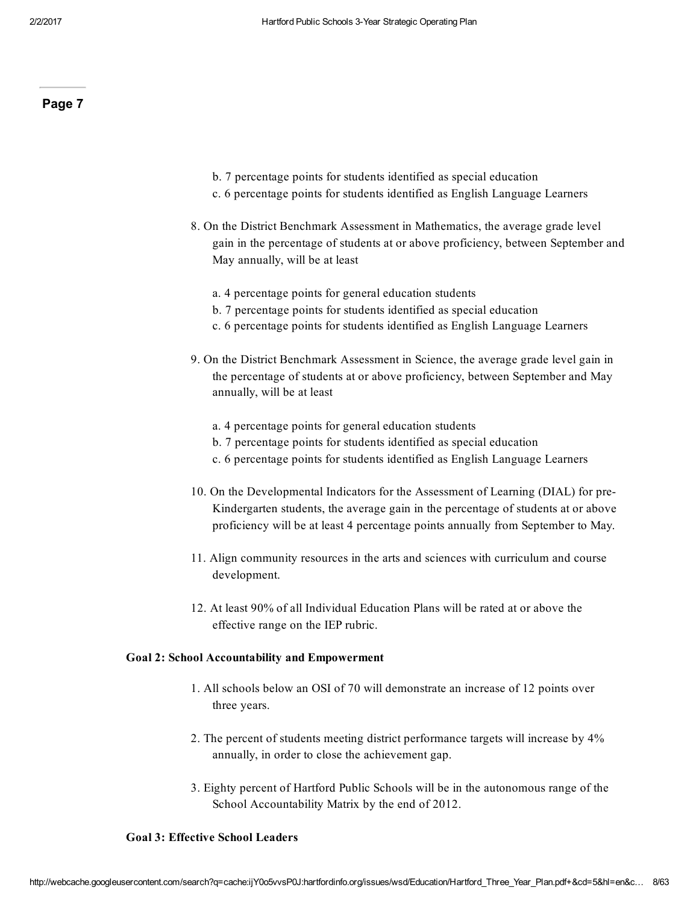Page 7

   b. 7 percentage points for students identified as special education
   c. 6 percentage points for students identified as English Language Learners

8. On the District Benchmark Assessment in Mathematics, the average grade level gain in the percentage of students at or above proficiency, between September and May annually, will be at least

   a. 4 percentage points for general education students
   b. 7 percentage points for students identified as special education
   c. 6 percentage points for students identified as English Language Learners

9. On the District Benchmark Assessment in Science, the average grade level gain in the percentage of students at or above proficiency, between September and May annually, will be at least

   a. 4 percentage points for general education students
   b. 7 percentage points for students identified as special education
   c. 6 percentage points for students identified as English Language Learners

10. On the Developmental Indicators for the Assessment of Learning (DIAL) for pre-Kindergarten students, the average gain in the percentage of students at or above proficiency will be at least 4 percentage points annually from September to May.

11. Align community resources in the arts and sciences with curriculum and course development.

12. At least 90% of all Individual Education Plans will be rated at or above the effective range on the IEP rubric.

**Goal 2: School Accountability and Empowerment**

1. All schools below an OSI of 70 will demonstrate an increase of 12 points over three years.

2. The percent of students meeting district performance targets will increase by 4% annually, in order to close the achievement gap.

3. Eighty percent of Hartford Public Schools will be in the autonomous range of the School Accountability Matrix by the end of 2012.

**Goal 3: Effective School Leaders**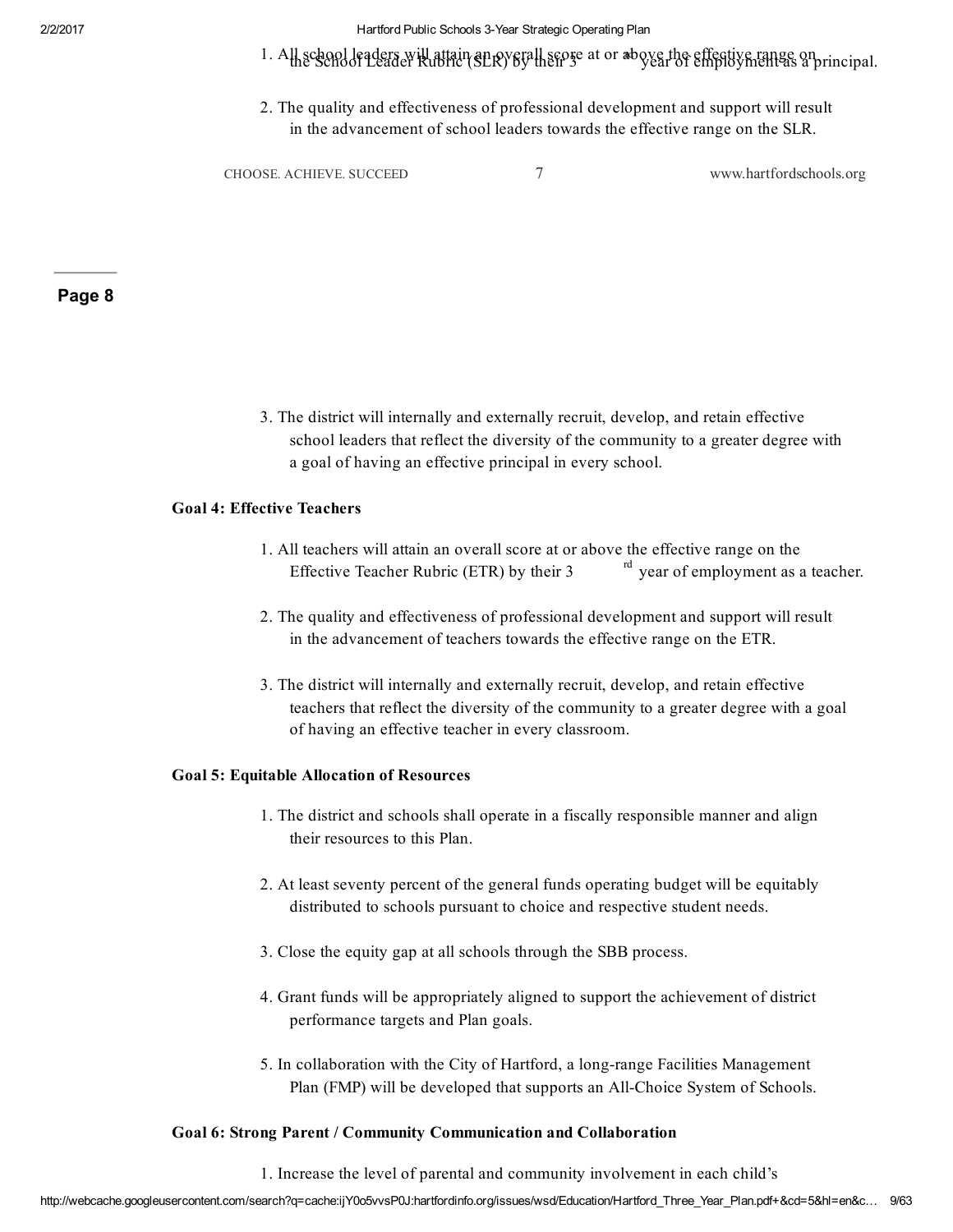1. All school leaders will attain an overall score at or above the effective range on the School Leader Rubric (SLR) by their 3rd year of employment as a principal.

2. The quality and effectiveness of professional development and support will result in the advancement of school leaders towards the effective range on the SLR.

3. The district will internally and externally recruit, develop, and retain effective school leaders that reflect the diversity of the community to a greater degree with a goal of having an effective principal in every school.

**Goal 4: Effective Teachers**

1. All teachers will attain an overall score at or above the effective range on the Effective Teacher Rubric (ETR) by their 3rd year of employment as a teacher.

2. The quality and effectiveness of professional development and support will result in the advancement of teachers towards the effective range on the ETR.

3. The district will internally and externally recruit, develop, and retain effective teachers that reflect the diversity of the community to a greater degree with a goal of having an effective teacher in every classroom.

**Goal 5: Equitable Allocation of Resources**

1. The district and schools shall operate in a fiscally responsible manner and align their resources to this Plan.

2. At least seventy percent of the general funds operating budget will be equitably distributed to schools pursuant to choice and respective student needs.

3. Close the equity gap at all schools through the SBB process.

4. Grant funds will be appropriately aligned to support the achievement of district performance targets and Plan goals.

5. In collaboration with the City of Hartford, a long-range Facilities Management Plan (FMP) will be developed that supports an All-Choice System of Schools.

**Goal 6: Strong Parent / Community Communication and Collaboration**

1. Increase the level of parental and community involvement in each child's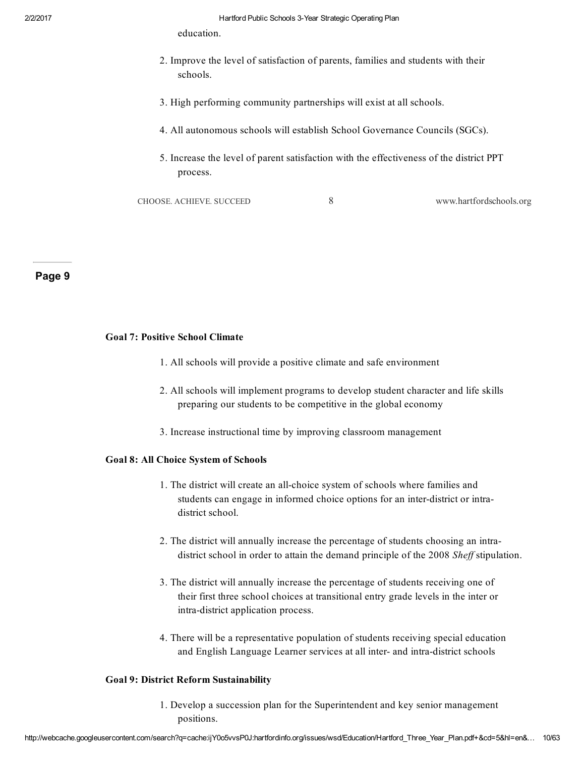education.

2. Improve the level of satisfaction of parents, families and students with their schools.

3. High performing community partnerships will exist at all schools.

4. All autonomous schools will establish School Governance Councils (SGCs).

5. Increase the level of parent satisfaction with the effectiveness of the district PPT process.

**Goal 7: Positive School Climate**

1. All schools will provide a positive climate and safe environment

2. All schools will implement programs to develop student character and life skills preparing our students to be competitive in the global economy

3. Increase instructional time by improving classroom management

**Goal 8: All Choice System of Schools**

1. The district will create an all-choice system of schools where families and students can engage in informed choice options for an inter-district or intra-district school.

2. The district will annually increase the percentage of students choosing an intra-district school in order to attain the demand principle of the 2008 *Sheff* stipulation.

3. The district will annually increase the percentage of students receiving one of their first three school choices at transitional entry grade levels in the inter or intra-district application process.

4. There will be a representative population of students receiving special education and English Language Learner services at all inter- and intra-district schools

**Goal 9: District Reform Sustainability**

1. Develop a succession plan for the Superintendent and key senior management positions.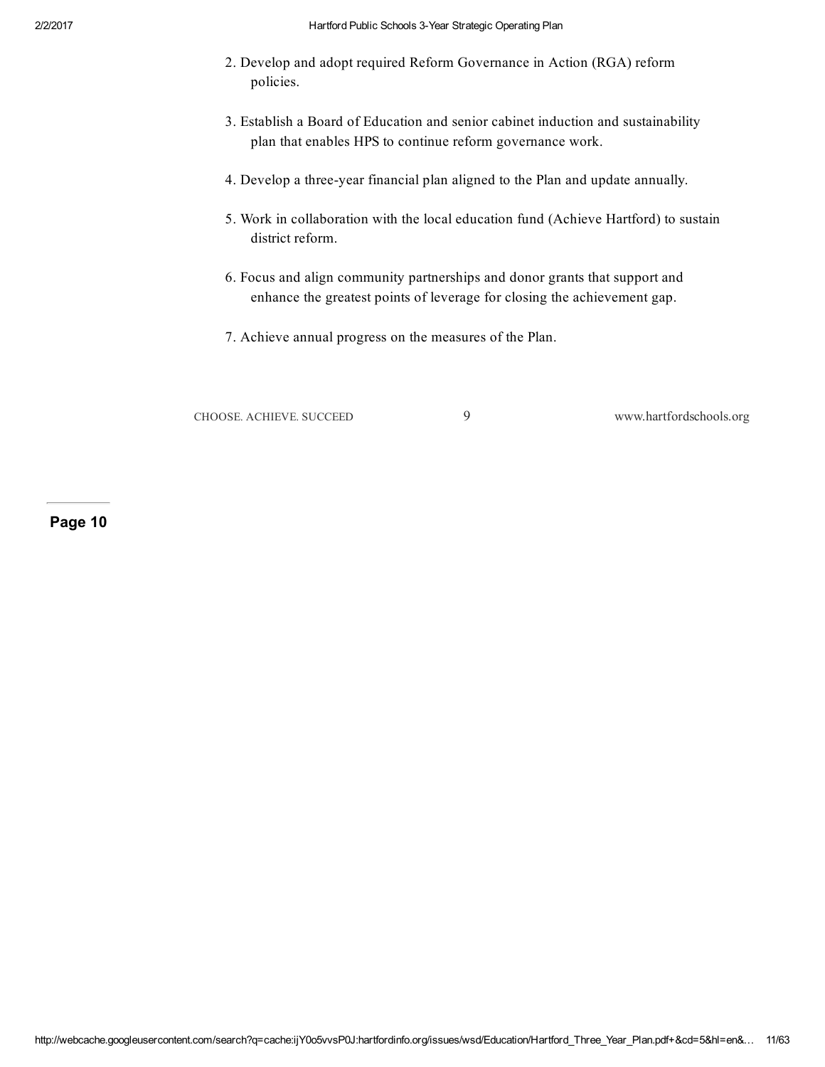2. Develop and adopt required Reform Governance in Action (RGA) reform policies.

3. Establish a Board of Education and senior cabinet induction and sustainability plan that enables HPS to continue reform governance work.

4. Develop a three-year financial plan aligned to the Plan and update annually.

5. Work in collaboration with the local education fund (Achieve Hartford) to sustain district reform.

6. Focus and align community partnerships and donor grants that support and enhance the greatest points of leverage for closing the achievement gap.

7. Achieve annual progress on the measures of the Plan.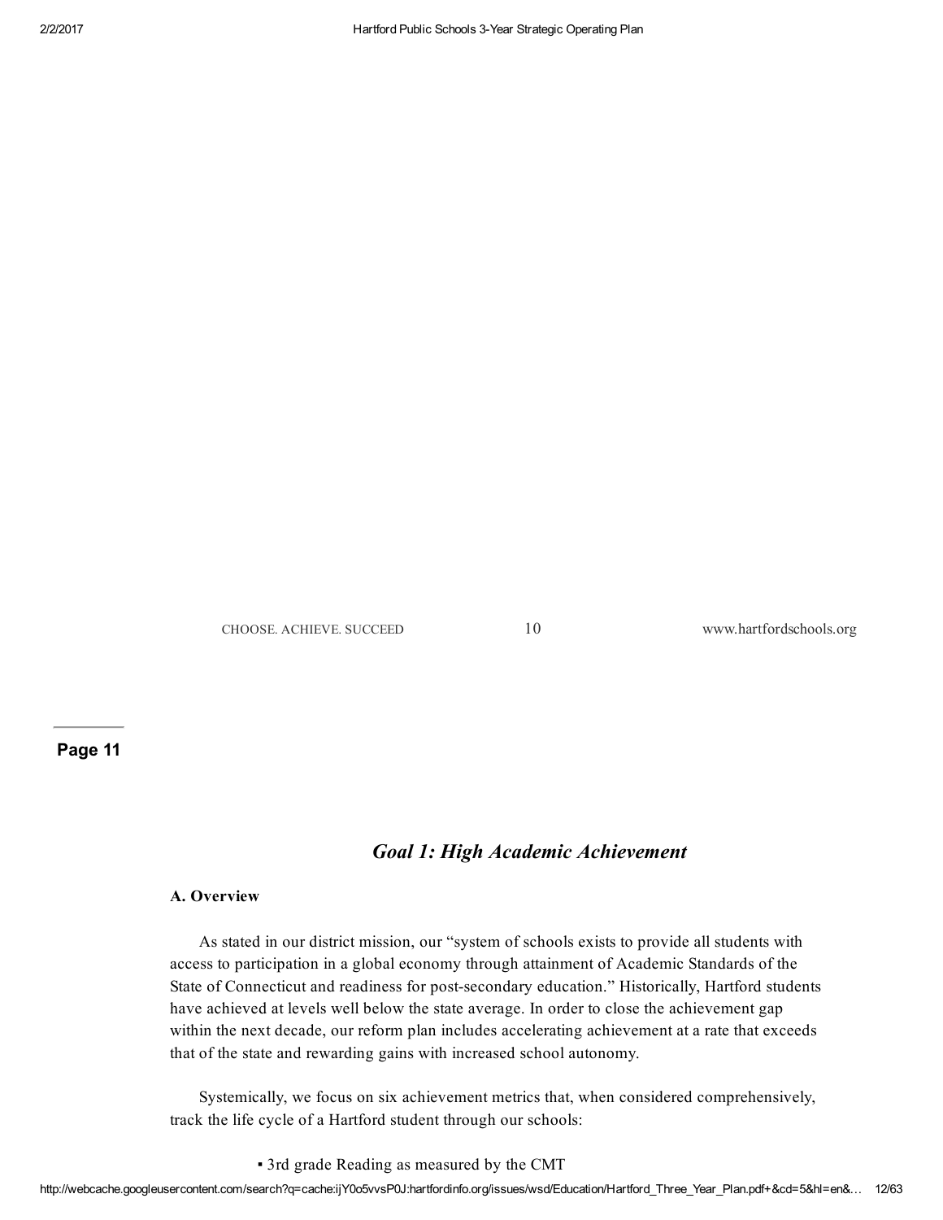# *Goal 1: High Academic Achievement*

**A. Overview**

As stated in our district mission, our "system of schools exists to provide all students with access to participation in a global economy through attainment of Academic Standards of the State of Connecticut and readiness for post-secondary education." Historically, Hartford students have achieved at levels well below the state average. In order to close the achievement gap within the next decade, our reform plan includes accelerating achievement at a rate that exceeds that of the state and rewarding gains with increased school autonomy.

Systemically, we focus on six achievement metrics that, when considered comprehensively, track the life cycle of a Hartford student through our schools:

- 3rd grade Reading as measured by the CMT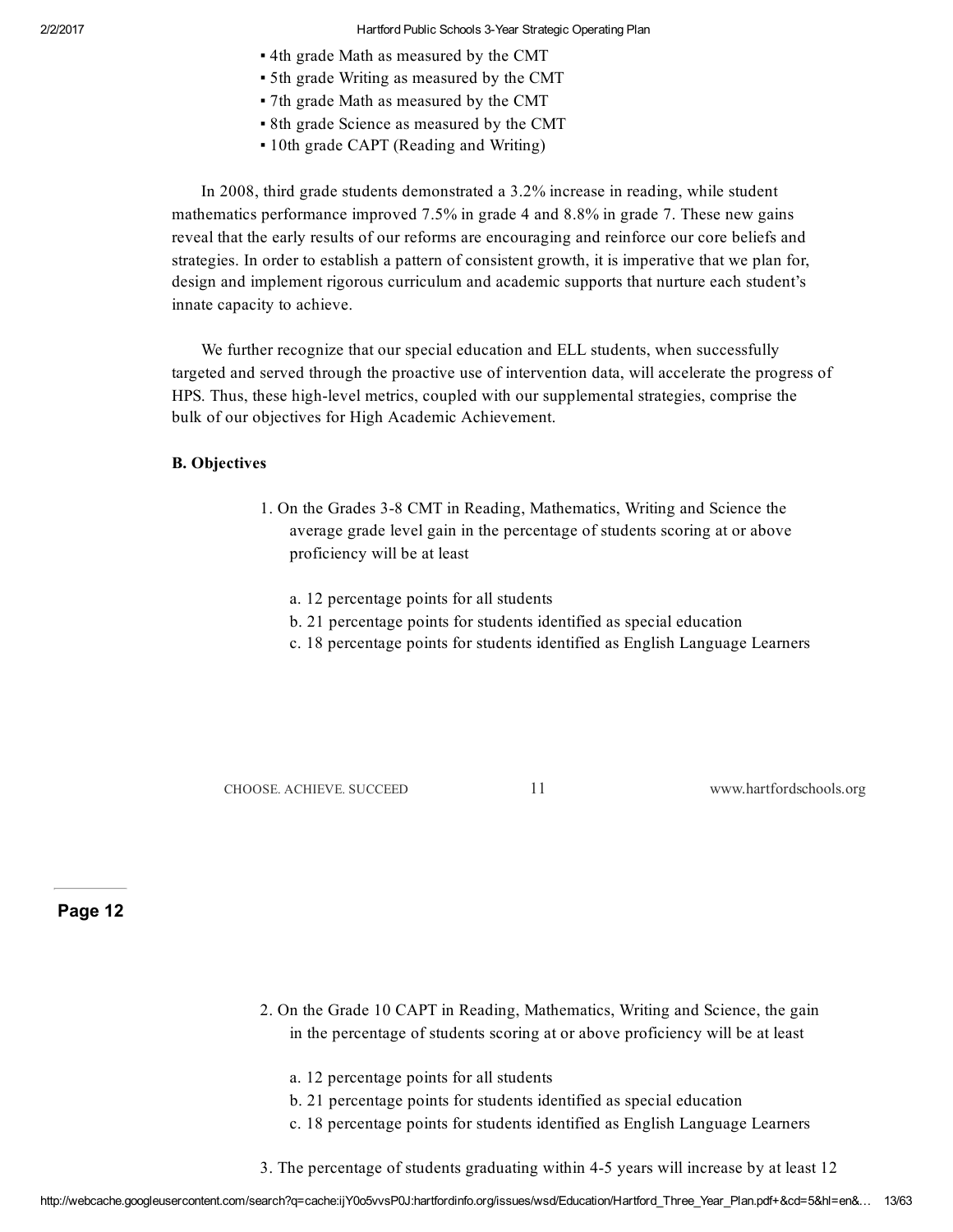- 4th grade Math as measured by the CMT
- 5th grade Writing as measured by the CMT
- 7th grade Math as measured by the CMT
- 8th grade Science as measured by the CMT
- 10th grade CAPT (Reading and Writing)

In 2008, third grade students demonstrated a 3.2% increase in reading, while student mathematics performance improved 7.5% in grade 4 and 8.8% in grade 7. These new gains reveal that the early results of our reforms are encouraging and reinforce our core beliefs and strategies. In order to establish a pattern of consistent growth, it is imperative that we plan for, design and implement rigorous curriculum and academic supports that nurture each student's innate capacity to achieve.

We further recognize that our special education and ELL students, when successfully targeted and served through the proactive use of intervention data, will accelerate the progress of HPS. Thus, these high-level metrics, coupled with our supplemental strategies, comprise the bulk of our objectives for High Academic Achievement.

**B. Objectives**

1. On the Grades 3-8 CMT in Reading, Mathematics, Writing and Science the average grade level gain in the percentage of students scoring at or above proficiency will be at least

   a. 12 percentage points for all students
   b. 21 percentage points for students identified as special education
   c. 18 percentage points for students identified as English Language Learners

2. On the Grade 10 CAPT in Reading, Mathematics, Writing and Science, the gain in the percentage of students scoring at or above proficiency will be at least

   a. 12 percentage points for all students
   b. 21 percentage points for students identified as special education
   c. 18 percentage points for students identified as English Language Learners

3. The percentage of students graduating within 4-5 years will increase by at least 12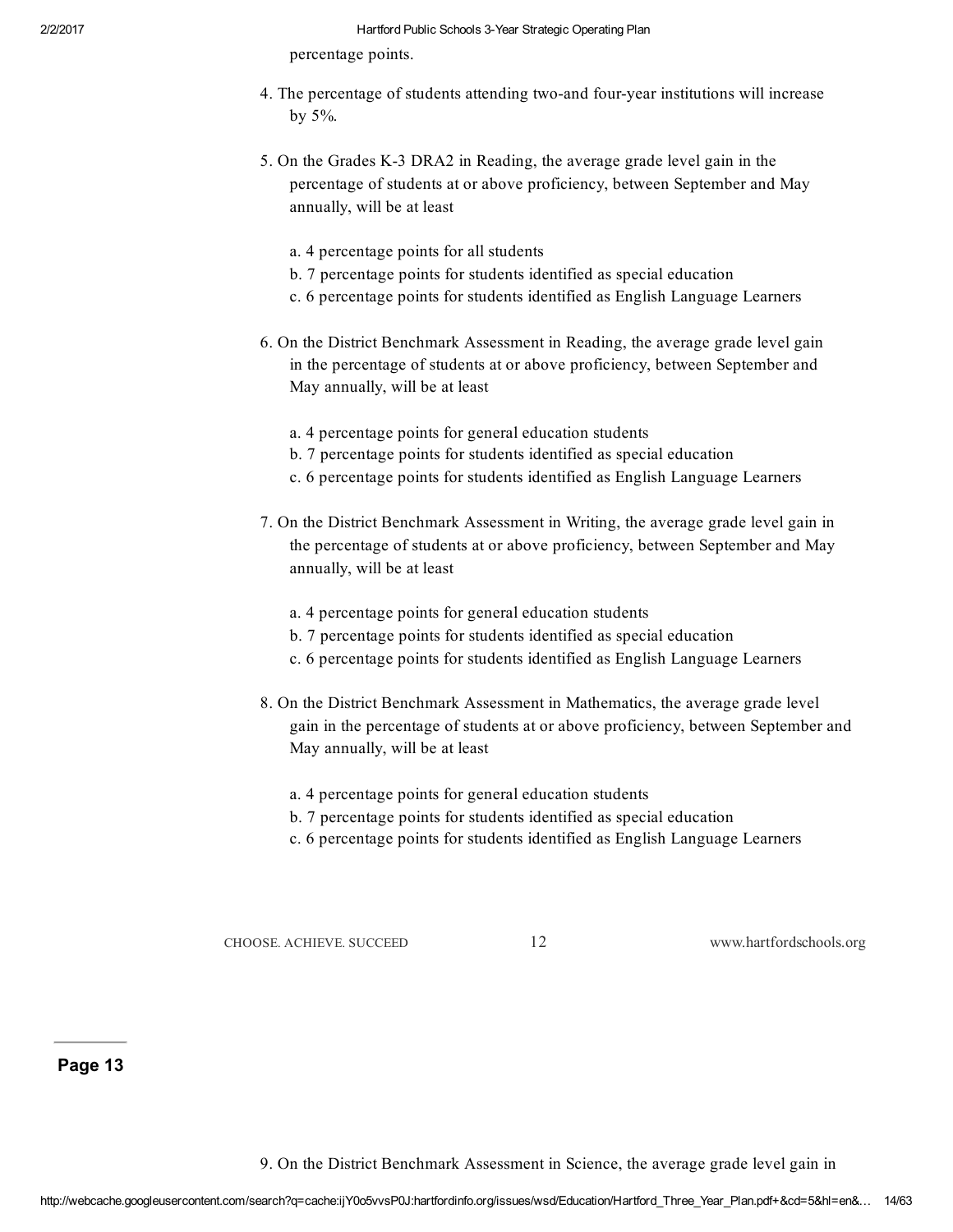percentage points.

4. The percentage of students attending two-and four-year institutions will increase by 5%.

5. On the Grades K-3 DRA2 in Reading, the average grade level gain in the percentage of students at or above proficiency, between September and May annually, will be at least

   a. 4 percentage points for all students
   b. 7 percentage points for students identified as special education
   c. 6 percentage points for students identified as English Language Learners

6. On the District Benchmark Assessment in Reading, the average grade level gain in the percentage of students at or above proficiency, between September and May annually, will be at least

   a. 4 percentage points for general education students
   b. 7 percentage points for students identified as special education
   c. 6 percentage points for students identified as English Language Learners

7. On the District Benchmark Assessment in Writing, the average grade level gain in the percentage of students at or above proficiency, between September and May annually, will be at least

   a. 4 percentage points for general education students
   b. 7 percentage points for students identified as special education
   c. 6 percentage points for students identified as English Language Learners

8. On the District Benchmark Assessment in Mathematics, the average grade level gain in the percentage of students at or above proficiency, between September and May annually, will be at least

   a. 4 percentage points for general education students
   b. 7 percentage points for students identified as special education
   c. 6 percentage points for students identified as English Language Learners

9. On the District Benchmark Assessment in Science, the average grade level gain in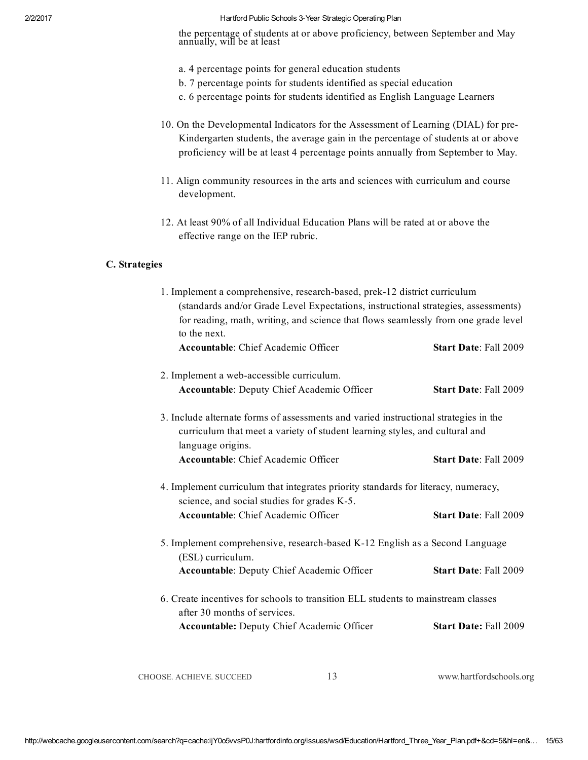the percentage of students at or above proficiency, between September and May annually, will be at least

a. 4 percentage points for general education students
b. 7 percentage points for students identified as special education
c. 6 percentage points for students identified as English Language Learners

10. On the Developmental Indicators for the Assessment of Learning (DIAL) for pre-Kindergarten students, the average gain in the percentage of students at or above proficiency will be at least 4 percentage points annually from September to May.

11. Align community resources in the arts and sciences with curriculum and course development.

12. At least 90% of all Individual Education Plans will be rated at or above the effective range on the IEP rubric.

### C. Strategies

1. Implement a comprehensive, research-based, prek-12 district curriculum (standards and/or Grade Level Expectations, instructional strategies, assessments) for reading, math, writing, and science that flows seamlessly from one grade level to the next.
   **Accountable**: Chief Academic Officer **Start Date**: Fall 2009

2. Implement a web-accessible curriculum.
   **Accountable**: Deputy Chief Academic Officer **Start Date**: Fall 2009

3. Include alternate forms of assessments and varied instructional strategies in the curriculum that meet a variety of student learning styles, and cultural and language origins.
   **Accountable**: Chief Academic Officer **Start Date**: Fall 2009

4. Implement curriculum that integrates priority standards for literacy, numeracy, science, and social studies for grades K-5.
   **Accountable**: Chief Academic Officer **Start Date**: Fall 2009

5. Implement comprehensive, research-based K-12 English as a Second Language (ESL) curriculum.
   **Accountable**: Deputy Chief Academic Officer **Start Date**: Fall 2009

6. Create incentives for schools to transition ELL students to mainstream classes after 30 months of services.
   **Accountable:** Deputy Chief Academic Officer **Start Date:** Fall 2009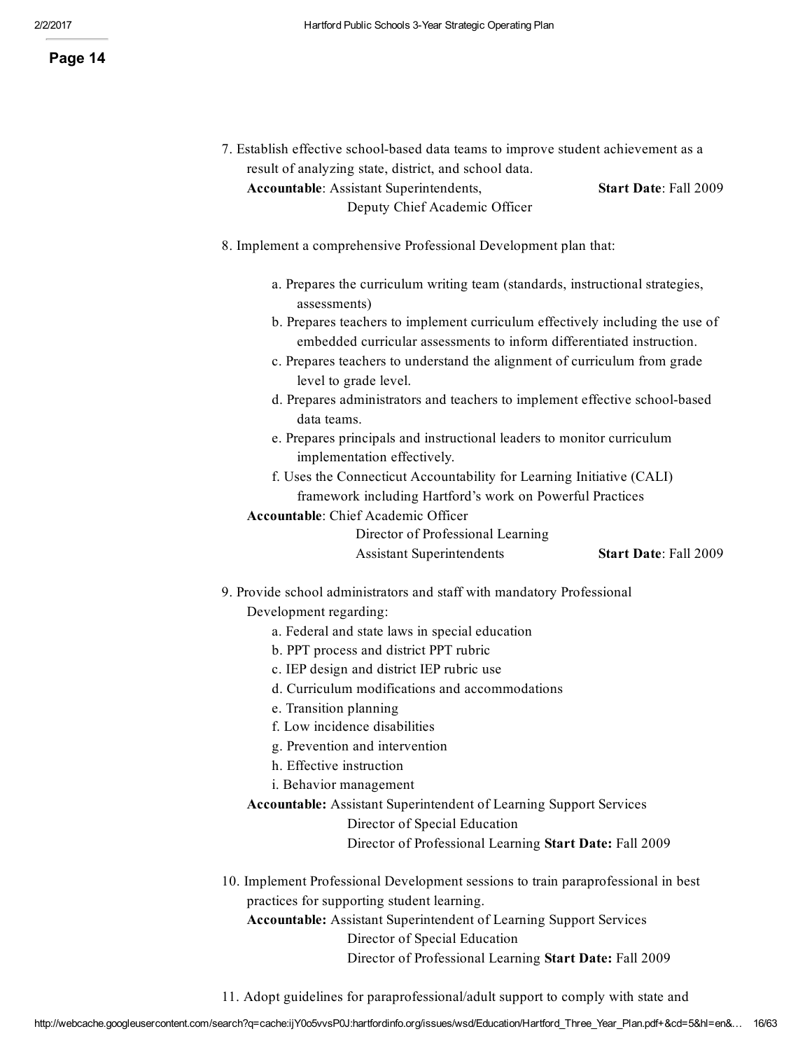Page 14

7. Establish effective school-based data teams to improve student achievement as a result of analyzing state, district, and school data.
   **Accountable**: Assistant Superintendents, Deputy Chief Academic Officer **Start Date**: Fall 2009

8. Implement a comprehensive Professional Development plan that:

   a. Prepares the curriculum writing team (standards, instructional strategies, assessments)
   b. Prepares teachers to implement curriculum effectively including the use of embedded curricular assessments to inform differentiated instruction.
   c. Prepares teachers to understand the alignment of curriculum from grade level to grade level.
   d. Prepares administrators and teachers to implement effective school-based data teams.
   e. Prepares principals and instructional leaders to monitor curriculum implementation effectively.
   f. Uses the Connecticut Accountability for Learning Initiative (CALI) framework including Hartford's work on Powerful Practices

   **Accountable**: Chief Academic Officer
   Director of Professional Learning
   Assistant Superintendents **Start Date**: Fall 2009

9. Provide school administrators and staff with mandatory Professional Development regarding:
   a. Federal and state laws in special education
   b. PPT process and district PPT rubric
   c. IEP design and district IEP rubric use
   d. Curriculum modifications and accommodations
   e. Transition planning
   f. Low incidence disabilities
   g. Prevention and intervention
   h. Effective instruction
   i. Behavior management

   **Accountable:** Assistant Superintendent of Learning Support Services
   Director of Special Education
   Director of Professional Learning **Start Date:** Fall 2009

10. Implement Professional Development sessions to train paraprofessional in best practices for supporting student learning.
    **Accountable:** Assistant Superintendent of Learning Support Services
    Director of Special Education
    Director of Professional Learning **Start Date:** Fall 2009

11. Adopt guidelines for paraprofessional/adult support to comply with state and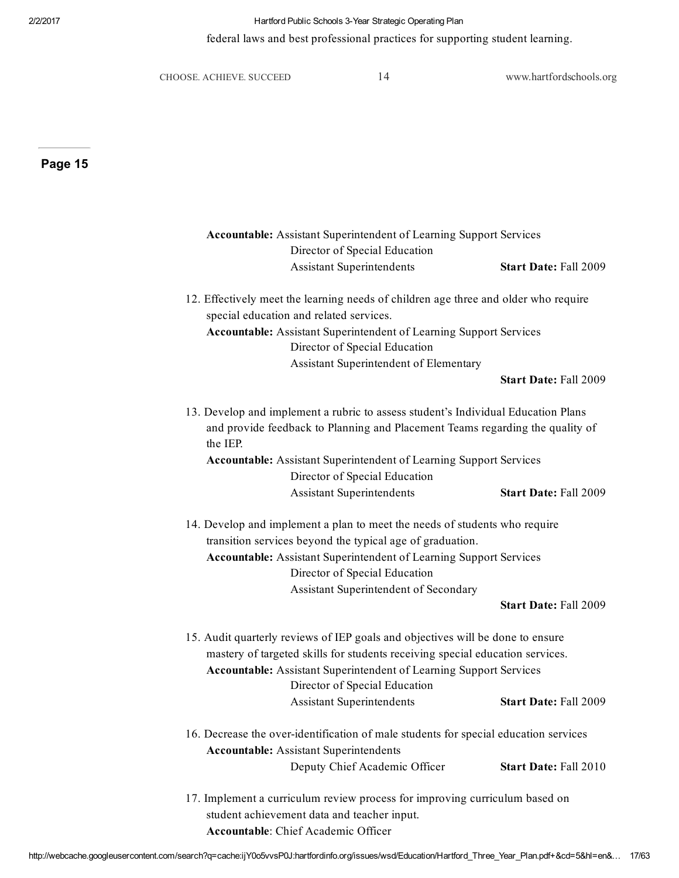federal laws and best professional practices for supporting student learning.

**Accountable:** Assistant Superintendent of Learning Support Services
Director of Special Education
Assistant Superintendents **Start Date:** Fall 2009

12. Effectively meet the learning needs of children age three and older who require special education and related services.
    **Accountable:** Assistant Superintendent of Learning Support Services
    Director of Special Education
    Assistant Superintendent of Elementary
    **Start Date:** Fall 2009

13. Develop and implement a rubric to assess student's Individual Education Plans and provide feedback to Planning and Placement Teams regarding the quality of the IEP.
    **Accountable:** Assistant Superintendent of Learning Support Services
    Director of Special Education
    Assistant Superintendents **Start Date:** Fall 2009

14. Develop and implement a plan to meet the needs of students who require transition services beyond the typical age of graduation.
    **Accountable:** Assistant Superintendent of Learning Support Services
    Director of Special Education
    Assistant Superintendent of Secondary
    **Start Date:** Fall 2009

15. Audit quarterly reviews of IEP goals and objectives will be done to ensure mastery of targeted skills for students receiving special education services.
    **Accountable:** Assistant Superintendent of Learning Support Services
    Director of Special Education
    Assistant Superintendents **Start Date:** Fall 2009

16. Decrease the over-identification of male students for special education services
    **Accountable:** Assistant Superintendents
    Deputy Chief Academic Officer **Start Date:** Fall 2010

17. Implement a curriculum review process for improving curriculum based on student achievement data and teacher input.
    **Accountable**: Chief Academic Officer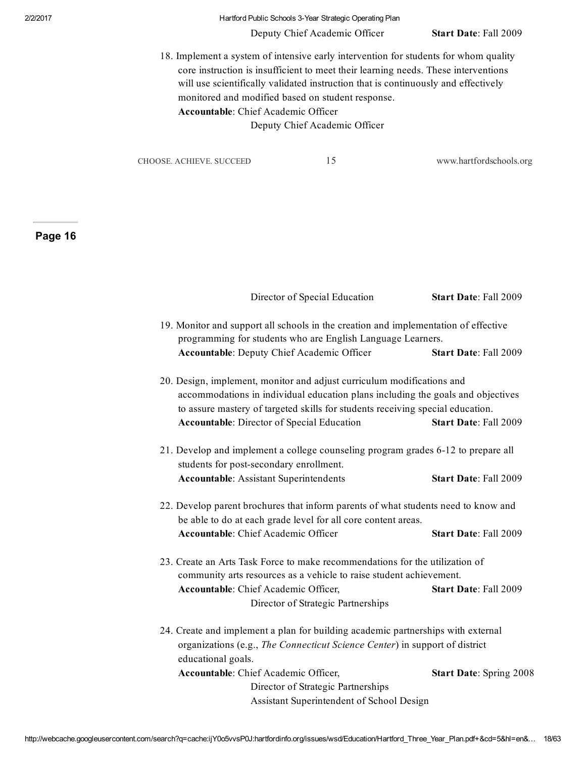Deputy Chief Academic Officer **Start Date**: Fall 2009

18. Implement a system of intensive early intervention for students for whom quality core instruction is insufficient to meet their learning needs. These interventions will use scientifically validated instruction that is continuously and effectively monitored and modified based on student response.
    **Accountable**: Chief Academic Officer
    Deputy Chief Academic Officer
    Director of Special Education **Start Date**: Fall 2009

19. Monitor and support all schools in the creation and implementation of effective programming for students who are English Language Learners.
    **Accountable**: Deputy Chief Academic Officer **Start Date**: Fall 2009

20. Design, implement, monitor and adjust curriculum modifications and accommodations in individual education plans including the goals and objectives to assure mastery of targeted skills for students receiving special education.
    **Accountable**: Director of Special Education **Start Date**: Fall 2009

21. Develop and implement a college counseling program grades 6-12 to prepare all students for post-secondary enrollment.
    **Accountable**: Assistant Superintendents **Start Date**: Fall 2009

22. Develop parent brochures that inform parents of what students need to know and be able to do at each grade level for all core content areas.
    **Accountable**: Chief Academic Officer **Start Date**: Fall 2009

23. Create an Arts Task Force to make recommendations for the utilization of community arts resources as a vehicle to raise student achievement.
    **Accountable**: Chief Academic Officer, **Start Date**: Fall 2009
    Director of Strategic Partnerships

24. Create and implement a plan for building academic partnerships with external organizations (e.g., *The Connecticut Science Center*) in support of district educational goals.
    **Accountable**: Chief Academic Officer, **Start Date**: Spring 2008
    Director of Strategic Partnerships
    Assistant Superintendent of School Design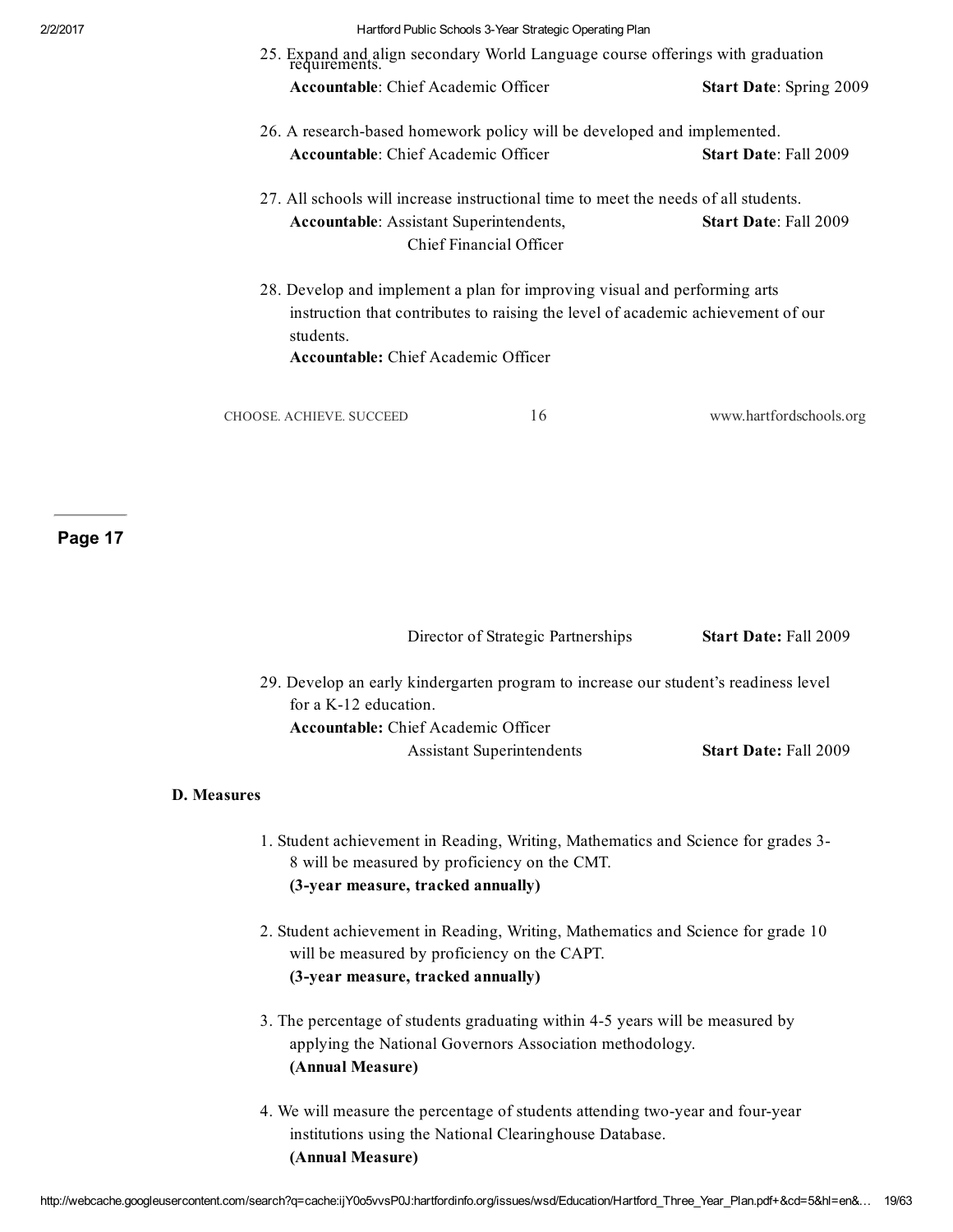25. Expand and align secondary World Language course offerings with graduation requirements.
    **Accountable**: Chief Academic Officer **Start Date**: Spring 2009

26. A research-based homework policy will be developed and implemented.
    **Accountable**: Chief Academic Officer **Start Date**: Fall 2009

27. All schools will increase instructional time to meet the needs of all students.
    **Accountable**: Assistant Superintendents, Chief Financial Officer **Start Date**: Fall 2009

28. Develop and implement a plan for improving visual and performing arts instruction that contributes to raising the level of academic achievement of our students.
    **Accountable:** Chief Academic Officer
    Director of Strategic Partnerships **Start Date:** Fall 2009

29. Develop an early kindergarten program to increase our student's readiness level for a K-12 education.
    **Accountable:** Chief Academic Officer
    Assistant Superintendents **Start Date:** Fall 2009

**D. Measures**

1. Student achievement in Reading, Writing, Mathematics and Science for grades 3-8 will be measured by proficiency on the CMT.
   **(3-year measure, tracked annually)**

2. Student achievement in Reading, Writing, Mathematics and Science for grade 10 will be measured by proficiency on the CAPT.
   **(3-year measure, tracked annually)**

3. The percentage of students graduating within 4-5 years will be measured by applying the National Governors Association methodology.
   **(Annual Measure)**

4. We will measure the percentage of students attending two-year and four-year institutions using the National Clearinghouse Database.
   **(Annual Measure)**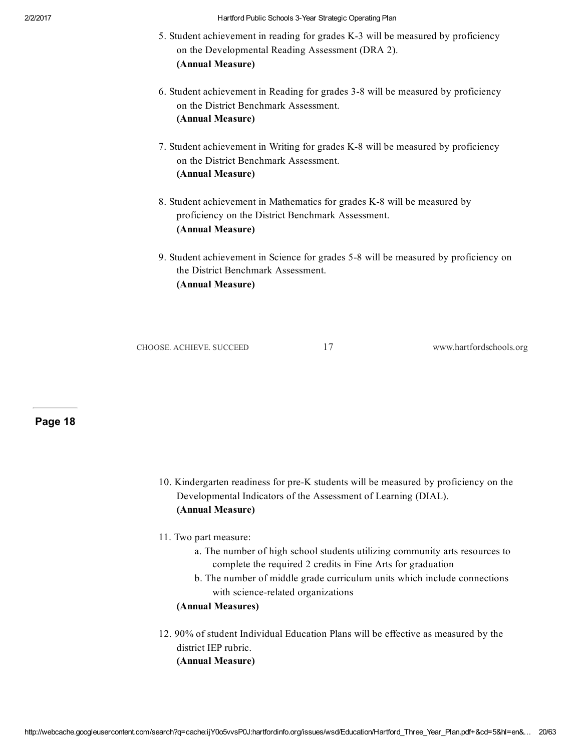5. Student achievement in reading for grades K-3 will be measured by proficiency on the Developmental Reading Assessment (DRA 2).
   **(Annual Measure)**

6. Student achievement in Reading for grades 3-8 will be measured by proficiency on the District Benchmark Assessment.
   **(Annual Measure)**

7. Student achievement in Writing for grades K-8 will be measured by proficiency on the District Benchmark Assessment.
   **(Annual Measure)**

8. Student achievement in Mathematics for grades K-8 will be measured by proficiency on the District Benchmark Assessment.
   **(Annual Measure)**

9. Student achievement in Science for grades 5-8 will be measured by proficiency on the District Benchmark Assessment.
   **(Annual Measure)**

10. Kindergarten readiness for pre-K students will be measured by proficiency on the Developmental Indicators of the Assessment of Learning (DIAL).
    **(Annual Measure)**

11. Two part measure:
    a. The number of high school students utilizing community arts resources to complete the required 2 credits in Fine Arts for graduation
    b. The number of middle grade curriculum units which include connections with science-related organizations

    **(Annual Measures)**

12. 90% of student Individual Education Plans will be effective as measured by the district IEP rubric.
    **(Annual Measure)**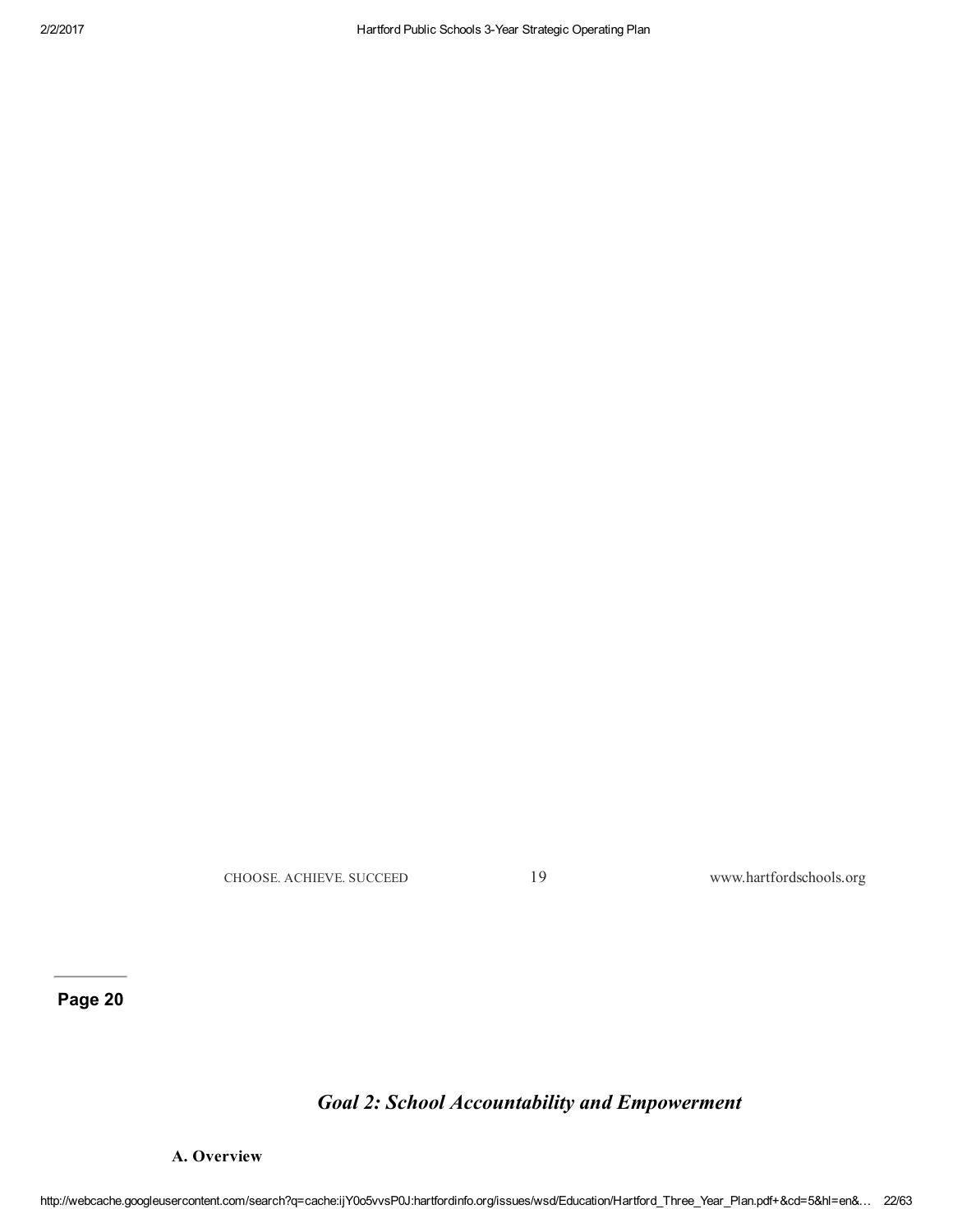## Goal 2: School Accountability and Empowerment

### A. Overview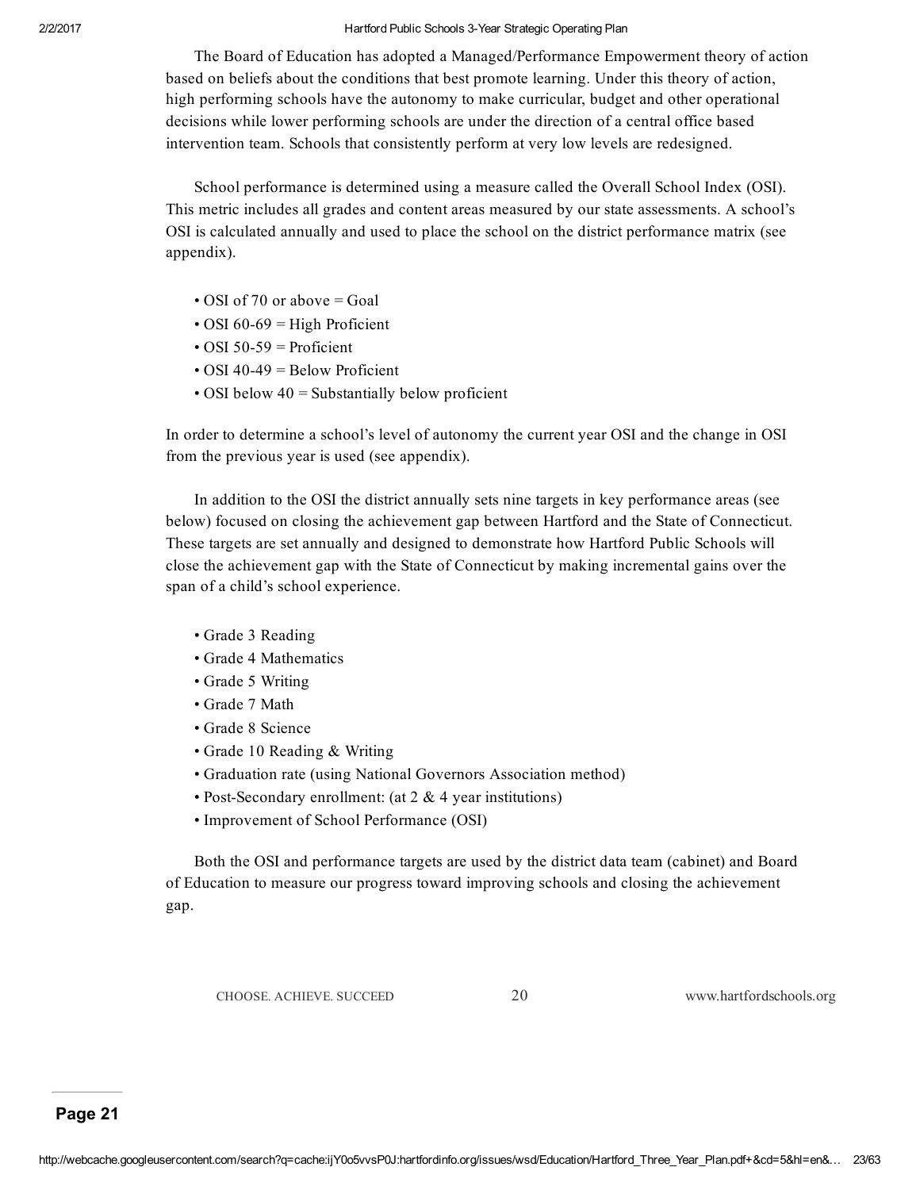The Board of Education has adopted a Managed/Performance Empowerment theory of action based on beliefs about the conditions that best promote learning. Under this theory of action, high performing schools have the autonomy to make curricular, budget and other operational decisions while lower performing schools are under the direction of a central office based intervention team. Schools that consistently perform at very low levels are redesigned.

School performance is determined using a measure called the Overall School Index (OSI). This metric includes all grades and content areas measured by our state assessments. A school's OSI is calculated annually and used to place the school on the district performance matrix (see appendix).

- OSI of 70 or above = Goal
- OSI 60-69 = High Proficient
- OSI 50-59 = Proficient
- OSI 40-49 = Below Proficient
- OSI below 40 = Substantially below proficient

In order to determine a school's level of autonomy the current year OSI and the change in OSI from the previous year is used (see appendix).

In addition to the OSI the district annually sets nine targets in key performance areas (see below) focused on closing the achievement gap between Hartford and the State of Connecticut. These targets are set annually and designed to demonstrate how Hartford Public Schools will close the achievement gap with the State of Connecticut by making incremental gains over the span of a child's school experience.

- Grade 3 Reading
- Grade 4 Mathematics
- Grade 5 Writing
- Grade 7 Math
- Grade 8 Science
- Grade 10 Reading & Writing
- Graduation rate (using National Governors Association method)
- Post-Secondary enrollment: (at 2 & 4 year institutions)
- Improvement of School Performance (OSI)

Both the OSI and performance targets are used by the district data team (cabinet) and Board of Education to measure our progress toward improving schools and closing the achievement gap.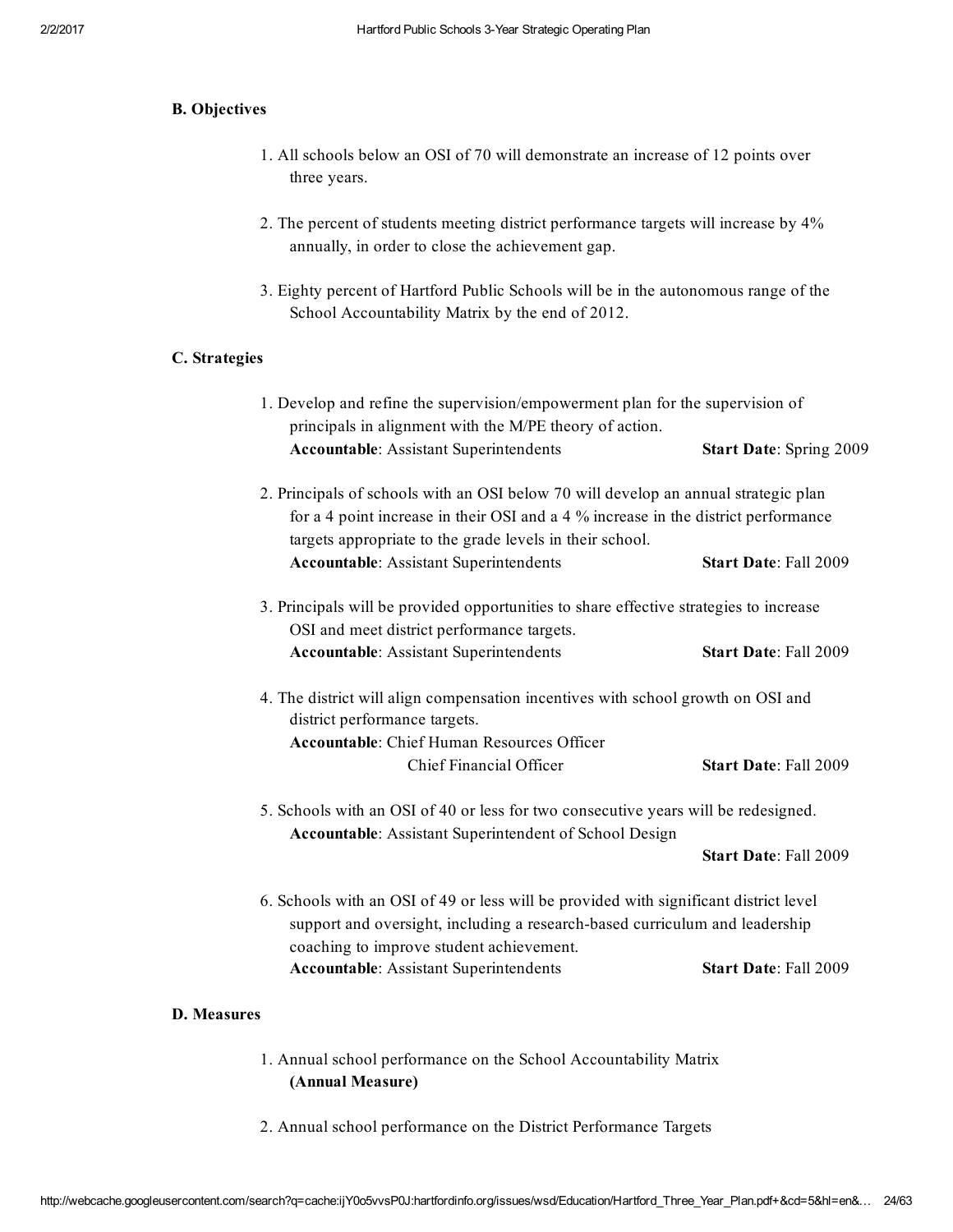### B. Objectives

1. All schools below an OSI of 70 will demonstrate an increase of 12 points over three years.

2. The percent of students meeting district performance targets will increase by 4% annually, in order to close the achievement gap.

3. Eighty percent of Hartford Public Schools will be in the autonomous range of the School Accountability Matrix by the end of 2012.

### C. Strategies

1. Develop and refine the supervision/empowerment plan for the supervision of principals in alignment with the M/PE theory of action.
   **Accountable**: Assistant Superintendents **Start Date**: Spring 2009

2. Principals of schools with an OSI below 70 will develop an annual strategic plan for a 4 point increase in their OSI and a 4 % increase in the district performance targets appropriate to the grade levels in their school.
   **Accountable**: Assistant Superintendents **Start Date**: Fall 2009

3. Principals will be provided opportunities to share effective strategies to increase OSI and meet district performance targets.
   **Accountable**: Assistant Superintendents **Start Date**: Fall 2009

4. The district will align compensation incentives with school growth on OSI and district performance targets.
   **Accountable**: Chief Human Resources Officer
   Chief Financial Officer **Start Date**: Fall 2009

5. Schools with an OSI of 40 or less for two consecutive years will be redesigned.
   **Accountable**: Assistant Superintendent of School Design
   **Start Date**: Fall 2009

6. Schools with an OSI of 49 or less will be provided with significant district level support and oversight, including a research-based curriculum and leadership coaching to improve student achievement.
   **Accountable**: Assistant Superintendents **Start Date**: Fall 2009

### D. Measures

1. Annual school performance on the School Accountability Matrix
   **(Annual Measure)**

2. Annual school performance on the District Performance Targets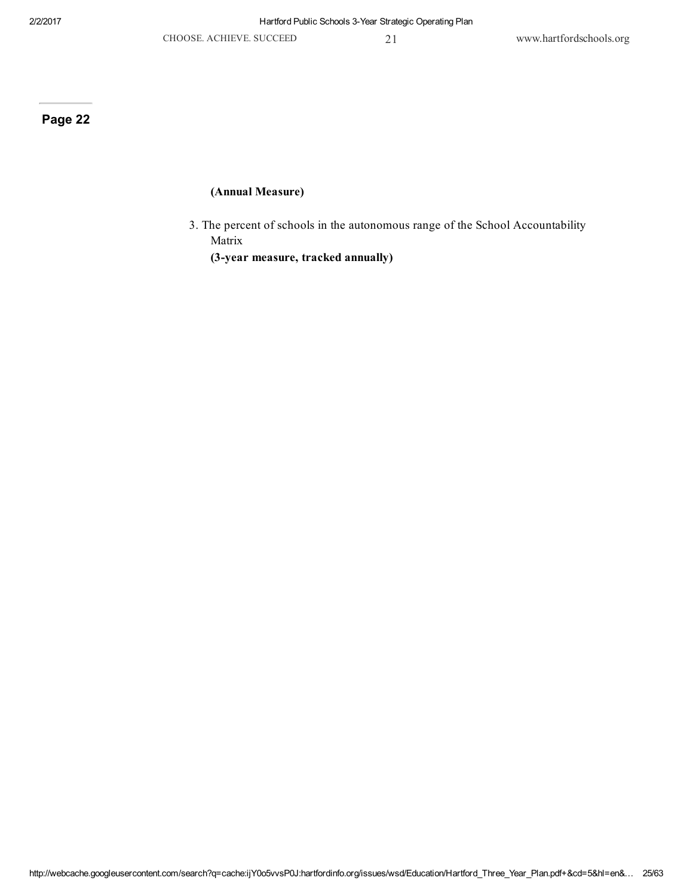**Page 22**

**(Annual Measure)**

3. The percent of schools in the autonomous range of the School Accountability Matrix
   **(3-year measure, tracked annually)**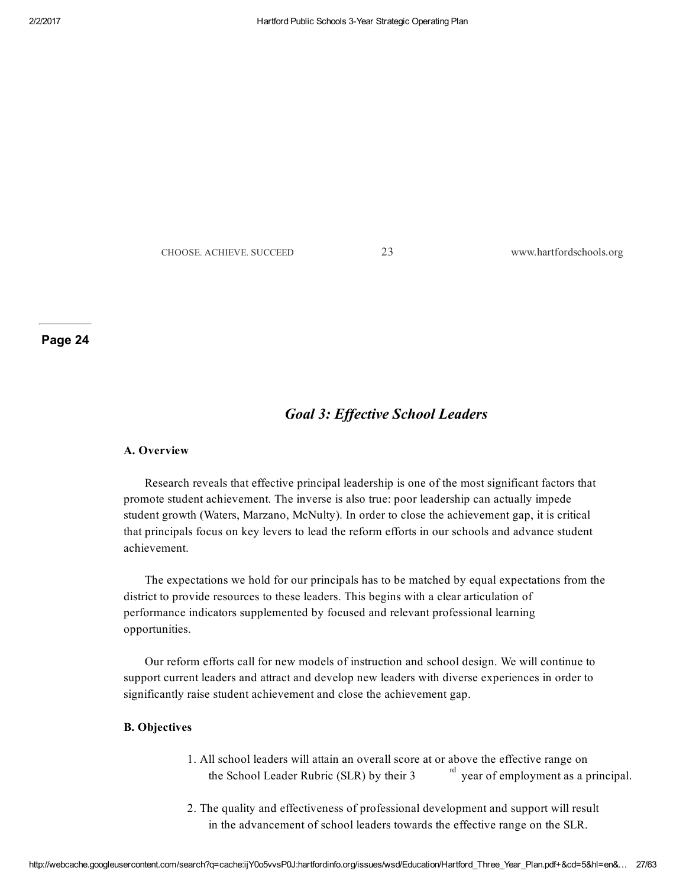Page 24

## *Goal 3: Effective School Leaders*

### A. Overview

Research reveals that effective principal leadership is one of the most significant factors that promote student achievement. The inverse is also true: poor leadership can actually impede student growth (Waters, Marzano, McNulty). In order to close the achievement gap, it is critical that principals focus on key levers to lead the reform efforts in our schools and advance student achievement.

The expectations we hold for our principals has to be matched by equal expectations from the district to provide resources to these leaders. This begins with a clear articulation of performance indicators supplemented by focused and relevant professional learning opportunities.

Our reform efforts call for new models of instruction and school design. We will continue to support current leaders and attract and develop new leaders with diverse experiences in order to significantly raise student achievement and close the achievement gap.

### B. Objectives

1. All school leaders will attain an overall score at or above the effective range on the School Leader Rubric (SLR) by their 3rd year of employment as a principal.
2. The quality and effectiveness of professional development and support will result in the advancement of school leaders towards the effective range on the SLR.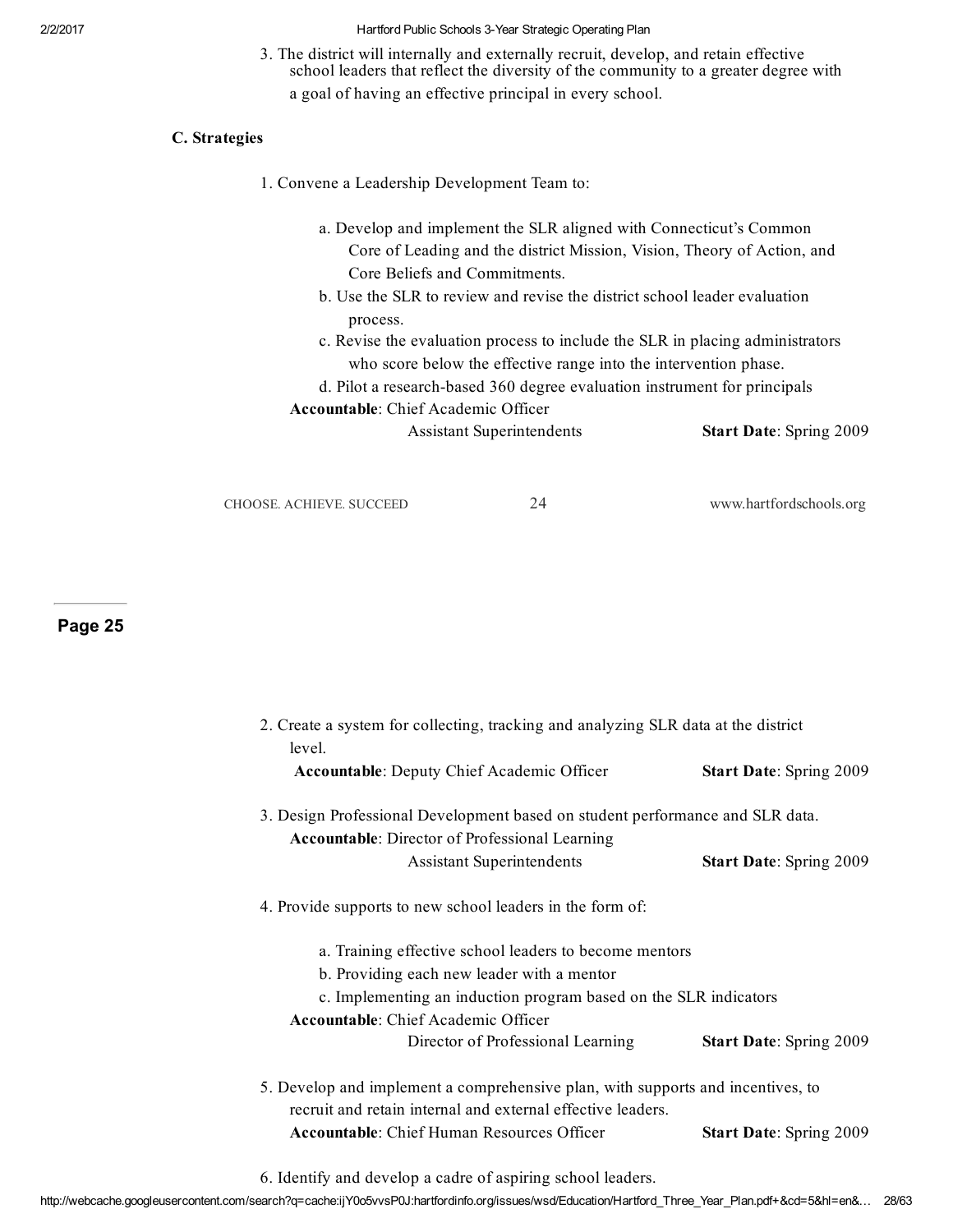3. The district will internally and externally recruit, develop, and retain effective school leaders that reflect the diversity of the community to a greater degree with a goal of having an effective principal in every school.

### C. Strategies

1. Convene a Leadership Development Team to:

    a. Develop and implement the SLR aligned with Connecticut's Common Core of Leading and the district Mission, Vision, Theory of Action, and Core Beliefs and Commitments.

    b. Use the SLR to review and revise the district school leader evaluation process.

    c. Revise the evaluation process to include the SLR in placing administrators who score below the effective range into the intervention phase.

    d. Pilot a research-based 360 degree evaluation instrument for principals

    **Accountable**: Chief Academic Officer
    Assistant Superintendents **Start Date**: Spring 2009

2. Create a system for collecting, tracking and analyzing SLR data at the district level.

    **Accountable**: Deputy Chief Academic Officer **Start Date**: Spring 2009

3. Design Professional Development based on student performance and SLR data.

    **Accountable**: Director of Professional Learning
    Assistant Superintendents **Start Date**: Spring 2009

4. Provide supports to new school leaders in the form of:

    a. Training effective school leaders to become mentors

    b. Providing each new leader with a mentor

    c. Implementing an induction program based on the SLR indicators

    **Accountable**: Chief Academic Officer
    Director of Professional Learning **Start Date**: Spring 2009

5. Develop and implement a comprehensive plan, with supports and incentives, to recruit and retain internal and external effective leaders.

    **Accountable**: Chief Human Resources Officer **Start Date**: Spring 2009

6. Identify and develop a cadre of aspiring school leaders.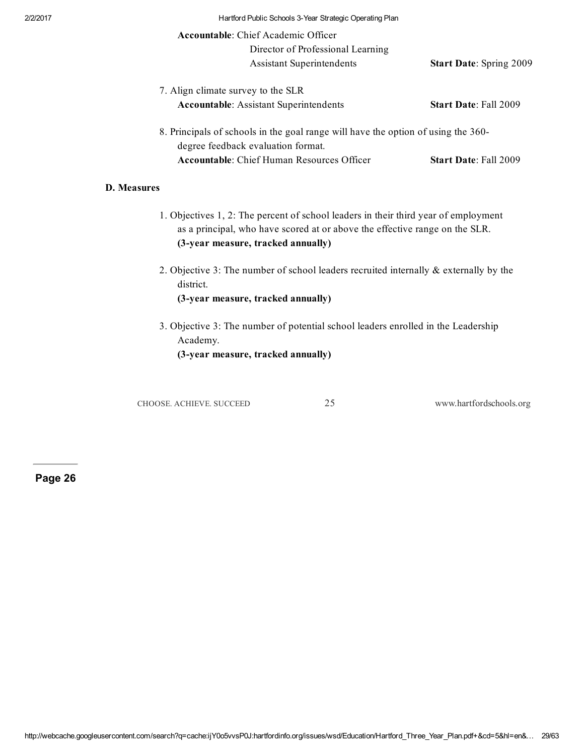**Accountable**: Chief Academic Officer
Director of Professional Learning
Assistant Superintendents **Start Date**: Spring 2009

7. Align climate survey to the SLR
   **Accountable**: Assistant Superintendents **Start Date**: Fall 2009

8. Principals of schools in the goal range will have the option of using the 360-degree feedback evaluation format.
   **Accountable**: Chief Human Resources Officer **Start Date**: Fall 2009

**D. Measures**

1. Objectives 1, 2: The percent of school leaders in their third year of employment as a principal, who have scored at or above the effective range on the SLR.
   **(3-year measure, tracked annually)**

2. Objective 3: The number of school leaders recruited internally & externally by the district.
   **(3-year measure, tracked annually)**

3. Objective 3: The number of potential school leaders enrolled in the Leadership Academy.
   **(3-year measure, tracked annually)**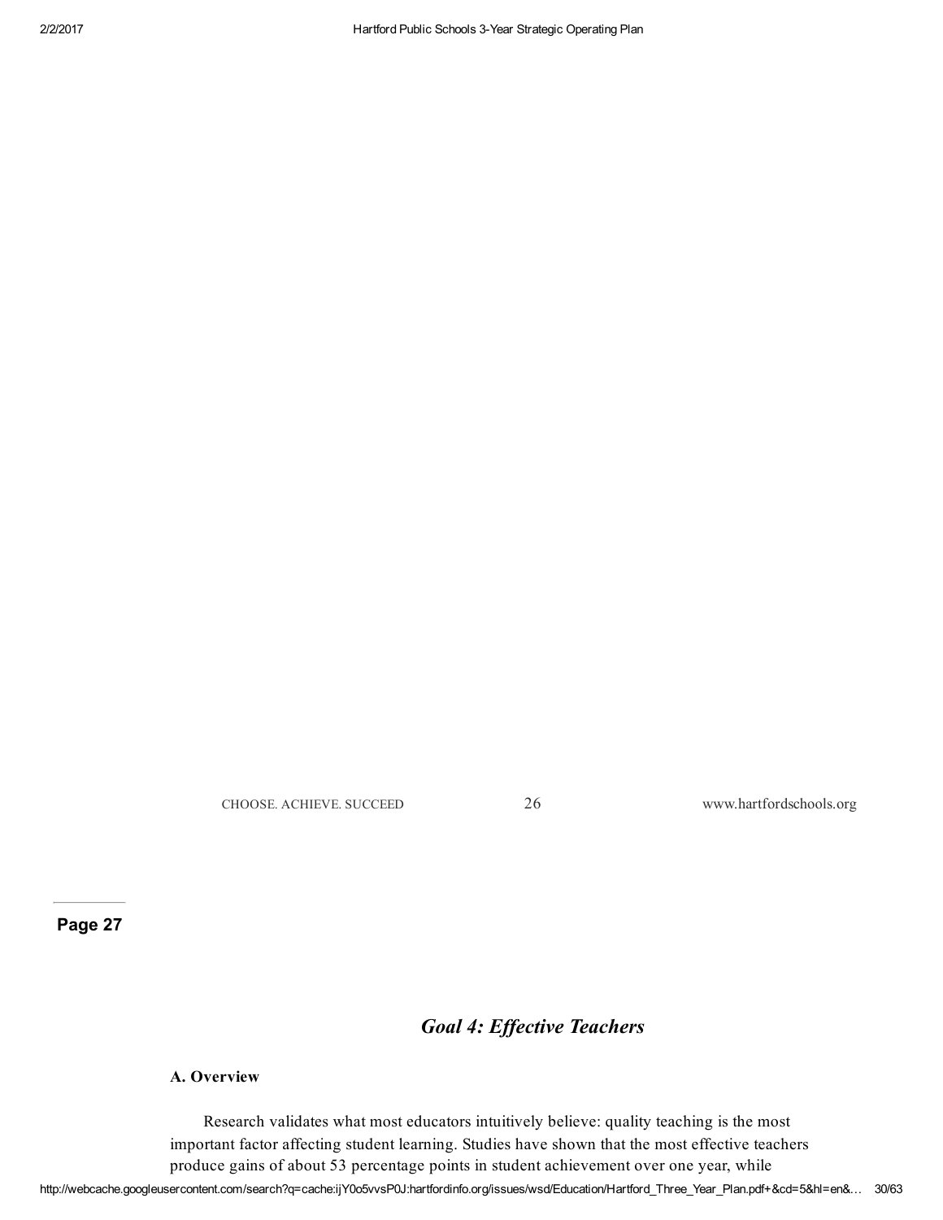## *Goal 4: Effective Teachers*

### A. Overview

Research validates what most educators intuitively believe: quality teaching is the most important factor affecting student learning. Studies have shown that the most effective teachers produce gains of about 53 percentage points in student achievement over one year, while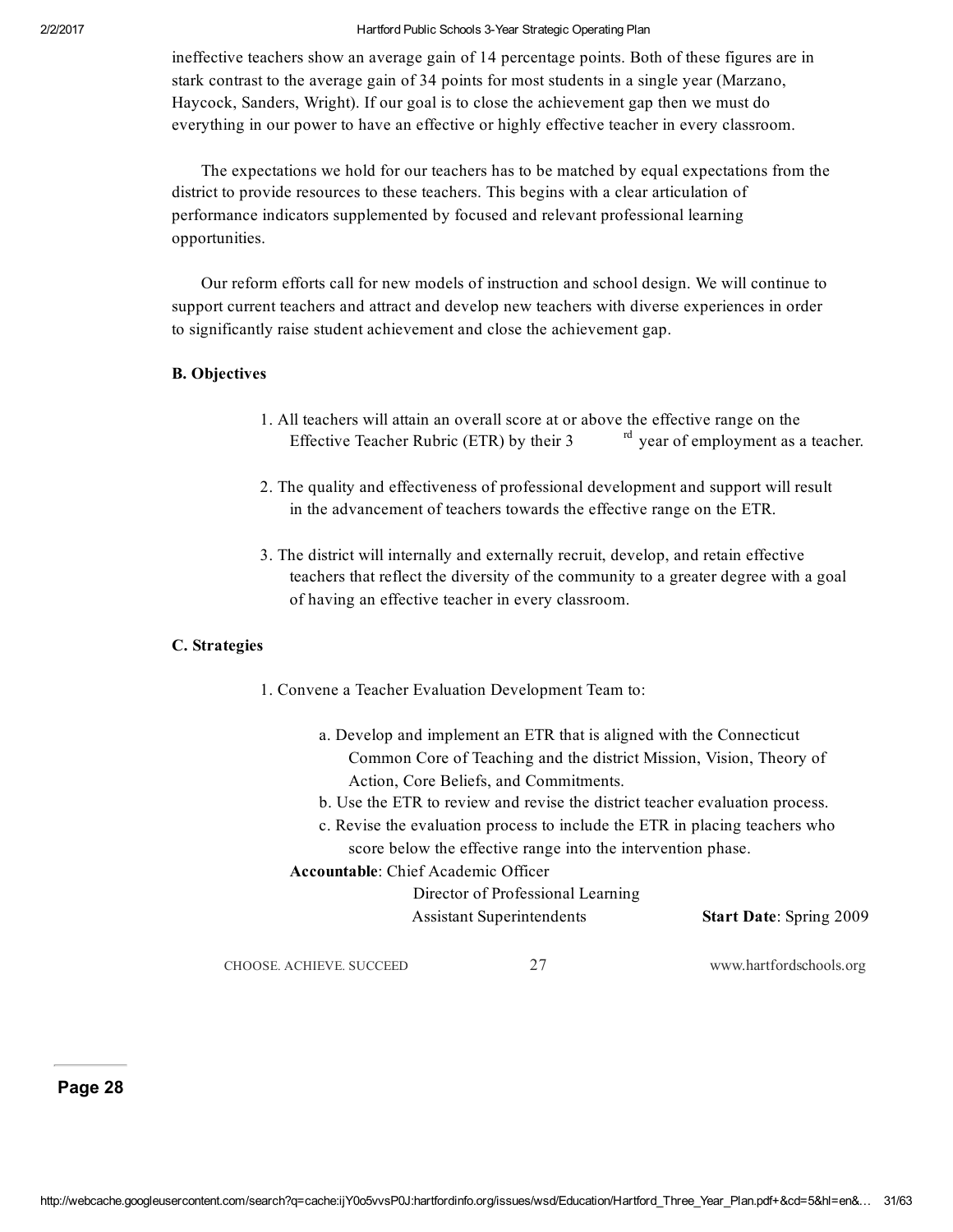ineffective teachers show an average gain of 14 percentage points. Both of these figures are in stark contrast to the average gain of 34 points for most students in a single year (Marzano, Haycock, Sanders, Wright). If our goal is to close the achievement gap then we must do everything in our power to have an effective or highly effective teacher in every classroom.

The expectations we hold for our teachers has to be matched by equal expectations from the district to provide resources to these teachers. This begins with a clear articulation of performance indicators supplemented by focused and relevant professional learning opportunities.

Our reform efforts call for new models of instruction and school design. We will continue to support current teachers and attract and develop new teachers with diverse experiences in order to significantly raise student achievement and close the achievement gap.

**B. Objectives**

1. All teachers will attain an overall score at or above the effective range on the Effective Teacher Rubric (ETR) by their 3rd year of employment as a teacher.
2. The quality and effectiveness of professional development and support will result in the advancement of teachers towards the effective range on the ETR.
3. The district will internally and externally recruit, develop, and retain effective teachers that reflect the diversity of the community to a greater degree with a goal of having an effective teacher in every classroom.

**C. Strategies**

1. Convene a Teacher Evaluation Development Team to:
   a. Develop and implement an ETR that is aligned with the Connecticut Common Core of Teaching and the district Mission, Vision, Theory of Action, Core Beliefs, and Commitments.
   b. Use the ETR to review and revise the district teacher evaluation process.
   c. Revise the evaluation process to include the ETR in placing teachers who score below the effective range into the intervention phase.

   **Accountable**: Chief Academic Officer
   Director of Professional Learning
   Assistant Superintendents **Start Date**: Spring 2009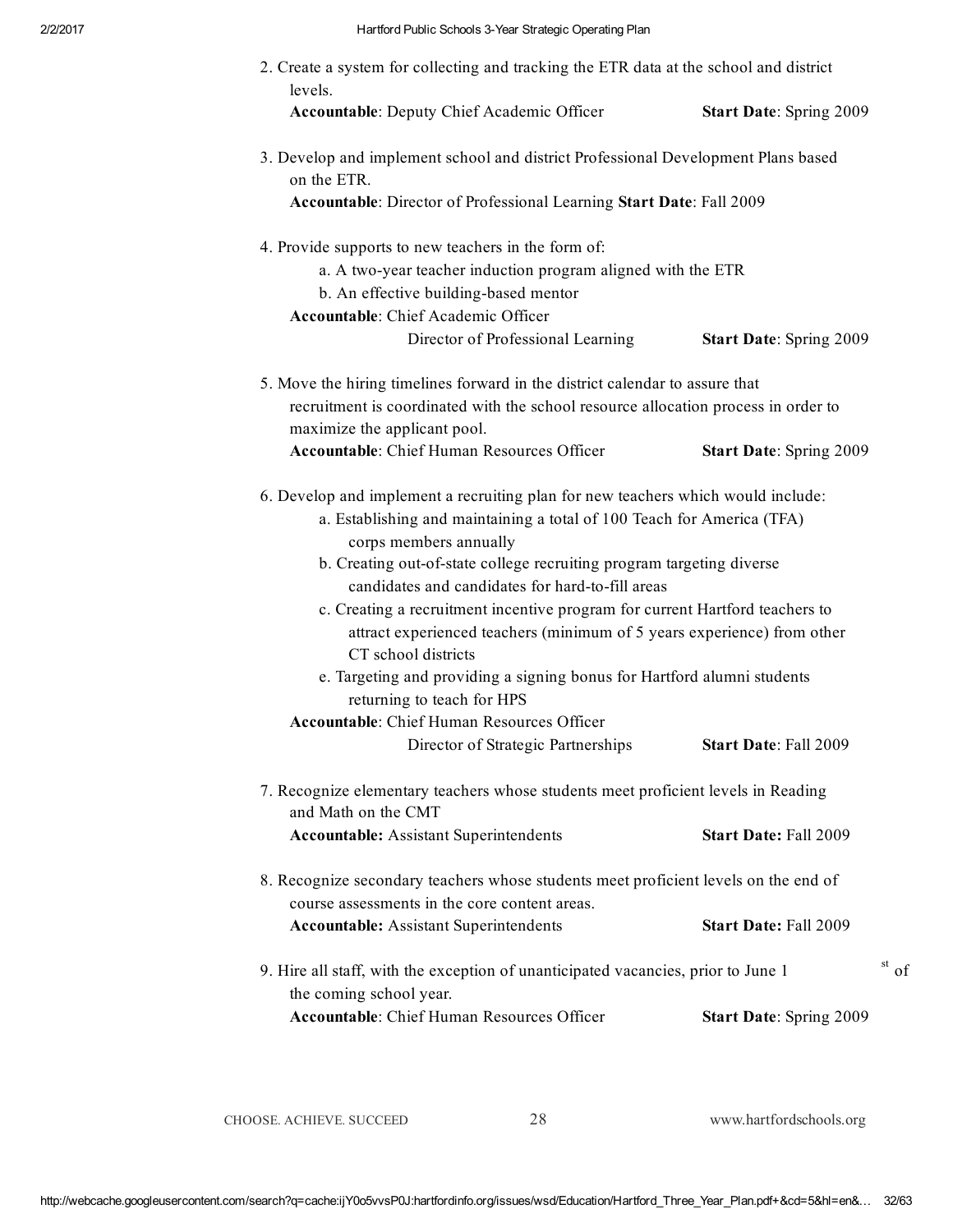2. Create a system for collecting and tracking the ETR data at the school and district levels.
   **Accountable**: Deputy Chief Academic Officer **Start Date**: Spring 2009

3. Develop and implement school and district Professional Development Plans based on the ETR.
   **Accountable**: Director of Professional Learning **Start Date**: Fall 2009

4. Provide supports to new teachers in the form of:
   a. A two-year teacher induction program aligned with the ETR
   b. An effective building-based mentor
   **Accountable**: Chief Academic Officer
   Director of Professional Learning **Start Date**: Spring 2009

5. Move the hiring timelines forward in the district calendar to assure that recruitment is coordinated with the school resource allocation process in order to maximize the applicant pool.
   **Accountable**: Chief Human Resources Officer **Start Date**: Spring 2009

6. Develop and implement a recruiting plan for new teachers which would include:
   a. Establishing and maintaining a total of 100 Teach for America (TFA) corps members annually
   b. Creating out-of-state college recruiting program targeting diverse candidates and candidates for hard-to-fill areas
   c. Creating a recruitment incentive program for current Hartford teachers to attract experienced teachers (minimum of 5 years experience) from other CT school districts
   e. Targeting and providing a signing bonus for Hartford alumni students returning to teach for HPS
   **Accountable**: Chief Human Resources Officer
   Director of Strategic Partnerships **Start Date**: Fall 2009

7. Recognize elementary teachers whose students meet proficient levels in Reading and Math on the CMT
   **Accountable:** Assistant Superintendents **Start Date:** Fall 2009

8. Recognize secondary teachers whose students meet proficient levels on the end of course assessments in the core content areas.
   **Accountable:** Assistant Superintendents **Start Date:** Fall 2009

9. Hire all staff, with the exception of unanticipated vacancies, prior to June 1st of the coming school year.
   **Accountable**: Chief Human Resources Officer **Start Date**: Spring 2009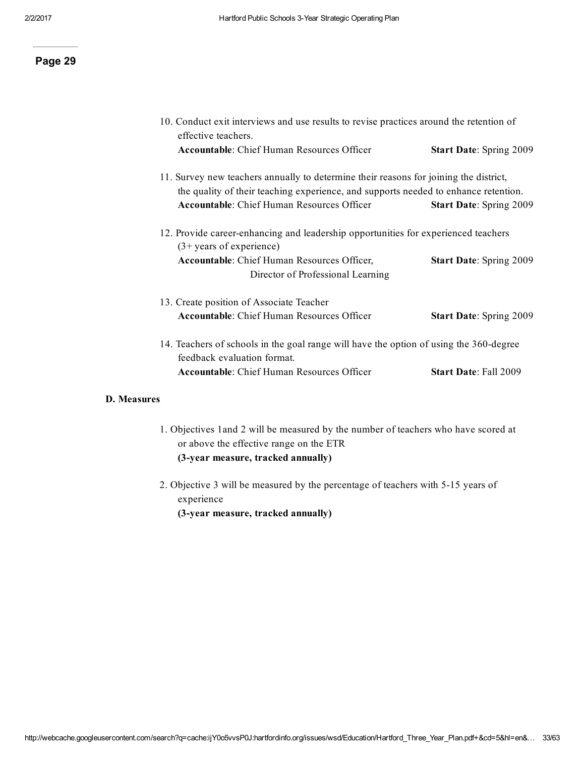**Page 29**

10. Conduct exit interviews and use results to revise practices around the retention of effective teachers.
    **Accountable**: Chief Human Resources Officer **Start Date**: Spring 2009

11. Survey new teachers annually to determine their reasons for joining the district, the quality of their teaching experience, and supports needed to enhance retention.
    **Accountable**: Chief Human Resources Officer **Start Date**: Spring 2009

12. Provide career-enhancing and leadership opportunities for experienced teachers (3+ years of experience)
    **Accountable**: Chief Human Resources Officer, Director of Professional Learning **Start Date**: Spring 2009

13. Create position of Associate Teacher
    **Accountable**: Chief Human Resources Officer **Start Date**: Spring 2009

14. Teachers of schools in the goal range will have the option of using the 360-degree feedback evaluation format.
    **Accountable**: Chief Human Resources Officer **Start Date**: Fall 2009

**D. Measures**

1. Objectives 1and 2 will be measured by the number of teachers who have scored at or above the effective range on the ETR
   **(3-year measure, tracked annually)**

2. Objective 3 will be measured by the percentage of teachers with 5-15 years of experience
   **(3-year measure, tracked annually)**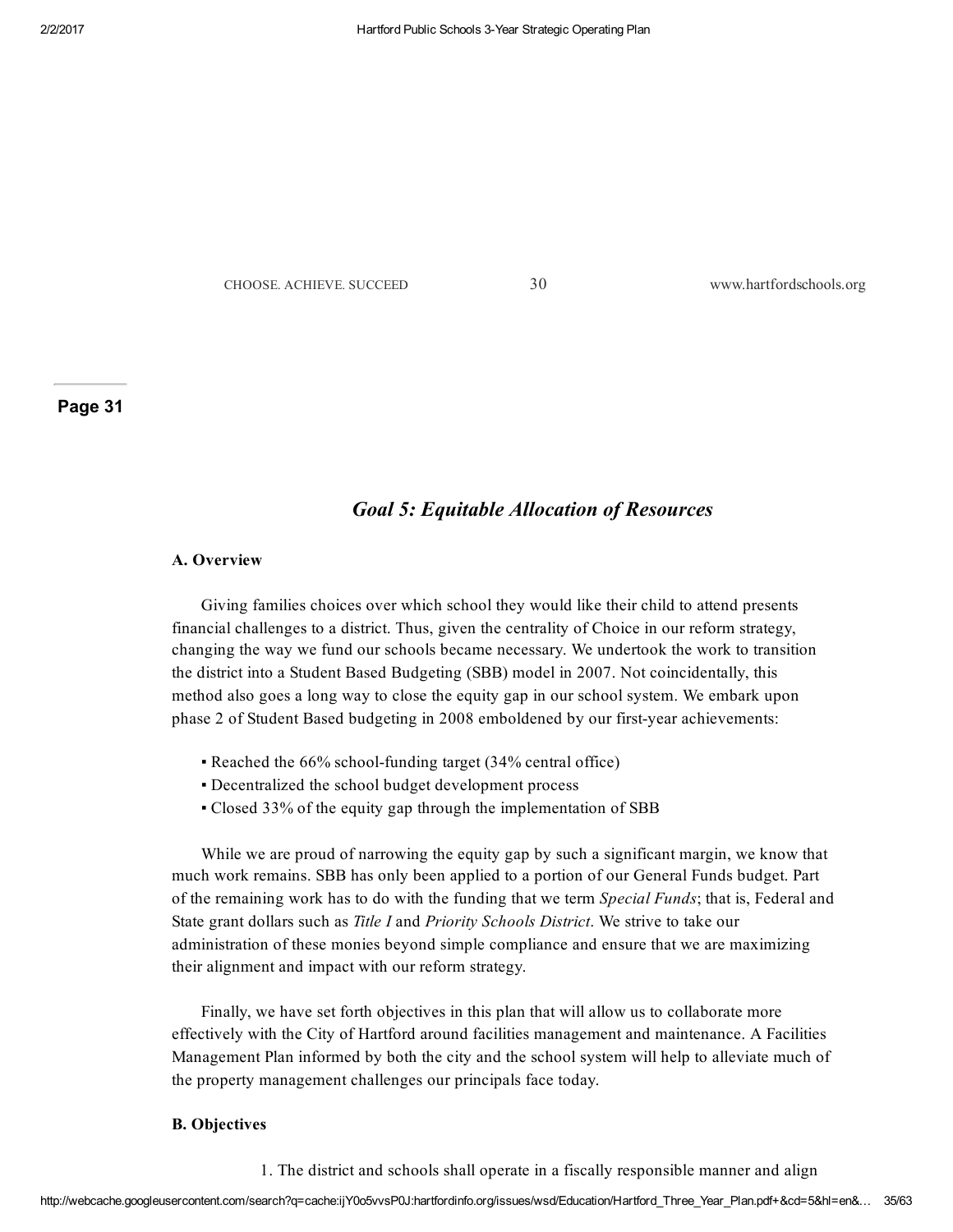## *Goal 5: Equitable Allocation of Resources*

**A. Overview**

Giving families choices over which school they would like their child to attend presents financial challenges to a district. Thus, given the centrality of Choice in our reform strategy, changing the way we fund our schools became necessary. We undertook the work to transition the district into a Student Based Budgeting (SBB) model in 2007. Not coincidentally, this method also goes a long way to close the equity gap in our school system. We embark upon phase 2 of Student Based budgeting in 2008 emboldened by our first-year achievements:

- Reached the 66% school-funding target (34% central office)
- Decentralized the school budget development process
- Closed 33% of the equity gap through the implementation of SBB

While we are proud of narrowing the equity gap by such a significant margin, we know that much work remains. SBB has only been applied to a portion of our General Funds budget. Part of the remaining work has to do with the funding that we term *Special Funds*; that is, Federal and State grant dollars such as *Title I* and *Priority Schools District*. We strive to take our administration of these monies beyond simple compliance and ensure that we are maximizing their alignment and impact with our reform strategy.

Finally, we have set forth objectives in this plan that will allow us to collaborate more effectively with the City of Hartford around facilities management and maintenance. A Facilities Management Plan informed by both the city and the school system will help to alleviate much of the property management challenges our principals face today.

**B. Objectives**

1. The district and schools shall operate in a fiscally responsible manner and align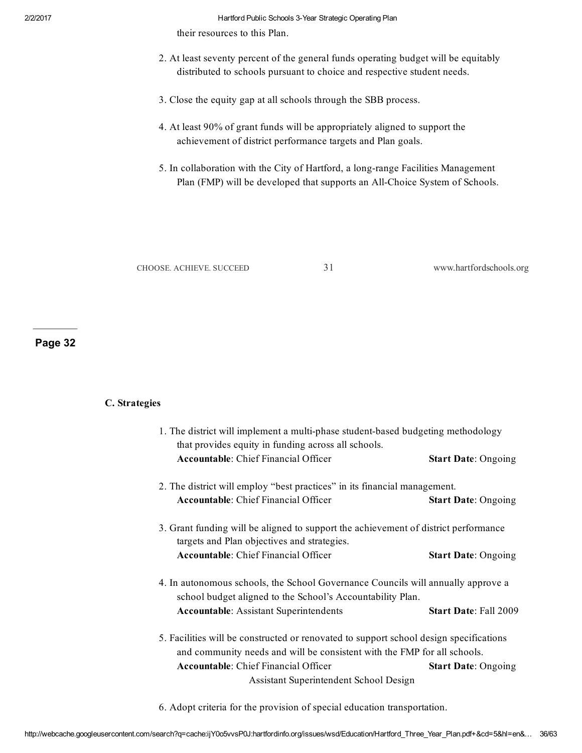their resources to this Plan.

2. At least seventy percent of the general funds operating budget will be equitably distributed to schools pursuant to choice and respective student needs.

3. Close the equity gap at all schools through the SBB process.

4. At least 90% of grant funds will be appropriately aligned to support the achievement of district performance targets and Plan goals.

5. In collaboration with the City of Hartford, a long-range Facilities Management Plan (FMP) will be developed that supports an All-Choice System of Schools.

### C. Strategies

1. The district will implement a multi-phase student-based budgeting methodology that provides equity in funding across all schools.
   **Accountable**: Chief Financial Officer **Start Date**: Ongoing

2. The district will employ "best practices" in its financial management.
   **Accountable**: Chief Financial Officer **Start Date**: Ongoing

3. Grant funding will be aligned to support the achievement of district performance targets and Plan objectives and strategies.
   **Accountable**: Chief Financial Officer **Start Date**: Ongoing

4. In autonomous schools, the School Governance Councils will annually approve a school budget aligned to the School's Accountability Plan.
   **Accountable**: Assistant Superintendents **Start Date**: Fall 2009

5. Facilities will be constructed or renovated to support school design specifications and community needs and will be consistent with the FMP for all schools.
   **Accountable**: Chief Financial Officer, Assistant Superintendent School Design **Start Date**: Ongoing

6. Adopt criteria for the provision of special education transportation.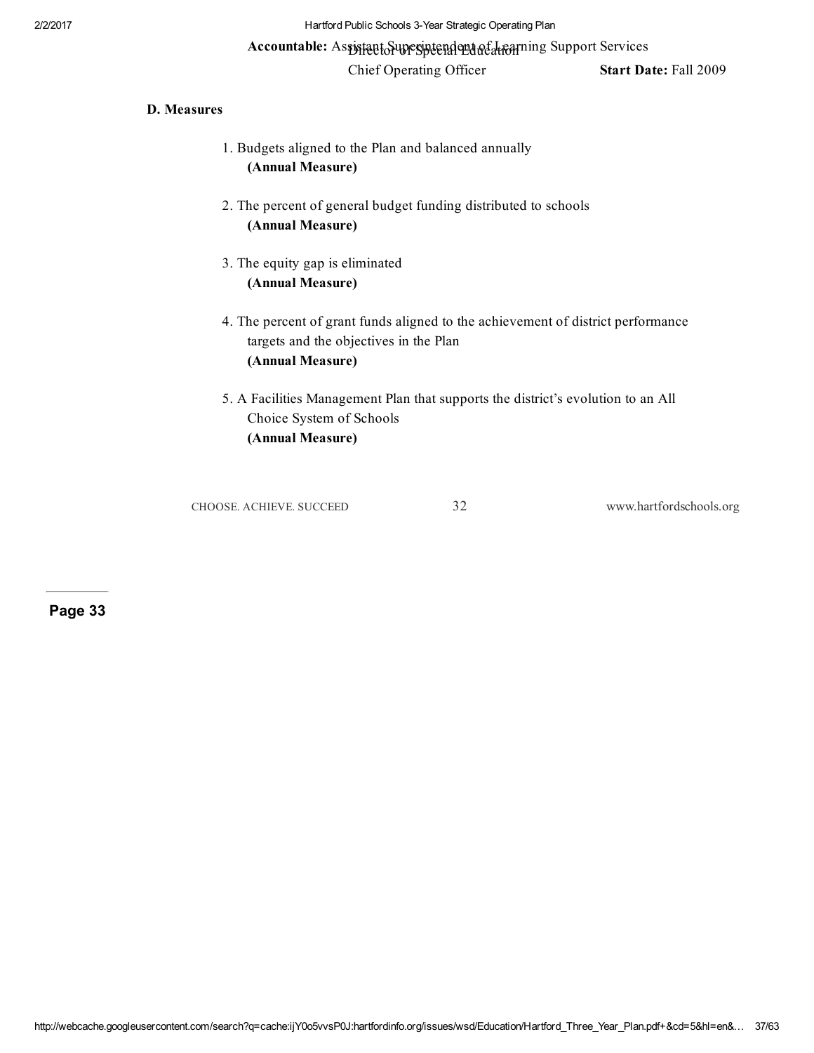**Accountable:** Assistant Superintendent of Learning Support Services
Director of Special Education
Chief Operating Officer **Start Date:** Fall 2009

**D. Measures**

1. Budgets aligned to the Plan and balanced annually
   **(Annual Measure)**

2. The percent of general budget funding distributed to schools
   **(Annual Measure)**

3. The equity gap is eliminated
   **(Annual Measure)**

4. The percent of grant funds aligned to the achievement of district performance targets and the objectives in the Plan
   **(Annual Measure)**

5. A Facilities Management Plan that supports the district's evolution to an All Choice System of Schools
   **(Annual Measure)**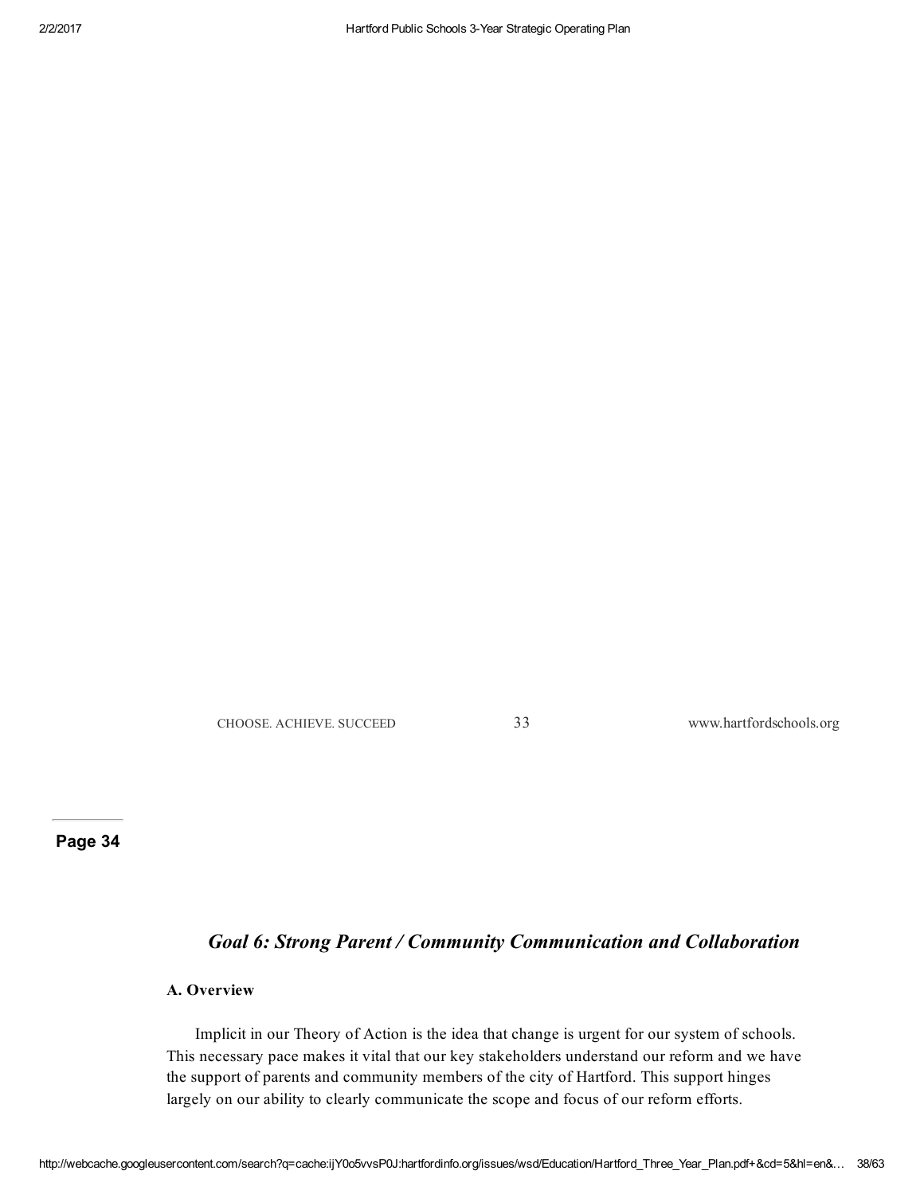## Goal 6: Strong Parent / Community Communication and Collaboration

### A. Overview

Implicit in our Theory of Action is the idea that change is urgent for our system of schools. This necessary pace makes it vital that our key stakeholders understand our reform and we have the support of parents and community members of the city of Hartford. This support hinges largely on our ability to clearly communicate the scope and focus of our reform efforts.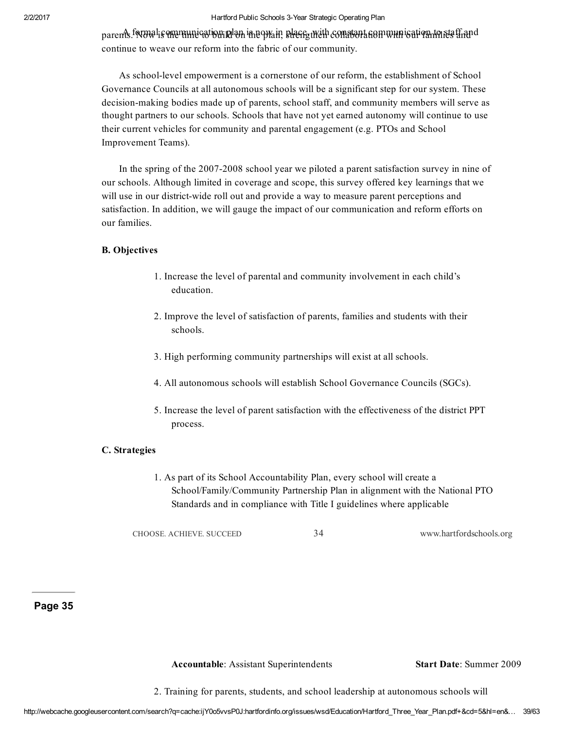A formal communication plan is now in place, with constant communication to staff and parents. Now is the time to build on the plan, strengthen collaboration with our families and continue to weave our reform into the fabric of our community.

As school-level empowerment is a cornerstone of our reform, the establishment of School Governance Councils at all autonomous schools will be a significant step for our system. These decision-making bodies made up of parents, school staff, and community members will serve as thought partners to our schools. Schools that have not yet earned autonomy will continue to use their current vehicles for community and parental engagement (e.g. PTOs and School Improvement Teams).

In the spring of the 2007-2008 school year we piloted a parent satisfaction survey in nine of our schools. Although limited in coverage and scope, this survey offered key learnings that we will use in our district-wide roll out and provide a way to measure parent perceptions and satisfaction. In addition, we will gauge the impact of our communication and reform efforts on our families.

**B. Objectives**

1. Increase the level of parental and community involvement in each child's education.
2. Improve the level of satisfaction of parents, families and students with their schools.
3. High performing community partnerships will exist at all schools.
4. All autonomous schools will establish School Governance Councils (SGCs).
5. Increase the level of parent satisfaction with the effectiveness of the district PPT process.

**C. Strategies**

1. As part of its School Accountability Plan, every school will create a School/Family/Community Partnership Plan in alignment with the National PTO Standards and in compliance with Title I guidelines where applicable

**Accountable**: Assistant Superintendents **Start Date**: Summer 2009

2. Training for parents, students, and school leadership at autonomous schools will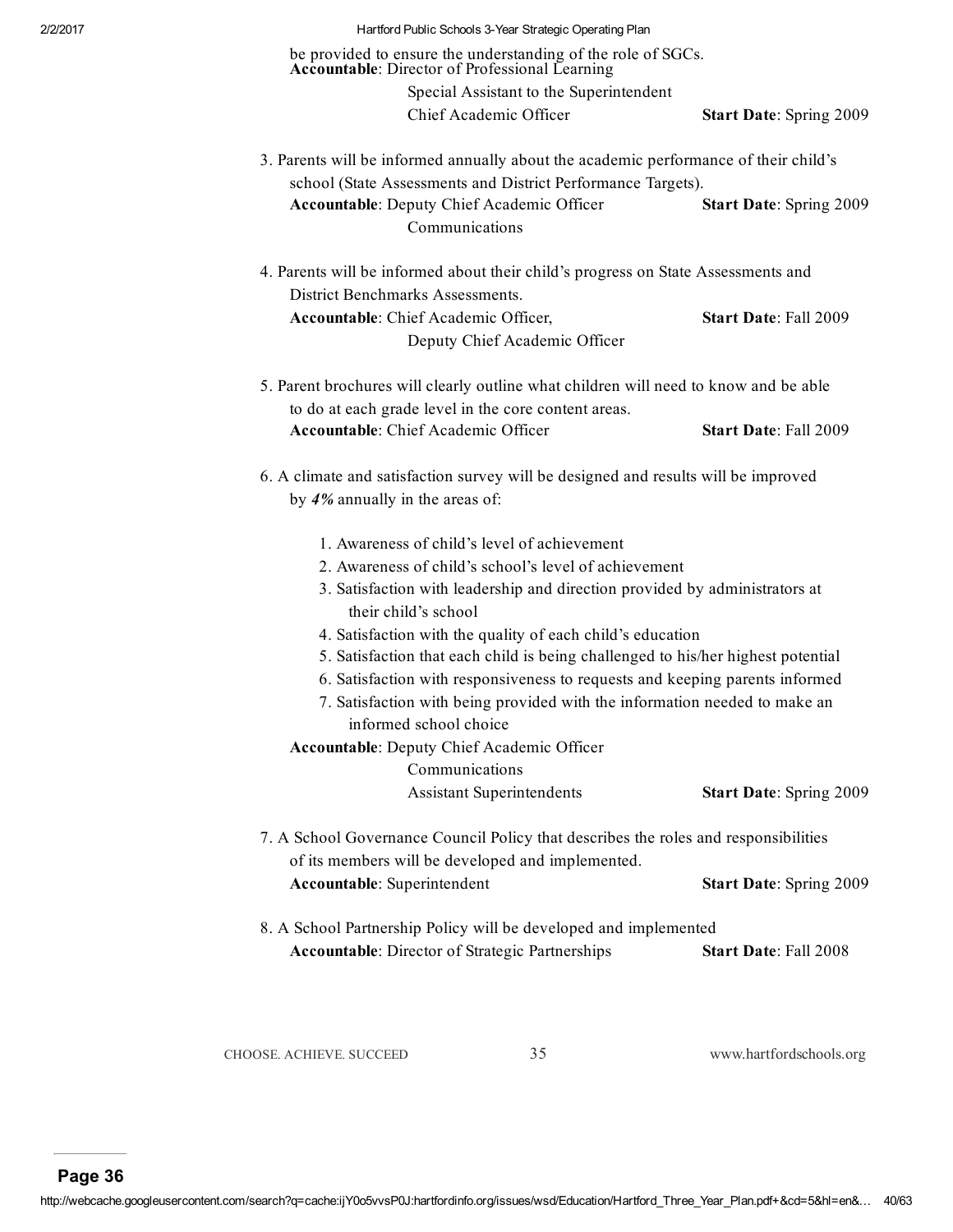be provided to ensure the understanding of the role of SGCs.
**Accountable**: Director of Professional Learning
Special Assistant to the Superintendent
Chief Academic Officer **Start Date**: Spring 2009

3. Parents will be informed annually about the academic performance of their child's school (State Assessments and District Performance Targets).
   **Accountable**: Deputy Chief Academic Officer **Start Date**: Spring 2009
   Communications

4. Parents will be informed about their child's progress on State Assessments and District Benchmarks Assessments.
   **Accountable**: Chief Academic Officer, **Start Date**: Fall 2009
   Deputy Chief Academic Officer

5. Parent brochures will clearly outline what children will need to know and be able to do at each grade level in the core content areas.
   **Accountable**: Chief Academic Officer **Start Date**: Fall 2009

6. A climate and satisfaction survey will be designed and results will be improved by ***4%*** annually in the areas of:

   1. Awareness of child's level of achievement
   2. Awareness of child's school's level of achievement
   3. Satisfaction with leadership and direction provided by administrators at their child's school
   4. Satisfaction with the quality of each child's education
   5. Satisfaction that each child is being challenged to his/her highest potential
   6. Satisfaction with responsiveness to requests and keeping parents informed
   7. Satisfaction with being provided with the information needed to make an informed school choice

   **Accountable**: Deputy Chief Academic Officer
   Communications
   Assistant Superintendents **Start Date**: Spring 2009

7. A School Governance Council Policy that describes the roles and responsibilities of its members will be developed and implemented.
   **Accountable**: Superintendent **Start Date**: Spring 2009

8. A School Partnership Policy will be developed and implemented
   **Accountable**: Director of Strategic Partnerships **Start Date**: Fall 2008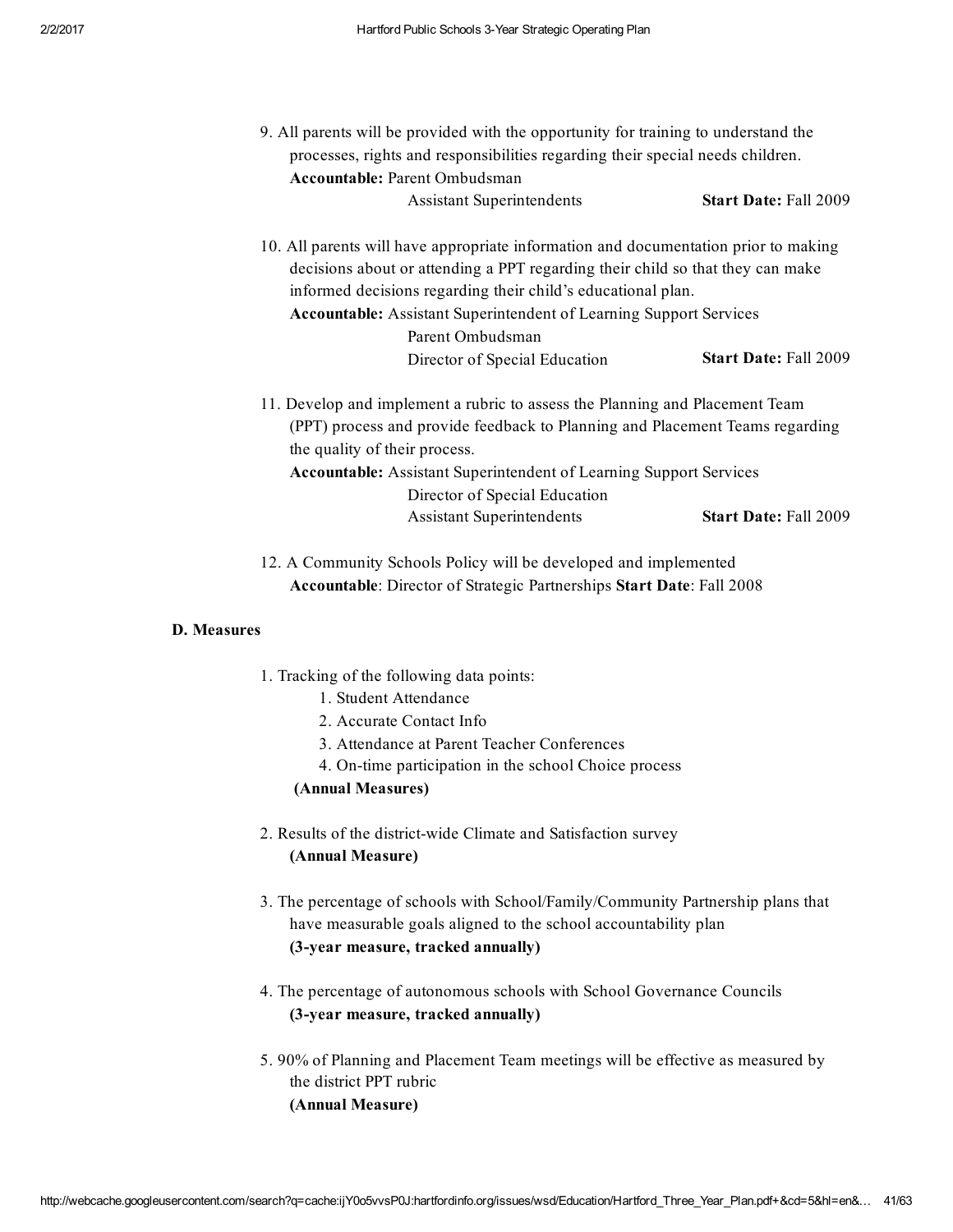9. All parents will be provided with the opportunity for training to understand the processes, rights and responsibilities regarding their special needs children.
   **Accountable:** Parent Ombudsman
   Assistant Superintendents **Start Date:** Fall 2009

10. All parents will have appropriate information and documentation prior to making decisions about or attending a PPT regarding their child so that they can make informed decisions regarding their child's educational plan.
    **Accountable:** Assistant Superintendent of Learning Support Services
    Parent Ombudsman
    Director of Special Education **Start Date:** Fall 2009

11. Develop and implement a rubric to assess the Planning and Placement Team (PPT) process and provide feedback to Planning and Placement Teams regarding the quality of their process.
    **Accountable:** Assistant Superintendent of Learning Support Services
    Director of Special Education
    Assistant Superintendents **Start Date:** Fall 2009

12. A Community Schools Policy will be developed and implemented
    **Accountable**: Director of Strategic Partnerships **Start Date**: Fall 2008

**D. Measures**

1. Tracking of the following data points:
   1. Student Attendance
   2. Accurate Contact Info
   3. Attendance at Parent Teacher Conferences
   4. On-time participation in the school Choice process

   **(Annual Measures)**

2. Results of the district-wide Climate and Satisfaction survey
   **(Annual Measure)**

3. The percentage of schools with School/Family/Community Partnership plans that have measurable goals aligned to the school accountability plan
   **(3-year measure, tracked annually)**

4. The percentage of autonomous schools with School Governance Councils
   **(3-year measure, tracked annually)**

5. 90% of Planning and Placement Team meetings will be effective as measured by the district PPT rubric
   **(Annual Measure)**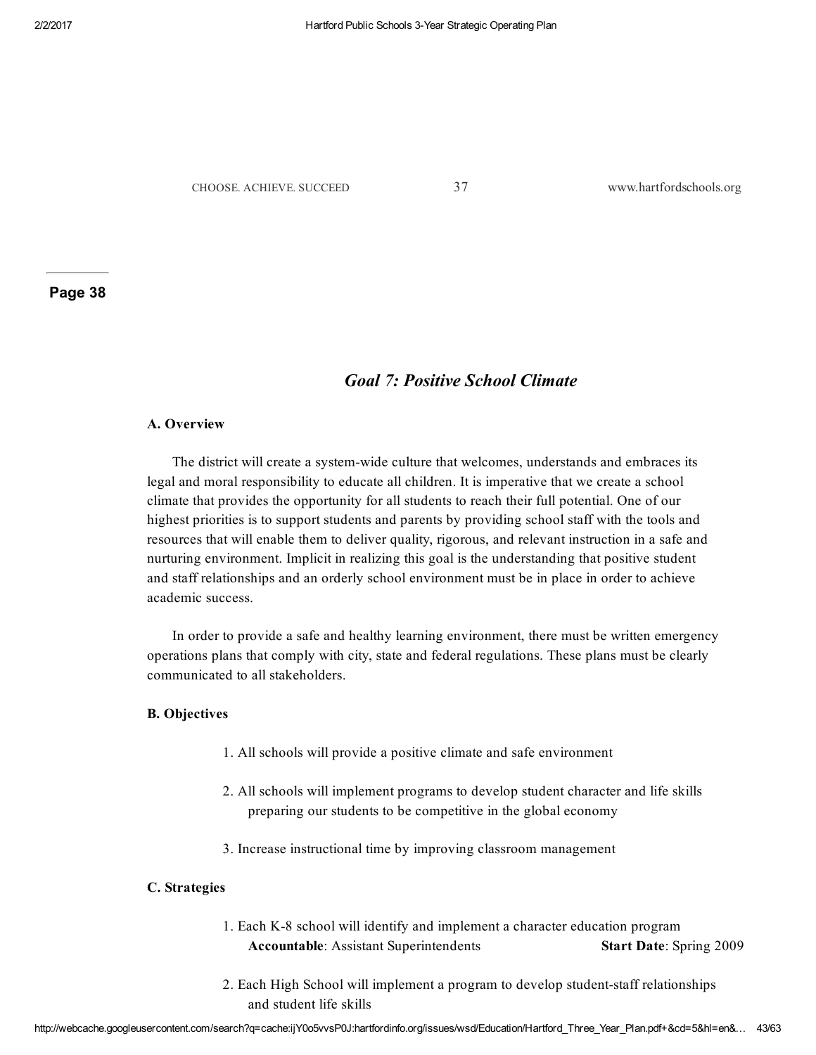**Page 38**

## *Goal 7: Positive School Climate*

### A. Overview

The district will create a system-wide culture that welcomes, understands and embraces its legal and moral responsibility to educate all children. It is imperative that we create a school climate that provides the opportunity for all students to reach their full potential. One of our highest priorities is to support students and parents by providing school staff with the tools and resources that will enable them to deliver quality, rigorous, and relevant instruction in a safe and nurturing environment. Implicit in realizing this goal is the understanding that positive student and staff relationships and an orderly school environment must be in place in order to achieve academic success.

In order to provide a safe and healthy learning environment, there must be written emergency operations plans that comply with city, state and federal regulations. These plans must be clearly communicated to all stakeholders.

### B. Objectives

1. All schools will provide a positive climate and safe environment
2. All schools will implement programs to develop student character and life skills preparing our students to be competitive in the global economy
3. Increase instructional time by improving classroom management

### C. Strategies

1. Each K-8 school will identify and implement a character education program
   **Accountable**: Assistant Superintendents **Start Date**: Spring 2009
2. Each High School will implement a program to develop student-staff relationships and student life skills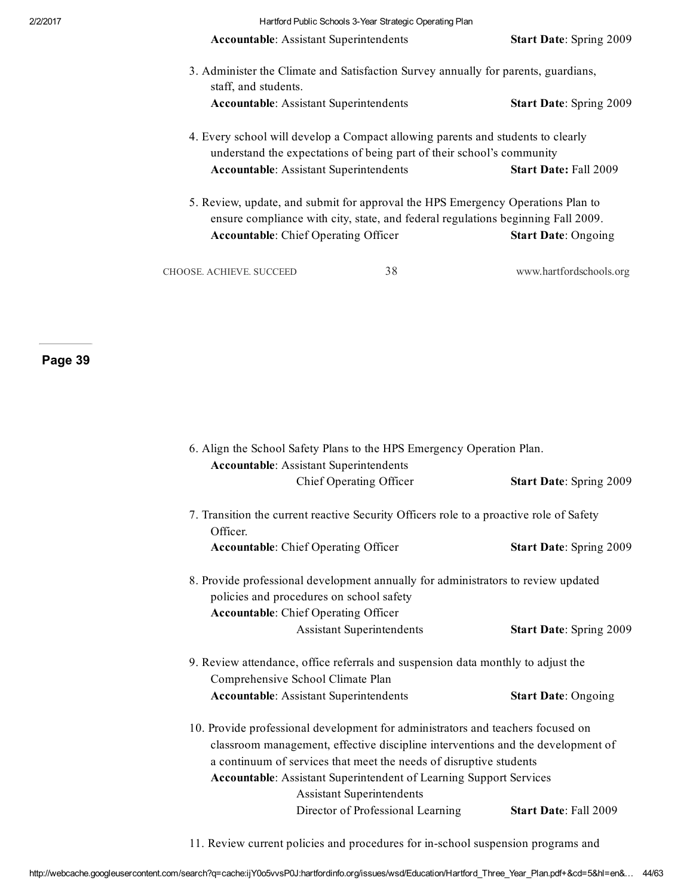**Accountable**: Assistant Superintendents **Start Date**: Spring 2009

3. Administer the Climate and Satisfaction Survey annually for parents, guardians, staff, and students.
   **Accountable**: Assistant Superintendents **Start Date**: Spring 2009

4. Every school will develop a Compact allowing parents and students to clearly understand the expectations of being part of their school's community
   **Accountable**: Assistant Superintendents **Start Date:** Fall 2009

5. Review, update, and submit for approval the HPS Emergency Operations Plan to ensure compliance with city, state, and federal regulations beginning Fall 2009.
   **Accountable**: Chief Operating Officer **Start Date**: Ongoing

6. Align the School Safety Plans to the HPS Emergency Operation Plan.
   **Accountable**: Assistant Superintendents
   Chief Operating Officer **Start Date**: Spring 2009

7. Transition the current reactive Security Officers role to a proactive role of Safety Officer.
   **Accountable**: Chief Operating Officer **Start Date**: Spring 2009

8. Provide professional development annually for administrators to review updated policies and procedures on school safety
   **Accountable**: Chief Operating Officer
   Assistant Superintendents **Start Date**: Spring 2009

9. Review attendance, office referrals and suspension data monthly to adjust the Comprehensive School Climate Plan
   **Accountable**: Assistant Superintendents **Start Date**: Ongoing

10. Provide professional development for administrators and teachers focused on classroom management, effective discipline interventions and the development of a continuum of services that meet the needs of disruptive students
    **Accountable**: Assistant Superintendent of Learning Support Services
    Assistant Superintendents
    Director of Professional Learning **Start Date**: Fall 2009

11. Review current policies and procedures for in-school suspension programs and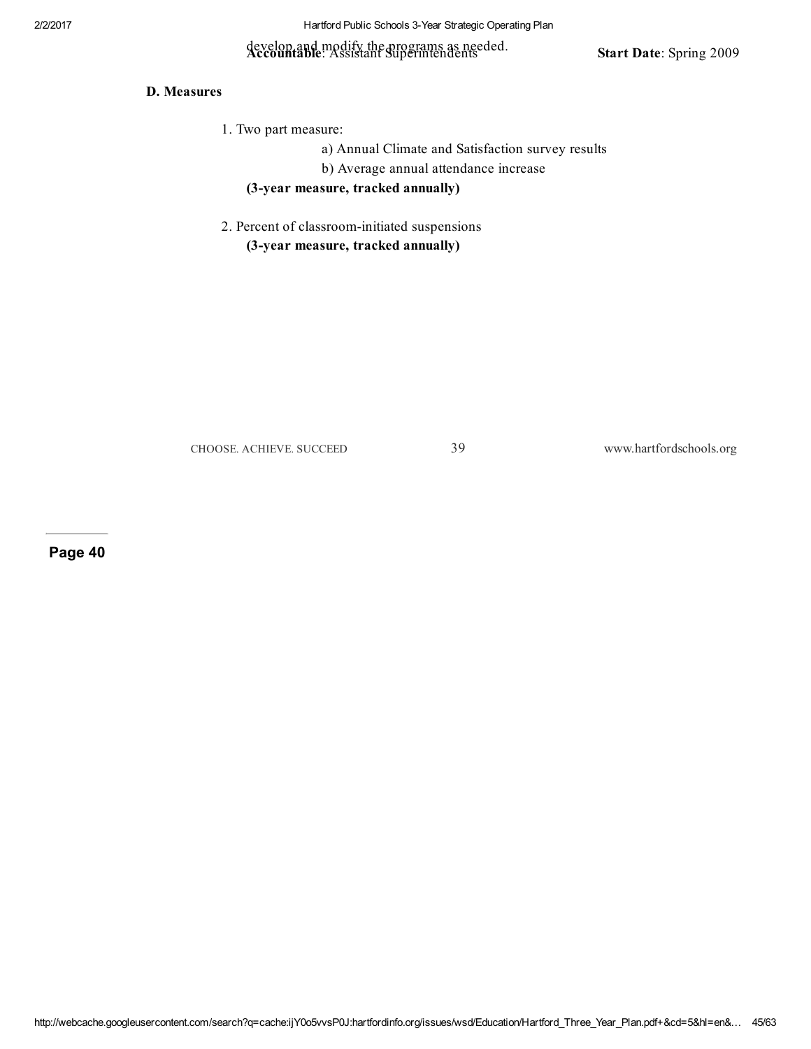develop and modify the programs as needed.

**Accountable**: Assistant Superintendents **Start Date**: Spring 2009

**D. Measures**

1. Two part measure:
   a) Annual Climate and Satisfaction survey results
   b) Average annual attendance increase

   **(3-year measure, tracked annually)**

2. Percent of classroom-initiated suspensions

   **(3-year measure, tracked annually)**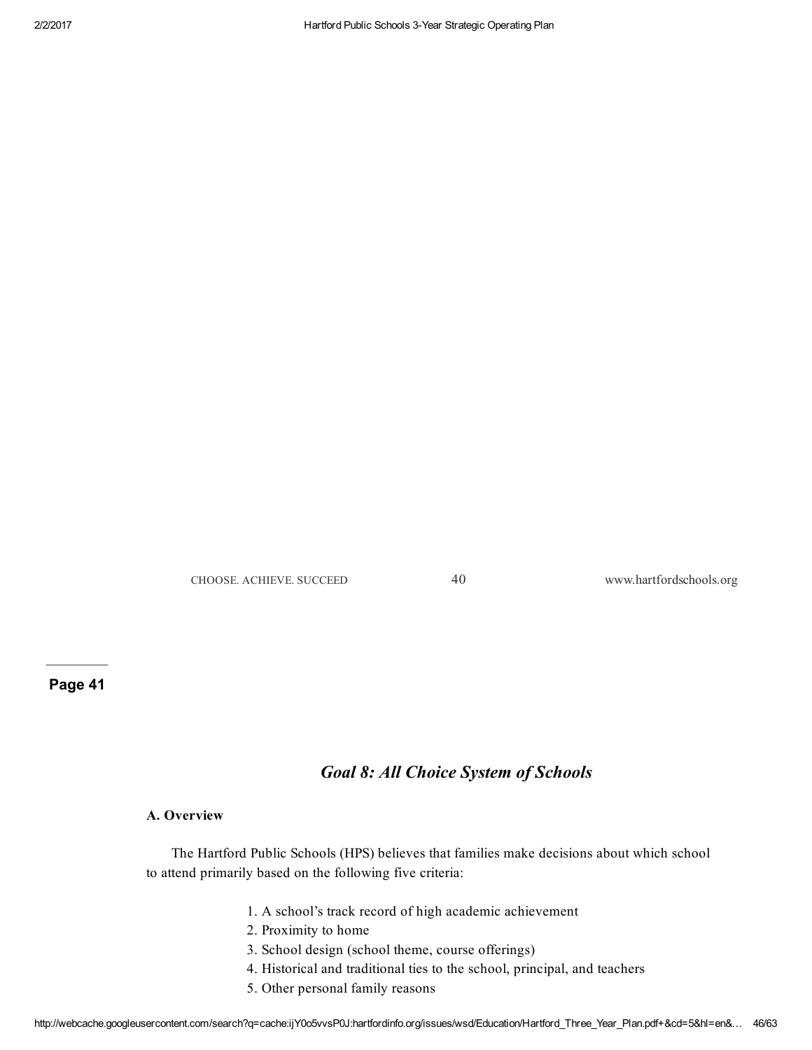## Goal 8: All Choice System of Schools

### A. Overview

The Hartford Public Schools (HPS) believes that families make decisions about which school to attend primarily based on the following five criteria:

1. A school's track record of high academic achievement
2. Proximity to home
3. School design (school theme, course offerings)
4. Historical and traditional ties to the school, principal, and teachers
5. Other personal family reasons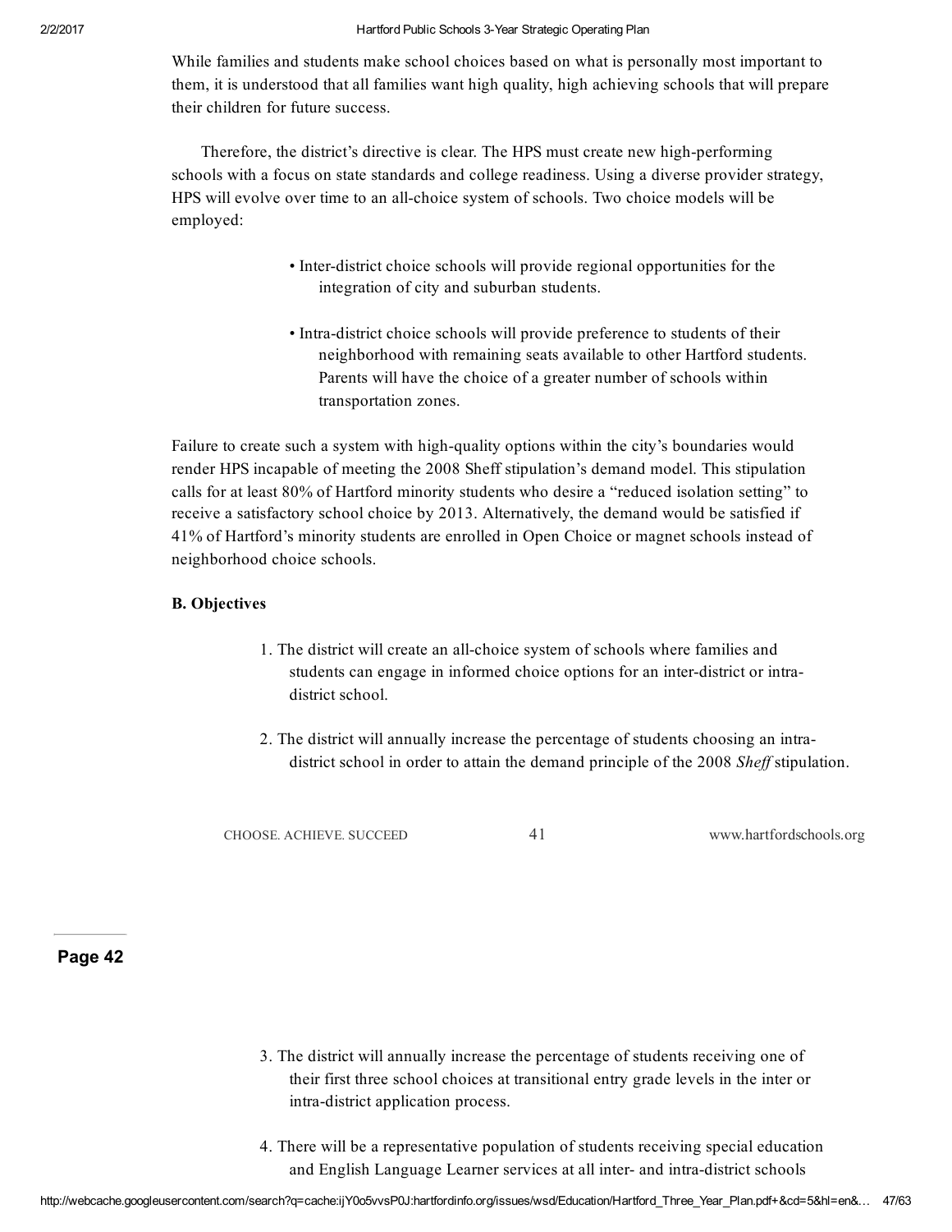While families and students make school choices based on what is personally most important to them, it is understood that all families want high quality, high achieving schools that will prepare their children for future success.

Therefore, the district's directive is clear. The HPS must create new high-performing schools with a focus on state standards and college readiness. Using a diverse provider strategy, HPS will evolve over time to an all-choice system of schools. Two choice models will be employed:

- Inter-district choice schools will provide regional opportunities for the integration of city and suburban students.
- Intra-district choice schools will provide preference to students of their neighborhood with remaining seats available to other Hartford students. Parents will have the choice of a greater number of schools within transportation zones.

Failure to create such a system with high-quality options within the city's boundaries would render HPS incapable of meeting the 2008 Sheff stipulation's demand model. This stipulation calls for at least 80% of Hartford minority students who desire a "reduced isolation setting" to receive a satisfactory school choice by 2013. Alternatively, the demand would be satisfied if 41% of Hartford's minority students are enrolled in Open Choice or magnet schools instead of neighborhood choice schools.

**B. Objectives**

1. The district will create an all-choice system of schools where families and students can engage in informed choice options for an inter-district or intra-district school.
2. The district will annually increase the percentage of students choosing an intra-district school in order to attain the demand principle of the 2008 *Sheff* stipulation.
3. The district will annually increase the percentage of students receiving one of their first three school choices at transitional entry grade levels in the inter or intra-district application process.
4. There will be a representative population of students receiving special education and English Language Learner services at all inter- and intra-district schools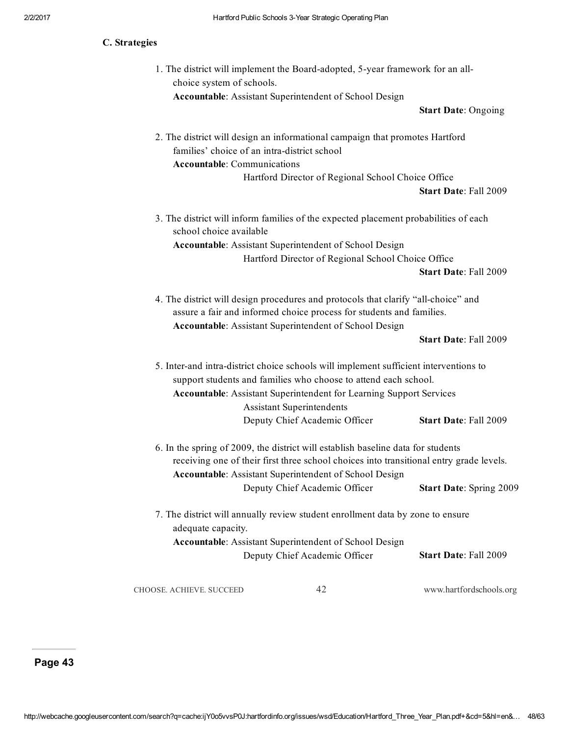### C. Strategies

1. The district will implement the Board-adopted, 5-year framework for an all-choice system of schools.
   **Accountable**: Assistant Superintendent of School Design
   **Start Date**: Ongoing

2. The district will design an informational campaign that promotes Hartford families' choice of an intra-district school
   **Accountable**: Communications
   Hartford Director of Regional School Choice Office
   **Start Date**: Fall 2009

3. The district will inform families of the expected placement probabilities of each school choice available
   **Accountable**: Assistant Superintendent of School Design
   Hartford Director of Regional School Choice Office
   **Start Date**: Fall 2009

4. The district will design procedures and protocols that clarify "all-choice" and assure a fair and informed choice process for students and families.
   **Accountable**: Assistant Superintendent of School Design
   **Start Date**: Fall 2009

5. Inter-and intra-district choice schools will implement sufficient interventions to support students and families who choose to attend each school.
   **Accountable**: Assistant Superintendent for Learning Support Services
   Assistant Superintendents
   Deputy Chief Academic Officer
   **Start Date**: Fall 2009

6. In the spring of 2009, the district will establish baseline data for students receiving one of their first three school choices into transitional entry grade levels.
   **Accountable**: Assistant Superintendent of School Design
   Deputy Chief Academic Officer
   **Start Date**: Spring 2009

7. The district will annually review student enrollment data by zone to ensure adequate capacity.
   **Accountable**: Assistant Superintendent of School Design
   Deputy Chief Academic Officer
   **Start Date**: Fall 2009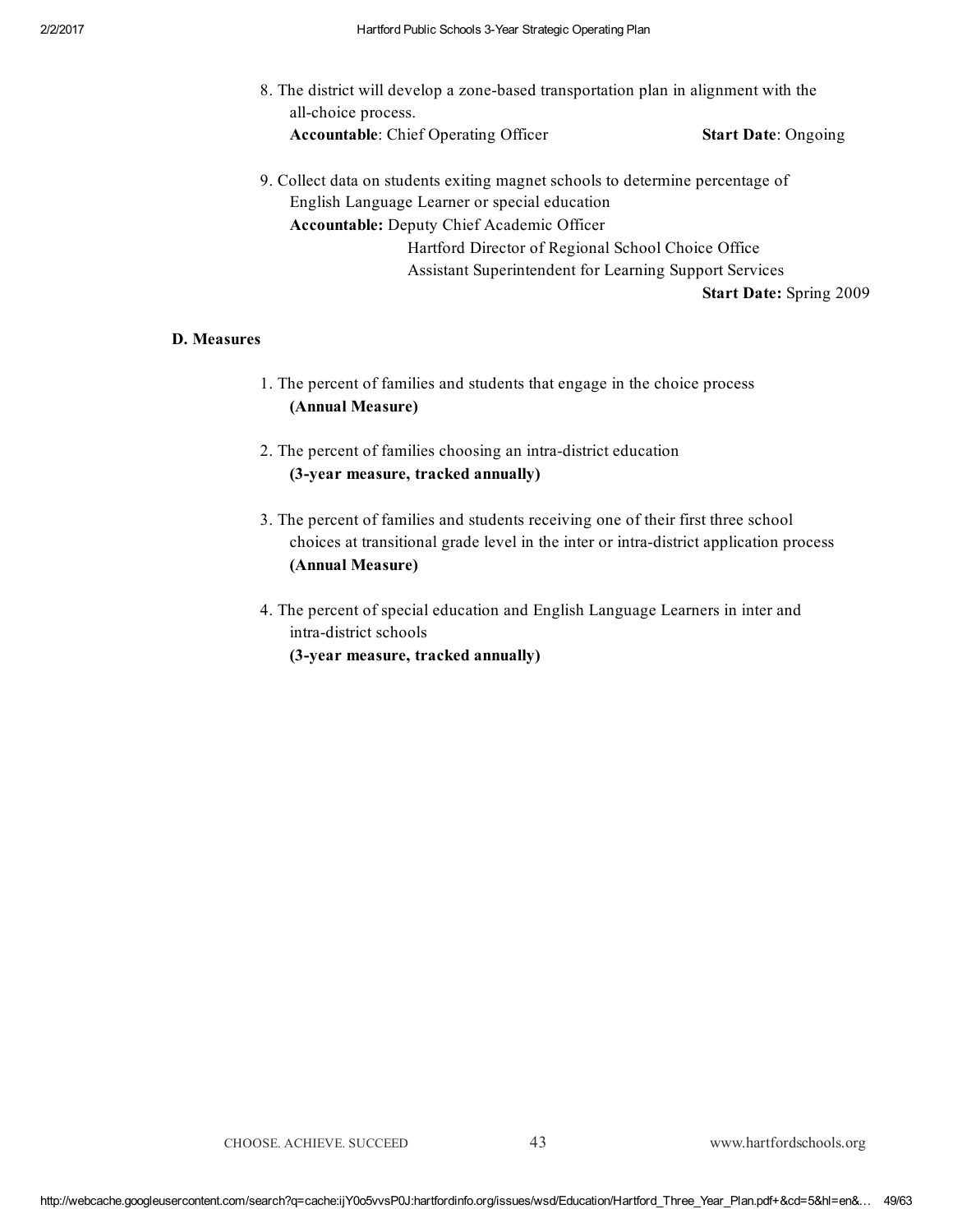8. The district will develop a zone-based transportation plan in alignment with the all-choice process.
   **Accountable**: Chief Operating Officer **Start Date**: Ongoing

9. Collect data on students exiting magnet schools to determine percentage of English Language Learner or special education
   **Accountable:** Deputy Chief Academic Officer
   Hartford Director of Regional School Choice Office
   Assistant Superintendent for Learning Support Services
   **Start Date:** Spring 2009

**D. Measures**

1. The percent of families and students that engage in the choice process
   **(Annual Measure)**

2. The percent of families choosing an intra-district education
   **(3-year measure, tracked annually)**

3. The percent of families and students receiving one of their first three school choices at transitional grade level in the inter or intra-district application process
   **(Annual Measure)**

4. The percent of special education and English Language Learners in inter and intra-district schools
   **(3-year measure, tracked annually)**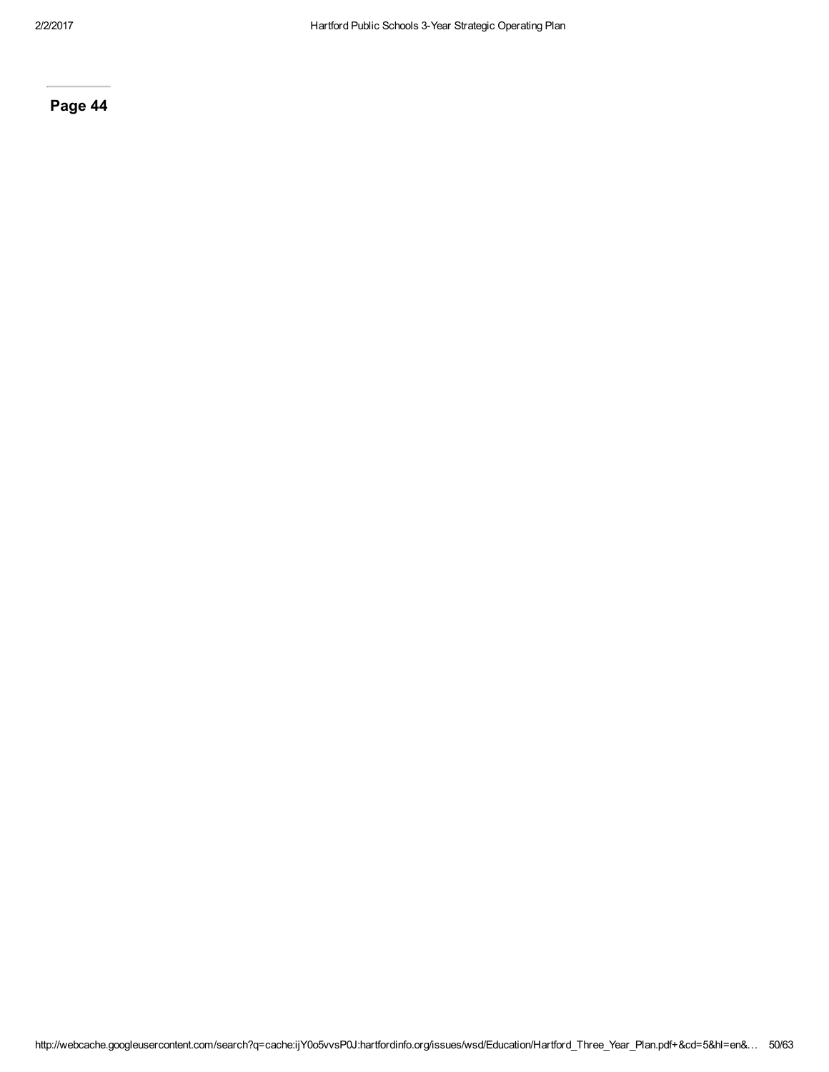---

**Page 44**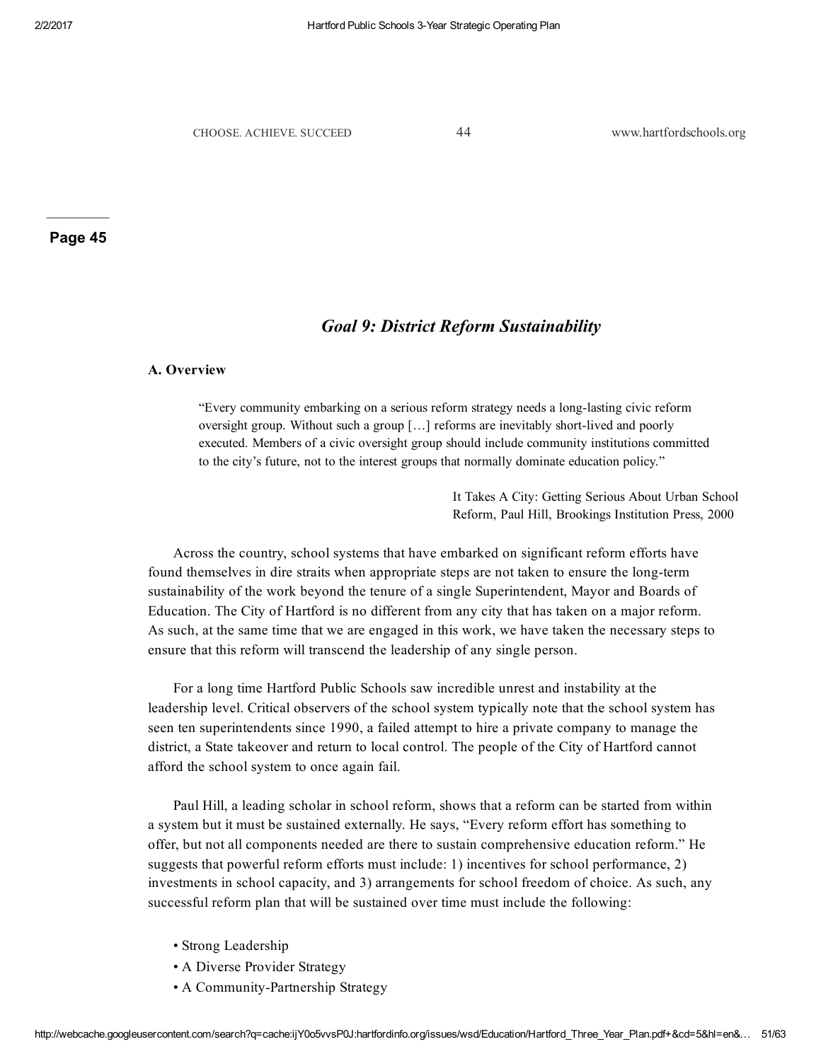## *Goal 9: District Reform Sustainability*

### A. Overview

> "Every community embarking on a serious reform strategy needs a long-lasting civic reform oversight group. Without such a group […] reforms are inevitably short-lived and poorly executed. Members of a civic oversight group should include community institutions committed to the city's future, not to the interest groups that normally dominate education policy."
>
> It Takes A City: Getting Serious About Urban School Reform, Paul Hill, Brookings Institution Press, 2000

Across the country, school systems that have embarked on significant reform efforts have found themselves in dire straits when appropriate steps are not taken to ensure the long-term sustainability of the work beyond the tenure of a single Superintendent, Mayor and Boards of Education. The City of Hartford is no different from any city that has taken on a major reform. As such, at the same time that we are engaged in this work, we have taken the necessary steps to ensure that this reform will transcend the leadership of any single person.

For a long time Hartford Public Schools saw incredible unrest and instability at the leadership level. Critical observers of the school system typically note that the school system has seen ten superintendents since 1990, a failed attempt to hire a private company to manage the district, a State takeover and return to local control. The people of the City of Hartford cannot afford the school system to once again fail.

Paul Hill, a leading scholar in school reform, shows that a reform can be started from within a system but it must be sustained externally. He says, "Every reform effort has something to offer, but not all components needed are there to sustain comprehensive education reform." He suggests that powerful reform efforts must include: 1) incentives for school performance, 2) investments in school capacity, and 3) arrangements for school freedom of choice. As such, any successful reform plan that will be sustained over time must include the following:

- Strong Leadership
- A Diverse Provider Strategy
- A Community-Partnership Strategy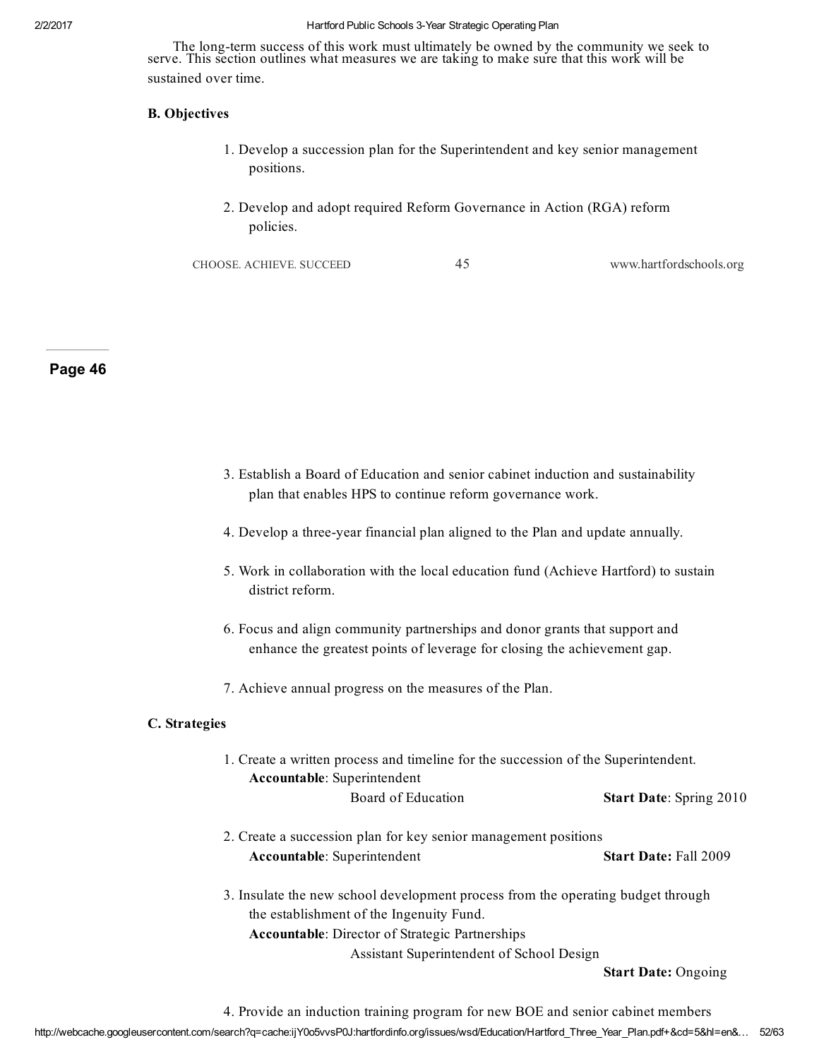The long-term success of this work must ultimately be owned by the community we seek to serve. This section outlines what measures we are taking to make sure that this work will be sustained over time.

### B. Objectives

1. Develop a succession plan for the Superintendent and key senior management positions.

2. Develop and adopt required Reform Governance in Action (RGA) reform policies.

3. Establish a Board of Education and senior cabinet induction and sustainability plan that enables HPS to continue reform governance work.

4. Develop a three-year financial plan aligned to the Plan and update annually.

5. Work in collaboration with the local education fund (Achieve Hartford) to sustain district reform.

6. Focus and align community partnerships and donor grants that support and enhance the greatest points of leverage for closing the achievement gap.

7. Achieve annual progress on the measures of the Plan.

### C. Strategies

1. Create a written process and timeline for the succession of the Superintendent.
   **Accountable**: Superintendent
   Board of Education
   **Start Date**: Spring 2010

2. Create a succession plan for key senior management positions
   **Accountable**: Superintendent
   **Start Date:** Fall 2009

3. Insulate the new school development process from the operating budget through the establishment of the Ingenuity Fund.
   **Accountable**: Director of Strategic Partnerships
   Assistant Superintendent of School Design
   **Start Date:** Ongoing

4. Provide an induction training program for new BOE and senior cabinet members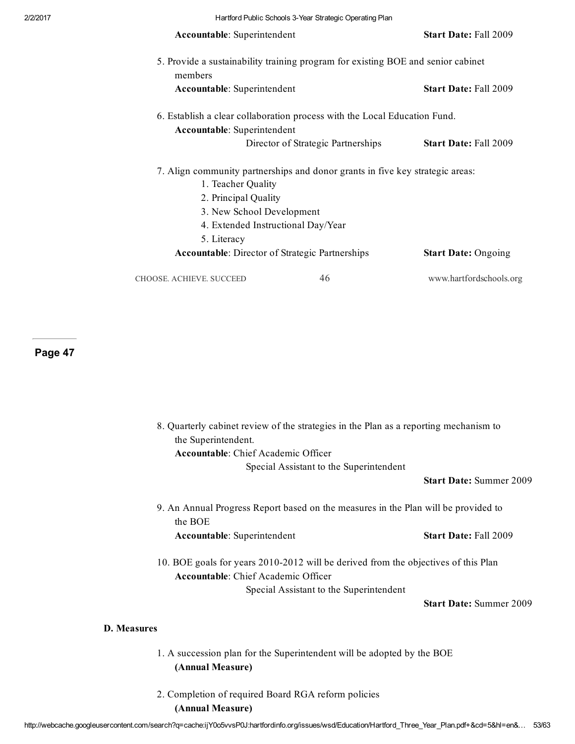**Accountable**: Superintendent **Start Date:** Fall 2009

5. Provide a sustainability training program for existing BOE and senior cabinet members
   **Accountable**: Superintendent **Start Date:** Fall 2009

6. Establish a clear collaboration process with the Local Education Fund.
   **Accountable**: Superintendent
   Director of Strategic Partnerships **Start Date:** Fall 2009

7. Align community partnerships and donor grants in five key strategic areas:
   1. Teacher Quality
   2. Principal Quality
   3. New School Development
   4. Extended Instructional Day/Year
   5. Literacy

   **Accountable**: Director of Strategic Partnerships **Start Date:** Ongoing

8. Quarterly cabinet review of the strategies in the Plan as a reporting mechanism to the Superintendent.
   **Accountable**: Chief Academic Officer
   Special Assistant to the Superintendent
   **Start Date:** Summer 2009

9. An Annual Progress Report based on the measures in the Plan will be provided to the BOE
   **Accountable**: Superintendent **Start Date:** Fall 2009

10. BOE goals for years 2010-2012 will be derived from the objectives of this Plan
    **Accountable**: Chief Academic Officer
    Special Assistant to the Superintendent
    **Start Date:** Summer 2009

**D. Measures**

1. A succession plan for the Superintendent will be adopted by the BOE
   **(Annual Measure)**

2. Completion of required Board RGA reform policies
   **(Annual Measure)**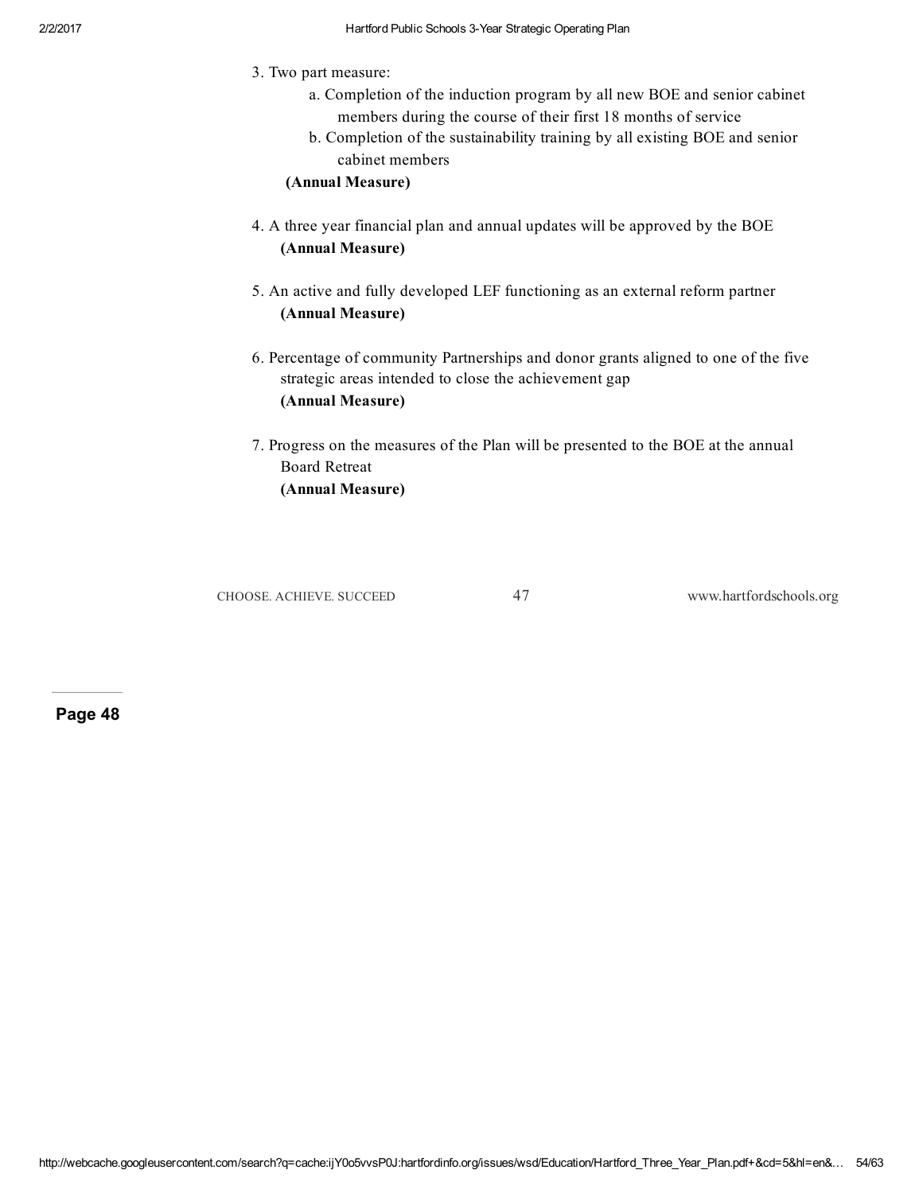3. Two part measure:
    a. Completion of the induction program by all new BOE and senior cabinet members during the course of their first 18 months of service
    b. Completion of the sustainability training by all existing BOE and senior cabinet members

   **(Annual Measure)**

4. A three year financial plan and annual updates will be approved by the BOE
   **(Annual Measure)**

5. An active and fully developed LEF functioning as an external reform partner
   **(Annual Measure)**

6. Percentage of community Partnerships and donor grants aligned to one of the five strategic areas intended to close the achievement gap
   **(Annual Measure)**

7. Progress on the measures of the Plan will be presented to the BOE at the annual Board Retreat
   **(Annual Measure)**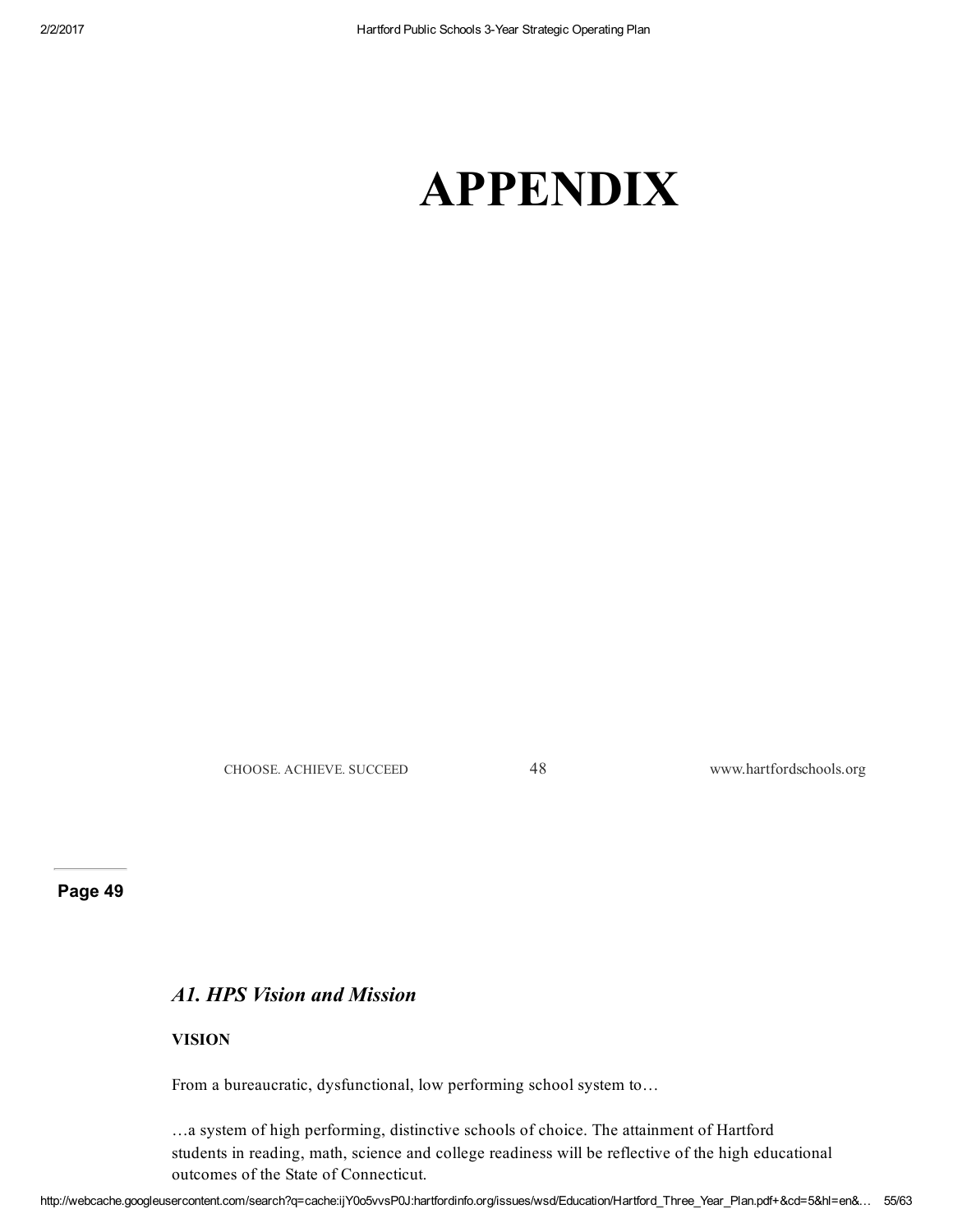# APPENDIX

## *A1. HPS Vision and Mission*

**VISION**

From a bureaucratic, dysfunctional, low performing school system to…

…a system of high performing, distinctive schools of choice. The attainment of Hartford students in reading, math, science and college readiness will be reflective of the high educational outcomes of the State of Connecticut.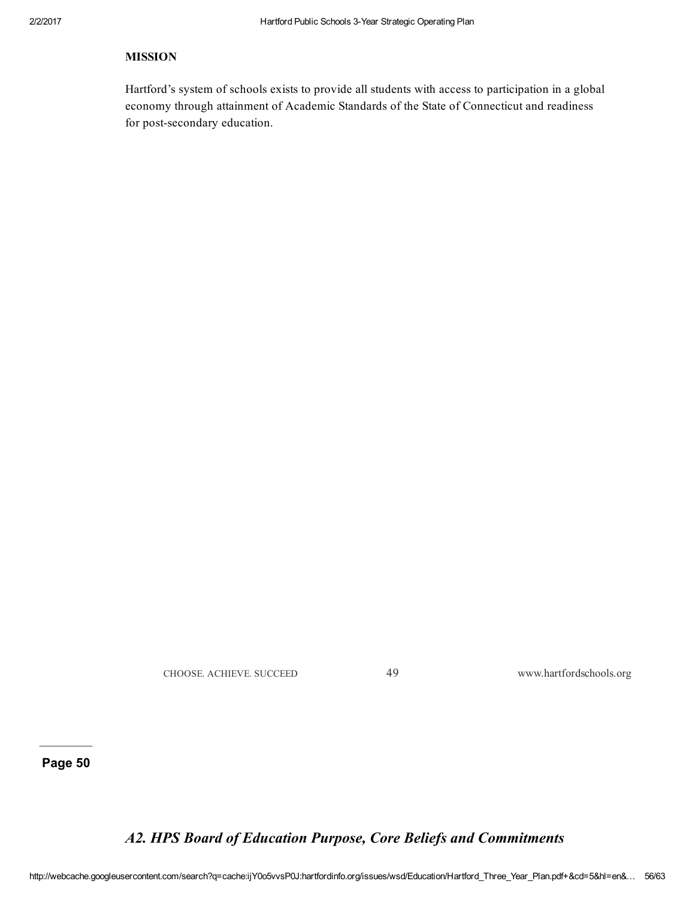**MISSION**

Hartford's system of schools exists to provide all students with access to participation in a global economy through attainment of Academic Standards of the State of Connecticut and readiness for post-secondary education.

## *A2. HPS Board of Education Purpose, Core Beliefs and Commitments*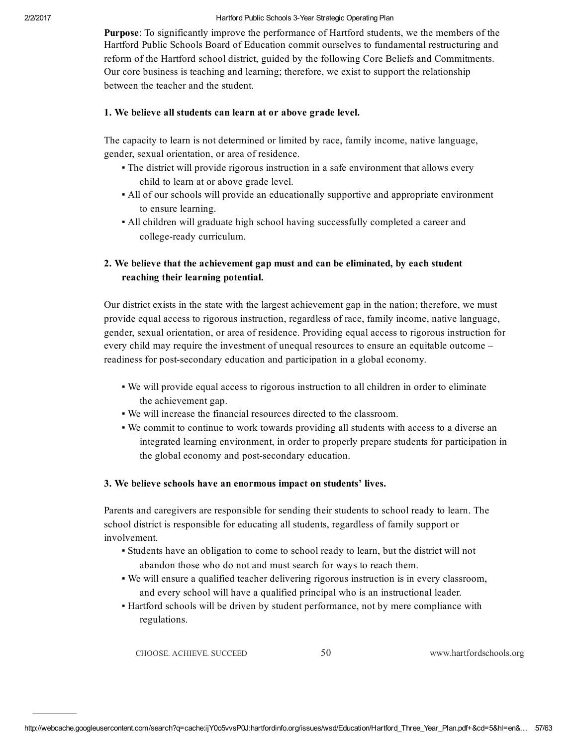**Purpose**: To significantly improve the performance of Hartford students, we the members of the Hartford Public Schools Board of Education commit ourselves to fundamental restructuring and reform of the Hartford school district, guided by the following Core Beliefs and Commitments. Our core business is teaching and learning; therefore, we exist to support the relationship between the teacher and the student.

**1. We believe all students can learn at or above grade level.**

The capacity to learn is not determined or limited by race, family income, native language, gender, sexual orientation, or area of residence.

- The district will provide rigorous instruction in a safe environment that allows every child to learn at or above grade level.
- All of our schools will provide an educationally supportive and appropriate environment to ensure learning.
- All children will graduate high school having successfully completed a career and college-ready curriculum.

**2. We believe that the achievement gap must and can be eliminated, by each student reaching their learning potential.**

Our district exists in the state with the largest achievement gap in the nation; therefore, we must provide equal access to rigorous instruction, regardless of race, family income, native language, gender, sexual orientation, or area of residence. Providing equal access to rigorous instruction for every child may require the investment of unequal resources to ensure an equitable outcome – readiness for post-secondary education and participation in a global economy.

- We will provide equal access to rigorous instruction to all children in order to eliminate the achievement gap.
- We will increase the financial resources directed to the classroom.
- We commit to continue to work towards providing all students with access to a diverse an integrated learning environment, in order to properly prepare students for participation in the global economy and post-secondary education.

**3. We believe schools have an enormous impact on students' lives.**

Parents and caregivers are responsible for sending their students to school ready to learn. The school district is responsible for educating all students, regardless of family support or involvement.

- Students have an obligation to come to school ready to learn, but the district will not abandon those who do not and must search for ways to reach them.
- We will ensure a qualified teacher delivering rigorous instruction is in every classroom, and every school will have a qualified principal who is an instructional leader.
- Hartford schools will be driven by student performance, not by mere compliance with regulations.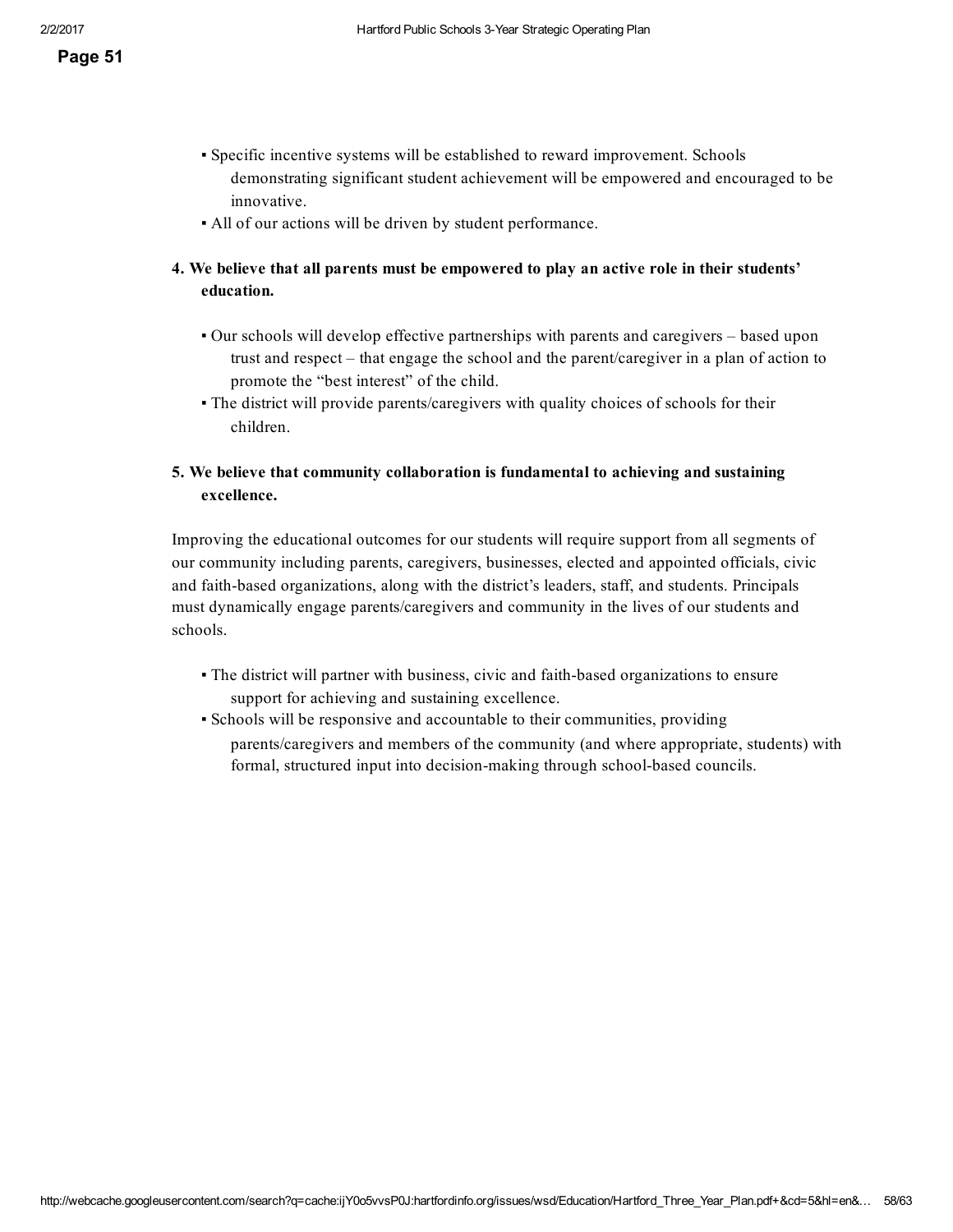- Specific incentive systems will be established to reward improvement. Schools demonstrating significant student achievement will be empowered and encouraged to be innovative.
- All of our actions will be driven by student performance.

**4. We believe that all parents must be empowered to play an active role in their students' education.**

- Our schools will develop effective partnerships with parents and caregivers – based upon trust and respect – that engage the school and the parent/caregiver in a plan of action to promote the "best interest" of the child.
- The district will provide parents/caregivers with quality choices of schools for their children.

**5. We believe that community collaboration is fundamental to achieving and sustaining excellence.**

Improving the educational outcomes for our students will require support from all segments of our community including parents, caregivers, businesses, elected and appointed officials, civic and faith-based organizations, along with the district's leaders, staff, and students. Principals must dynamically engage parents/caregivers and community in the lives of our students and schools.

- The district will partner with business, civic and faith-based organizations to ensure support for achieving and sustaining excellence.
- Schools will be responsive and accountable to their communities, providing parents/caregivers and members of the community (and where appropriate, students) with formal, structured input into decision-making through school-based councils.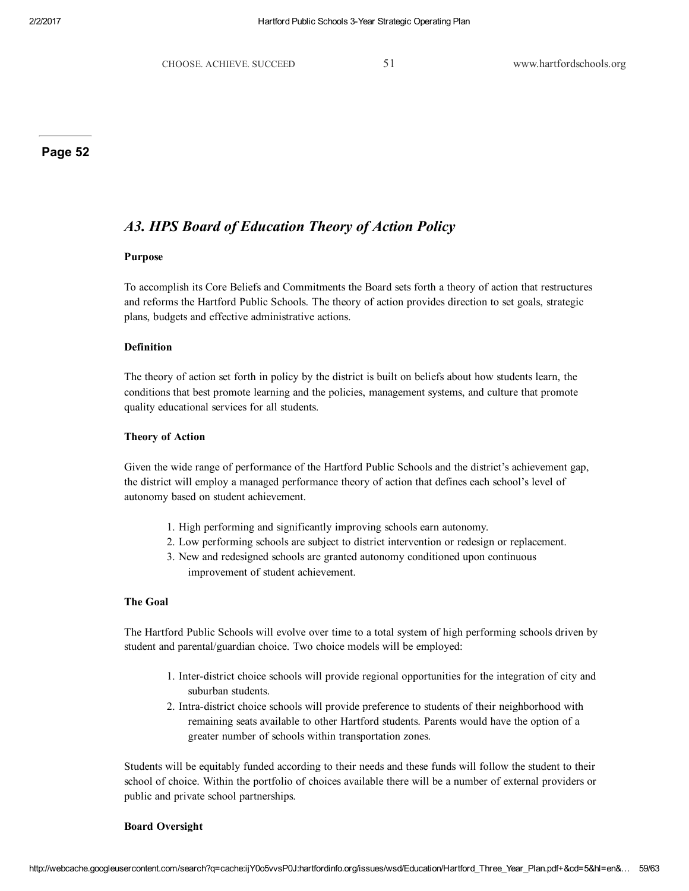## A3. HPS Board of Education Theory of Action Policy

**Purpose**

To accomplish its Core Beliefs and Commitments the Board sets forth a theory of action that restructures and reforms the Hartford Public Schools. The theory of action provides direction to set goals, strategic plans, budgets and effective administrative actions.

**Definition**

The theory of action set forth in policy by the district is built on beliefs about how students learn, the conditions that best promote learning and the policies, management systems, and culture that promote quality educational services for all students.

**Theory of Action**

Given the wide range of performance of the Hartford Public Schools and the district's achievement gap, the district will employ a managed performance theory of action that defines each school's level of autonomy based on student achievement.

1. High performing and significantly improving schools earn autonomy.
2. Low performing schools are subject to district intervention or redesign or replacement.
3. New and redesigned schools are granted autonomy conditioned upon continuous improvement of student achievement.

**The Goal**

The Hartford Public Schools will evolve over time to a total system of high performing schools driven by student and parental/guardian choice. Two choice models will be employed:

1. Inter-district choice schools will provide regional opportunities for the integration of city and suburban students.
2. Intra-district choice schools will provide preference to students of their neighborhood with remaining seats available to other Hartford students. Parents would have the option of a greater number of schools within transportation zones.

Students will be equitably funded according to their needs and these funds will follow the student to their school of choice. Within the portfolio of choices available there will be a number of external providers or public and private school partnerships.

**Board Oversight**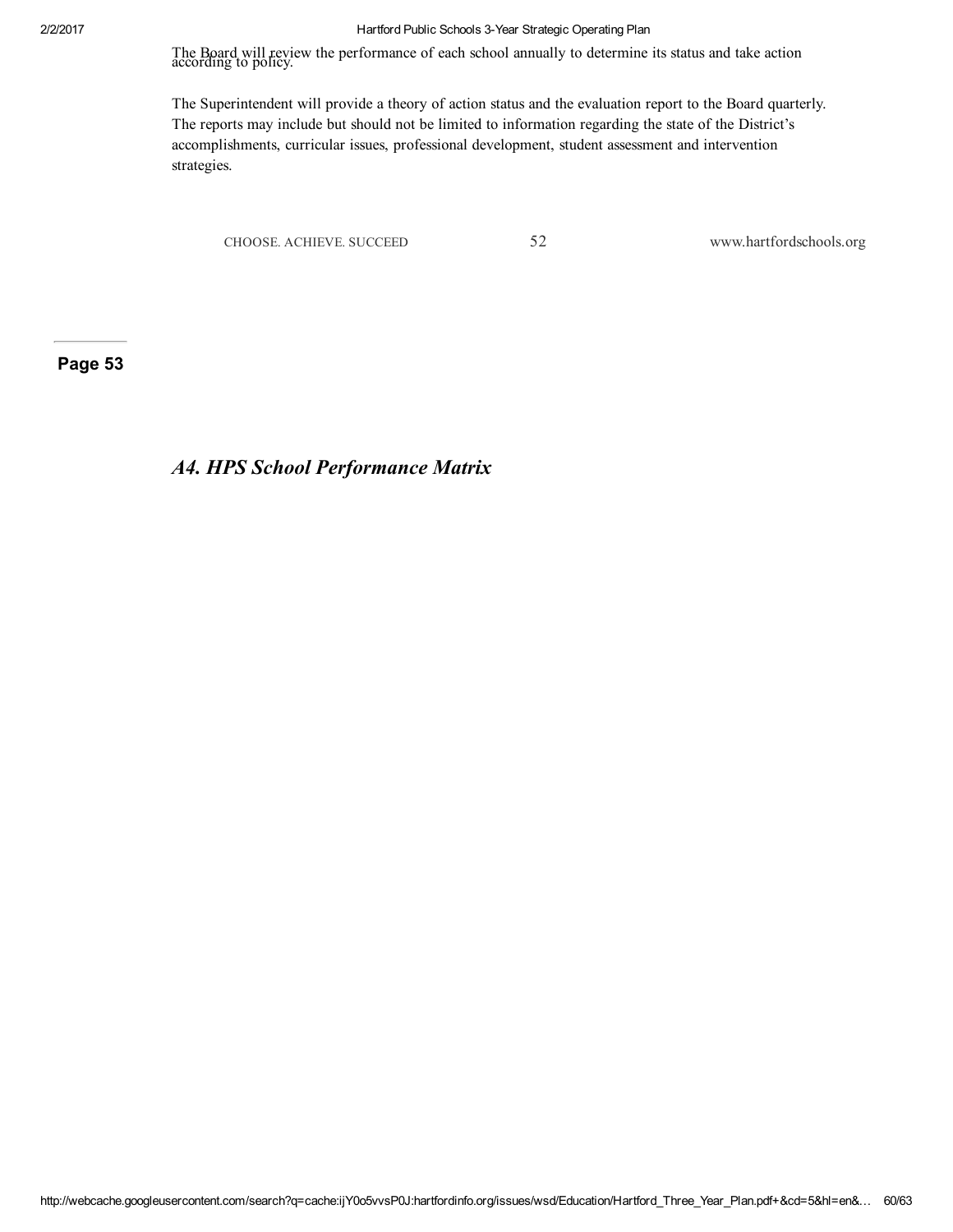The Board will review the performance of each school annually to determine its status and take action according to policy.

The Superintendent will provide a theory of action status and the evaluation report to the Board quarterly. The reports may include but should not be limited to information regarding the state of the District's accomplishments, curricular issues, professional development, student assessment and intervention strategies.

## *A4. HPS School Performance Matrix*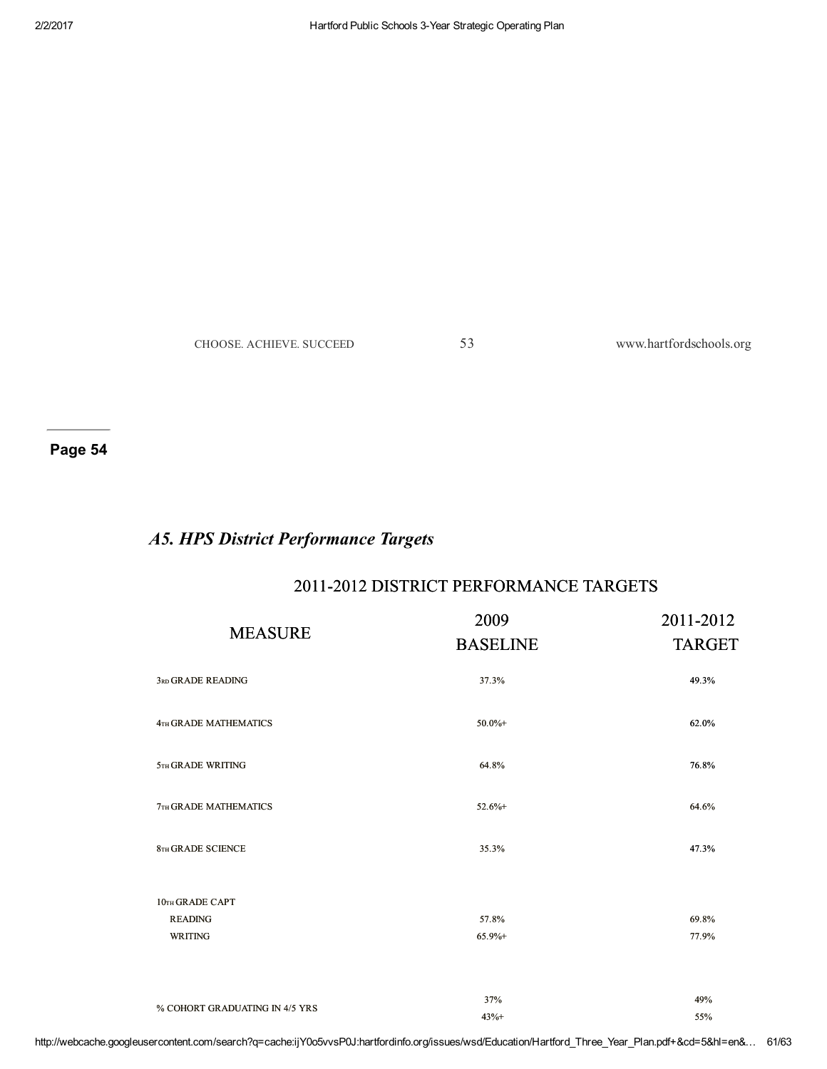## *A5. HPS District Performance Targets*

### 2011-2012 DISTRICT PERFORMANCE TARGETS

| MEASURE | 2009 BASELINE | 2011-2012 TARGET |
| --- | --- | --- |
| 3RD GRADE READING | 37.3% | 49.3% |
| 4TH GRADE MATHEMATICS | 50.0%+ | 62.0% |
| 5TH GRADE WRITING | 64.8% | 76.8% |
| 7TH GRADE MATHEMATICS | 52.6%+ | 64.6% |
| 8TH GRADE SCIENCE | 35.3% | 47.3% |
| 10TH GRADE CAPT | | |
| READING | 57.8% | 69.8% |
| WRITING | 65.9%+ | 77.9% |
| % COHORT GRADUATING IN 4/5 YRS | 37%<br>43%+ | 49%<br>55% |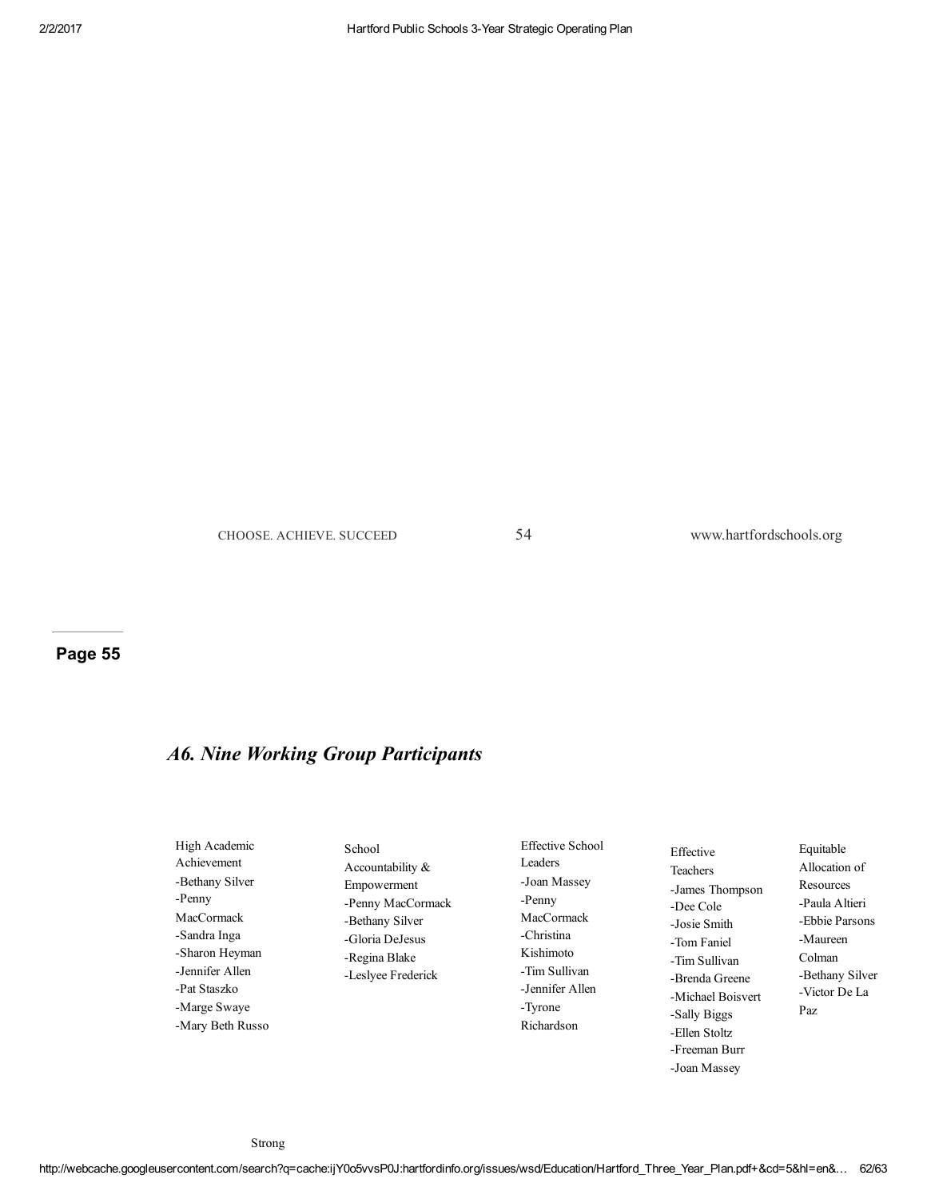## A6. Nine Working Group Participants

| High Academic Achievement | School Accountability & Empowerment | Effective School Leaders | Effective Teachers | Equitable Allocation of Resources |
|---|---|---|---|---|
| -Bethany Silver | -Penny MacCormack | -Joan Massey | -James Thompson | -Paula Altieri |
| -Penny MacCormack | -Bethany Silver | -Penny MacCormack | -Dee Cole | -Ebbie Parsons |
| -Sandra Inga | -Gloria DeJesus | -Christina Kishimoto | -Josie Smith | -Maureen Colman |
| -Sharon Heyman | -Regina Blake | -Tim Sullivan | -Tom Faniel | -Bethany Silver |
| -Jennifer Allen | -Leslyee Frederick | -Jennifer Allen | -Tim Sullivan | -Victor De La Paz |
| -Pat Staszko | | -Tyrone Richardson | -Brenda Greene | |
| -Marge Swaye | | | -Michael Boisvert | |
| -Mary Beth Russo | | | -Sally Biggs | |
| | | | -Ellen Stoltz | |
| | | | -Freeman Burr | |
| | | | -Joan Massey | |

Strong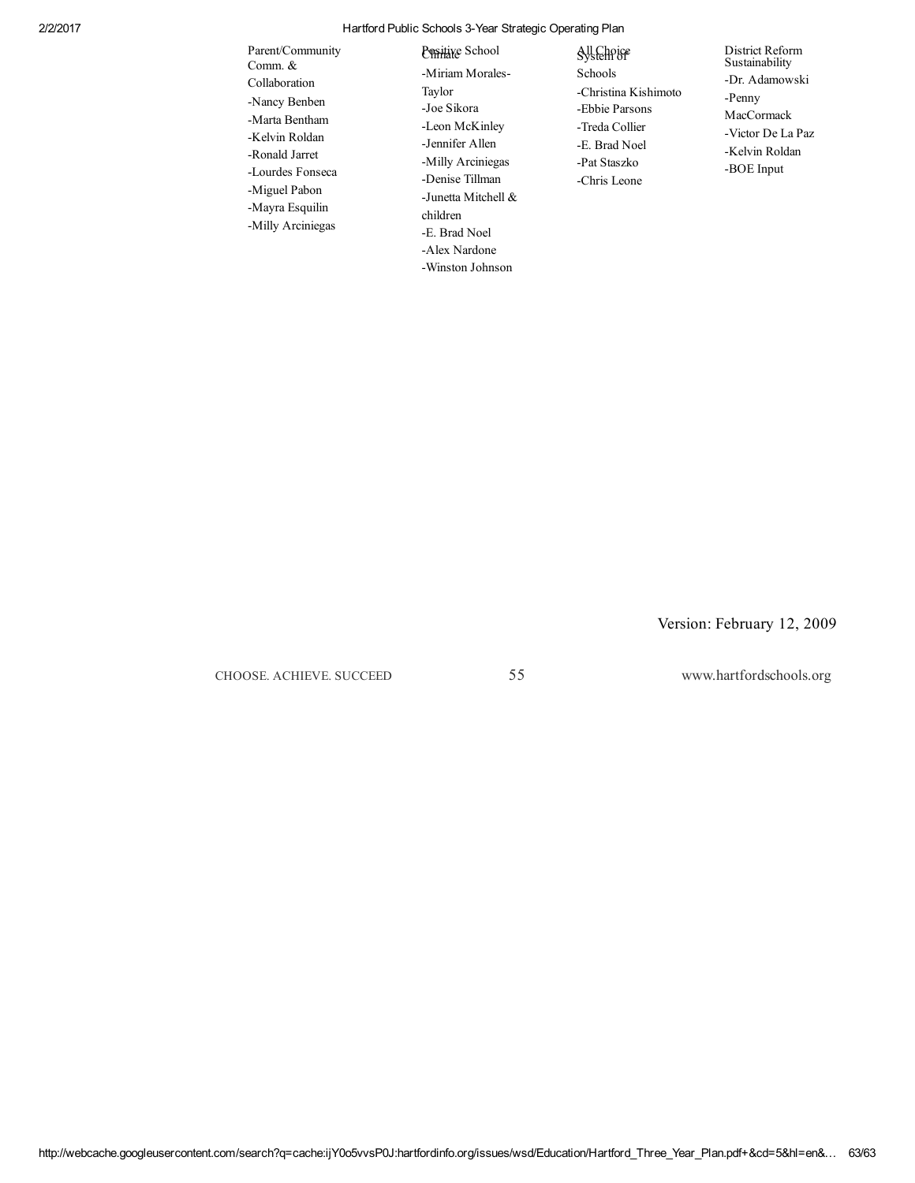| Parent/Community Comm. & Collaboration | Positive School Climate | All Choice System of Schools | District Reform Sustainability |
|---|---|---|---|
| -Nancy Benben<br>-Marta Bentham<br>-Kelvin Roldan<br>-Ronald Jarret<br>-Lourdes Fonseca<br>-Miguel Pabon<br>-Mayra Esquilin<br>-Milly Arciniegas | -Miriam Morales-Taylor<br>-Joe Sikora<br>-Leon McKinley<br>-Jennifer Allen<br>-Milly Arciniegas<br>-Denise Tillman<br>-Junetta Mitchell & children<br>-E. Brad Noel<br>-Alex Nardone<br>-Winston Johnson | -Christina Kishimoto<br>-Ebbie Parsons<br>-Treda Collier<br>-E. Brad Noel<br>-Pat Staszko<br>-Chris Leone | -Dr. Adamowski<br>-Penny MacCormack<br>-Victor De La Paz<br>-Kelvin Roldan<br>-BOE Input |

Version: February 12, 2009